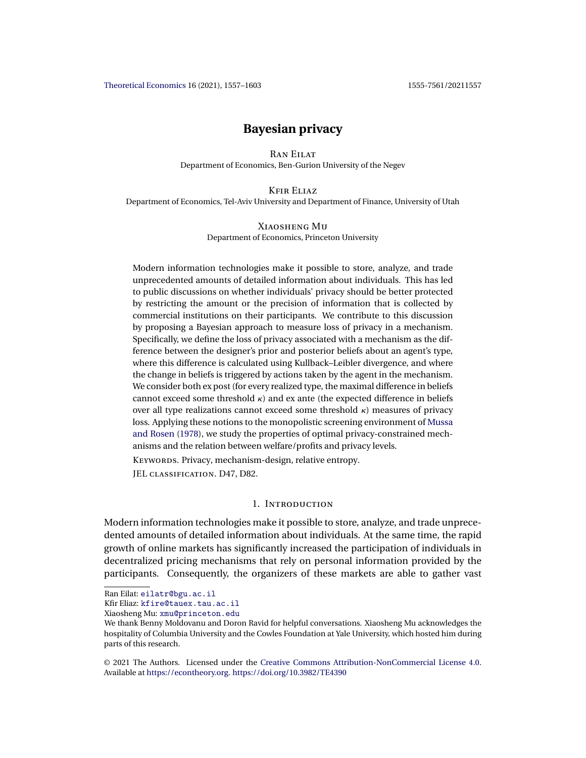# Bayesian privacy

Ran Eilat
Department of Economics, Ben-Gurion University of the Negev

Kfir Eliaz
Department of Economics, Tel-Aviv University and Department of Finance, University of Utah

Xiaosheng Mu
Department of Economics, Princeton University

Modern information technologies make it possible to store, analyze, and trade unprecedented amounts of detailed information about individuals. This has led to public discussions on whether individuals' privacy should be better protected by restricting the amount or the precision of information that is collected by commercial institutions on their participants. We contribute to this discussion by proposing a Bayesian approach to measure loss of privacy in a mechanism. Specifically, we define the loss of privacy associated with a mechanism as the difference between the designer's prior and posterior beliefs about an agent's type, where this difference is calculated using Kullback–Leibler divergence, and where the change in beliefs is triggered by actions taken by the agent in the mechanism. We consider both ex post (for every realized type, the maximal difference in beliefs cannot exceed some threshold $\kappa$) and ex ante (the expected difference in beliefs over all type realizations cannot exceed some threshold $\kappa$) measures of privacy loss. Applying these notions to the monopolistic screening environment of Mussa and Rosen (1978), we study the properties of optimal privacy-constrained mechanisms and the relation between welfare/profits and privacy levels.

Keywords. Privacy, mechanism-design, relative entropy.

JEL classification. D47, D82.

## 1. Introduction

Modern information technologies make it possible to store, analyze, and trade unprecedented amounts of detailed information about individuals. At the same time, the rapid growth of online markets has significantly increased the participation of individuals in decentralized pricing mechanisms that rely on personal information provided by the participants. Consequently, the organizers of these markets are able to gather vast

Ran Eilat: eilatr@bgu.ac.il
Kfir Eliaz: kfire@tauex.tau.ac.il
Xiaosheng Mu: xmu@princeton.edu
We thank Benny Moldovanu and Doron Ravid for helpful conversations. Xiaosheng Mu acknowledges the hospitality of Columbia University and the Cowles Foundation at Yale University, which hosted him during parts of this research.

© 2021 The Authors. Licensed under the Creative Commons Attribution-NonCommercial License 4.0. Available at https://econtheory.org. https://doi.org/10.3982/TE4390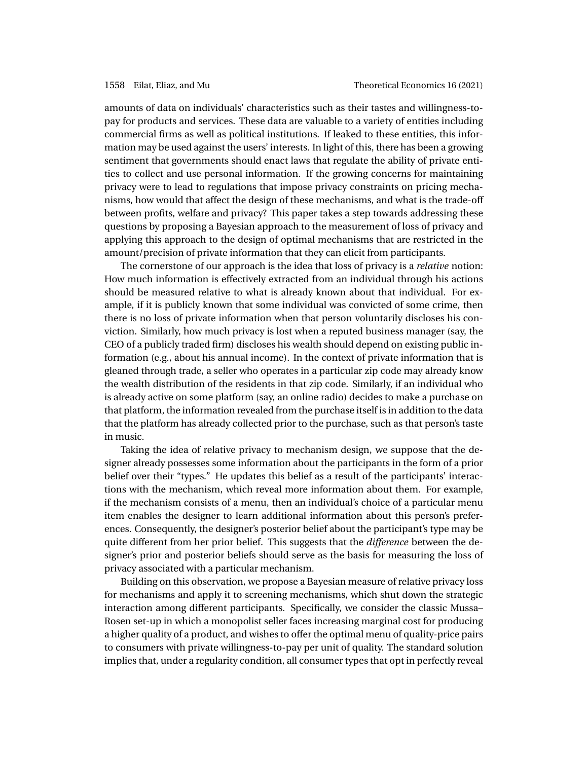amounts of data on individuals' characteristics such as their tastes and willingness-to-pay for products and services. These data are valuable to a variety of entities including commercial firms as well as political institutions. If leaked to these entities, this information may be used against the users' interests. In light of this, there has been a growing sentiment that governments should enact laws that regulate the ability of private entities to collect and use personal information. If the growing concerns for maintaining privacy were to lead to regulations that impose privacy constraints on pricing mechanisms, how would that affect the design of these mechanisms, and what is the trade-off between profits, welfare and privacy? This paper takes a step towards addressing these questions by proposing a Bayesian approach to the measurement of loss of privacy and applying this approach to the design of optimal mechanisms that are restricted in the amount/precision of private information that they can elicit from participants.

The cornerstone of our approach is the idea that loss of privacy is a *relative* notion: How much information is effectively extracted from an individual through his actions should be measured relative to what is already known about that individual. For example, if it is publicly known that some individual was convicted of some crime, then there is no loss of private information when that person voluntarily discloses his conviction. Similarly, how much privacy is lost when a reputed business manager (say, the CEO of a publicly traded firm) discloses his wealth should depend on existing public information (e.g., about his annual income). In the context of private information that is gleaned through trade, a seller who operates in a particular zip code may already know the wealth distribution of the residents in that zip code. Similarly, if an individual who is already active on some platform (say, an online radio) decides to make a purchase on that platform, the information revealed from the purchase itself is in addition to the data that the platform has already collected prior to the purchase, such as that person's taste in music.

Taking the idea of relative privacy to mechanism design, we suppose that the designer already possesses some information about the participants in the form of a prior belief over their "types." He updates this belief as a result of the participants' interactions with the mechanism, which reveal more information about them. For example, if the mechanism consists of a menu, then an individual's choice of a particular menu item enables the designer to learn additional information about this person's preferences. Consequently, the designer's posterior belief about the participant's type may be quite different from her prior belief. This suggests that the *difference* between the designer's prior and posterior beliefs should serve as the basis for measuring the loss of privacy associated with a particular mechanism.

Building on this observation, we propose a Bayesian measure of relative privacy loss for mechanisms and apply it to screening mechanisms, which shut down the strategic interaction among different participants. Specifically, we consider the classic Mussa–Rosen set-up in which a monopolist seller faces increasing marginal cost for producing a higher quality of a product, and wishes to offer the optimal menu of quality-price pairs to consumers with private willingness-to-pay per unit of quality. The standard solution implies that, under a regularity condition, all consumer types that opt in perfectly reveal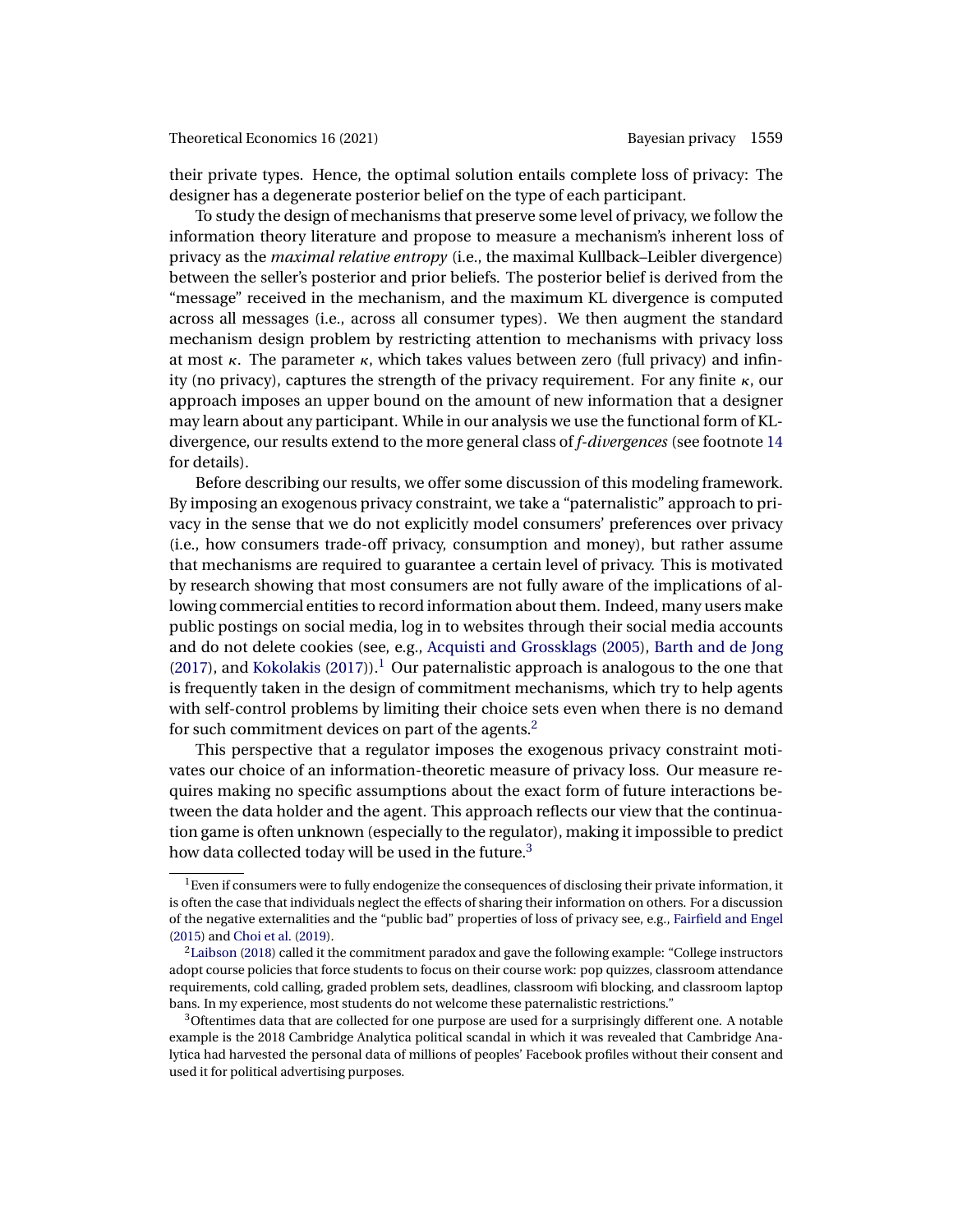their private types. Hence, the optimal solution entails complete loss of privacy: The designer has a degenerate posterior belief on the type of each participant.

To study the design of mechanisms that preserve some level of privacy, we follow the information theory literature and propose to measure a mechanism's inherent loss of privacy as the *maximal relative entropy* (i.e., the maximal Kullback–Leibler divergence) between the seller's posterior and prior beliefs. The posterior belief is derived from the "message" received in the mechanism, and the maximum KL divergence is computed across all messages (i.e., across all consumer types). We then augment the standard mechanism design problem by restricting attention to mechanisms with privacy loss at most $\kappa$. The parameter $\kappa$, which takes values between zero (full privacy) and infinity (no privacy), captures the strength of the privacy requirement. For any finite $\kappa$, our approach imposes an upper bound on the amount of new information that a designer may learn about any participant. While in our analysis we use the functional form of KL-divergence, our results extend to the more general class of *f-divergences* (see footnote 14 for details).

Before describing our results, we offer some discussion of this modeling framework. By imposing an exogenous privacy constraint, we take a "paternalistic" approach to privacy in the sense that we do not explicitly model consumers' preferences over privacy (i.e., how consumers trade-off privacy, consumption and money), but rather assume that mechanisms are required to guarantee a certain level of privacy. This is motivated by research showing that most consumers are not fully aware of the implications of allowing commercial entities to record information about them. Indeed, many users make public postings on social media, log in to websites through their social media accounts and do not delete cookies (see, e.g., Acquisti and Grossklags (2005), Barth and de Jong (2017), and Kokolakis (2017)).[1] Our paternalistic approach is analogous to the one that is frequently taken in the design of commitment mechanisms, which try to help agents with self-control problems by limiting their choice sets even when there is no demand for such commitment devices on part of the agents.[2]

This perspective that a regulator imposes the exogenous privacy constraint motivates our choice of an information-theoretic measure of privacy loss. Our measure requires making no specific assumptions about the exact form of future interactions between the data holder and the agent. This approach reflects our view that the continuation game is often unknown (especially to the regulator), making it impossible to predict how data collected today will be used in the future.[3]

[1]Even if consumers were to fully endogenize the consequences of disclosing their private information, it is often the case that individuals neglect the effects of sharing their information on others. For a discussion of the negative externalities and the "public bad" properties of loss of privacy see, e.g., Fairfield and Engel (2015) and Choi et al. (2019).

[2]Laibson (2018) called it the commitment paradox and gave the following example: "College instructors adopt course policies that force students to focus on their course work: pop quizzes, classroom attendance requirements, cold calling, graded problem sets, deadlines, classroom wifi blocking, and classroom laptop bans. In my experience, most students do not welcome these paternalistic restrictions."

[3]Oftentimes data that are collected for one purpose are used for a surprisingly different one. A notable example is the 2018 Cambridge Analytica political scandal in which it was revealed that Cambridge Analytica had harvested the personal data of millions of peoples' Facebook profiles without their consent and used it for political advertising purposes.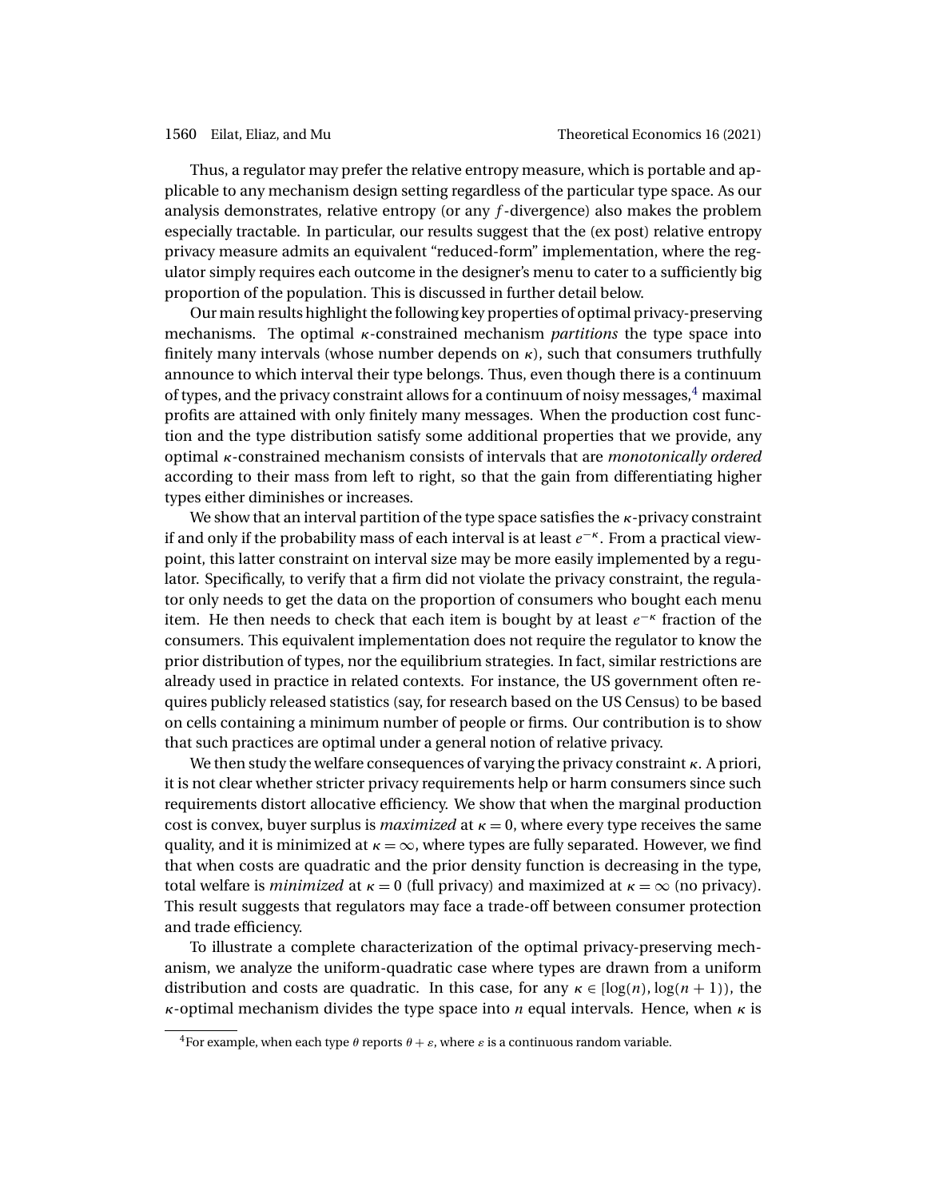Thus, a regulator may prefer the relative entropy measure, which is portable and applicable to any mechanism design setting regardless of the particular type space. As our analysis demonstrates, relative entropy (or any $f$-divergence) also makes the problem especially tractable. In particular, our results suggest that the (ex post) relative entropy privacy measure admits an equivalent "reduced-form" implementation, where the regulator simply requires each outcome in the designer's menu to cater to a sufficiently big proportion of the population. This is discussed in further detail below.

Our main results highlight the following key properties of optimal privacy-preserving mechanisms. The optimal $\kappa$-constrained mechanism *partitions* the type space into finitely many intervals (whose number depends on $\kappa$), such that consumers truthfully announce to which interval their type belongs. Thus, even though there is a continuum of types, and the privacy constraint allows for a continuum of noisy messages,[4] maximal profits are attained with only finitely many messages. When the production cost function and the type distribution satisfy some additional properties that we provide, any optimal $\kappa$-constrained mechanism consists of intervals that are *monotonically ordered* according to their mass from left to right, so that the gain from differentiating higher types either diminishes or increases.

We show that an interval partition of the type space satisfies the $\kappa$-privacy constraint if and only if the probability mass of each interval is at least $e^{-\kappa}$. From a practical viewpoint, this latter constraint on interval size may be more easily implemented by a regulator. Specifically, to verify that a firm did not violate the privacy constraint, the regulator only needs to get the data on the proportion of consumers who bought each menu item. He then needs to check that each item is bought by at least $e^{-\kappa}$ fraction of the consumers. This equivalent implementation does not require the regulator to know the prior distribution of types, nor the equilibrium strategies. In fact, similar restrictions are already used in practice in related contexts. For instance, the US government often requires publicly released statistics (say, for research based on the US Census) to be based on cells containing a minimum number of people or firms. Our contribution is to show that such practices are optimal under a general notion of relative privacy.

We then study the welfare consequences of varying the privacy constraint $\kappa$. A priori, it is not clear whether stricter privacy requirements help or harm consumers since such requirements distort allocative efficiency. We show that when the marginal production cost is convex, buyer surplus is *maximized* at $\kappa = 0$, where every type receives the same quality, and it is minimized at $\kappa = \infty$, where types are fully separated. However, we find that when costs are quadratic and the prior density function is decreasing in the type, total welfare is *minimized* at $\kappa = 0$ (full privacy) and maximized at $\kappa = \infty$ (no privacy). This result suggests that regulators may face a trade-off between consumer protection and trade efficiency.

To illustrate a complete characterization of the optimal privacy-preserving mechanism, we analyze the uniform-quadratic case where types are drawn from a uniform distribution and costs are quadratic. In this case, for any $\kappa \in [\log(n), \log(n + 1))$, the $\kappa$-optimal mechanism divides the type space into $n$ equal intervals. Hence, when $\kappa$ is

[4] For example, when each type $\theta$ reports $\theta + \varepsilon$, where $\varepsilon$ is a continuous random variable.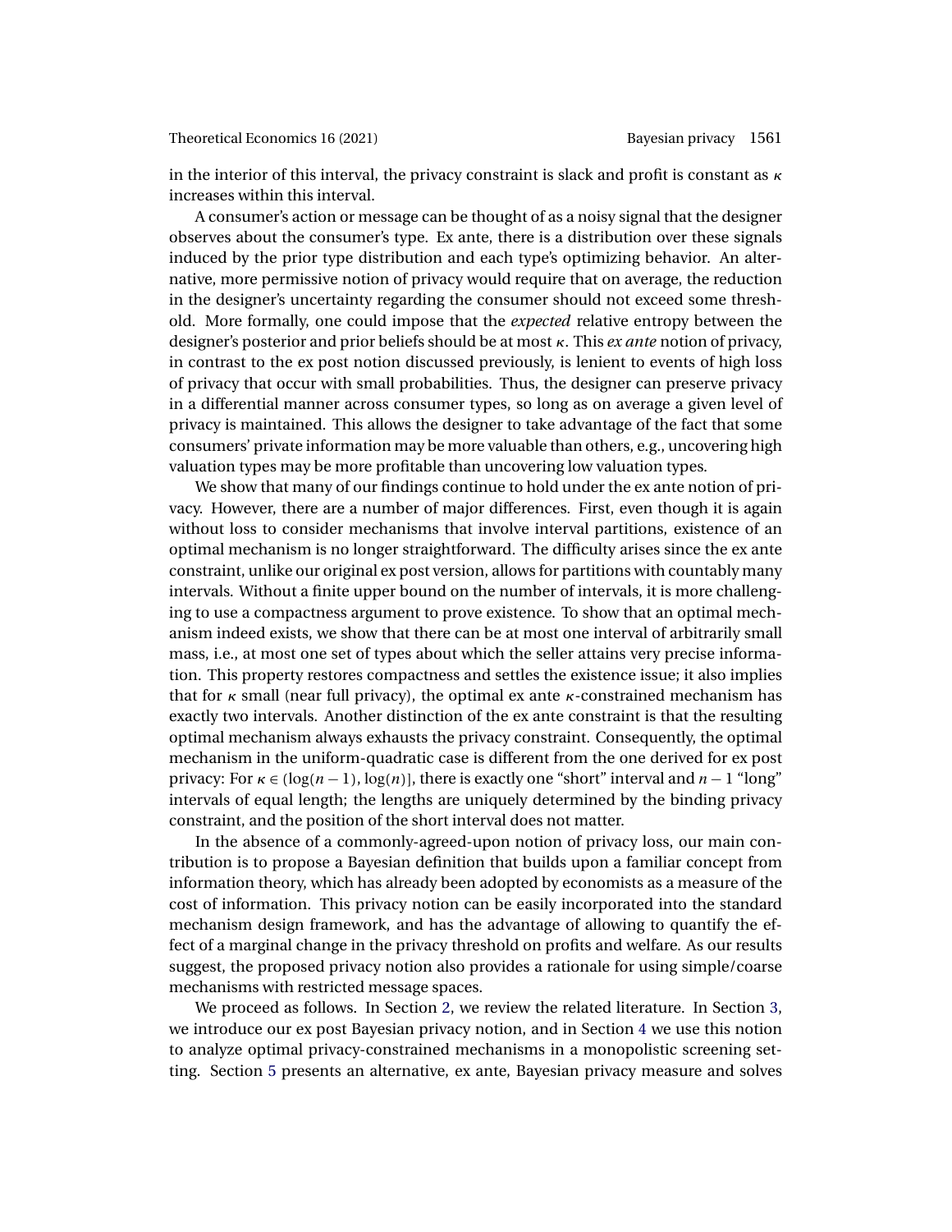in the interior of this interval, the privacy constraint is slack and profit is constant as $\kappa$ increases within this interval.

A consumer's action or message can be thought of as a noisy signal that the designer observes about the consumer's type. Ex ante, there is a distribution over these signals induced by the prior type distribution and each type's optimizing behavior. An alternative, more permissive notion of privacy would require that on average, the reduction in the designer's uncertainty regarding the consumer should not exceed some threshold. More formally, one could impose that the *expected* relative entropy between the designer's posterior and prior beliefs should be at most $\kappa$. This *ex ante* notion of privacy, in contrast to the ex post notion discussed previously, is lenient to events of high loss of privacy that occur with small probabilities. Thus, the designer can preserve privacy in a differential manner across consumer types, so long as on average a given level of privacy is maintained. This allows the designer to take advantage of the fact that some consumers' private information may be more valuable than others, e.g., uncovering high valuation types may be more profitable than uncovering low valuation types.

We show that many of our findings continue to hold under the ex ante notion of privacy. However, there are a number of major differences. First, even though it is again without loss to consider mechanisms that involve interval partitions, existence of an optimal mechanism is no longer straightforward. The difficulty arises since the ex ante constraint, unlike our original ex post version, allows for partitions with countably many intervals. Without a finite upper bound on the number of intervals, it is more challenging to use a compactness argument to prove existence. To show that an optimal mechanism indeed exists, we show that there can be at most one interval of arbitrarily small mass, i.e., at most one set of types about which the seller attains very precise information. This property restores compactness and settles the existence issue; it also implies that for $\kappa$ small (near full privacy), the optimal ex ante $\kappa$-constrained mechanism has exactly two intervals. Another distinction of the ex ante constraint is that the resulting optimal mechanism always exhausts the privacy constraint. Consequently, the optimal mechanism in the uniform-quadratic case is different from the one derived for ex post privacy: For $\kappa \in (\log(n-1), \log(n)]$, there is exactly one "short" interval and $n-1$ "long" intervals of equal length; the lengths are uniquely determined by the binding privacy constraint, and the position of the short interval does not matter.

In the absence of a commonly-agreed-upon notion of privacy loss, our main contribution is to propose a Bayesian definition that builds upon a familiar concept from information theory, which has already been adopted by economists as a measure of the cost of information. This privacy notion can be easily incorporated into the standard mechanism design framework, and has the advantage of allowing to quantify the effect of a marginal change in the privacy threshold on profits and welfare. As our results suggest, the proposed privacy notion also provides a rationale for using simple/coarse mechanisms with restricted message spaces.

We proceed as follows. In Section 2, we review the related literature. In Section 3, we introduce our ex post Bayesian privacy notion, and in Section 4 we use this notion to analyze optimal privacy-constrained mechanisms in a monopolistic screening setting. Section 5 presents an alternative, ex ante, Bayesian privacy measure and solves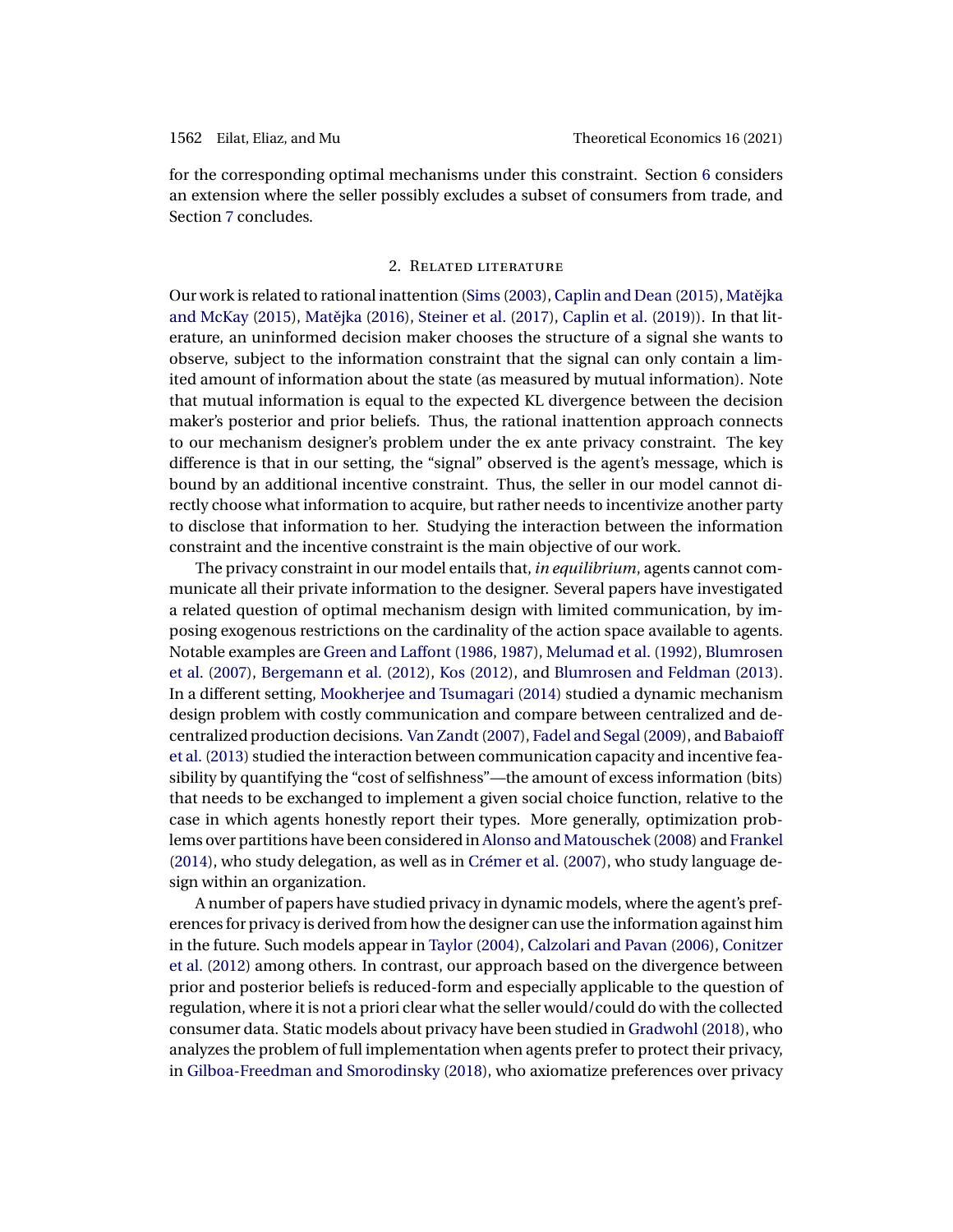for the corresponding optimal mechanisms under this constraint. Section 6 considers an extension where the seller possibly excludes a subset of consumers from trade, and Section 7 concludes.

## 2. Related literature

Our work is related to rational inattention (Sims (2003), Caplin and Dean (2015), Matějka and McKay (2015), Matějka (2016), Steiner et al. (2017), Caplin et al. (2019)). In that literature, an uninformed decision maker chooses the structure of a signal she wants to observe, subject to the information constraint that the signal can only contain a limited amount of information about the state (as measured by mutual information). Note that mutual information is equal to the expected KL divergence between the decision maker's posterior and prior beliefs. Thus, the rational inattention approach connects to our mechanism designer's problem under the ex ante privacy constraint. The key difference is that in our setting, the "signal" observed is the agent's message, which is bound by an additional incentive constraint. Thus, the seller in our model cannot directly choose what information to acquire, but rather needs to incentivize another party to disclose that information to her. Studying the interaction between the information constraint and the incentive constraint is the main objective of our work.

The privacy constraint in our model entails that, *in equilibrium*, agents cannot communicate all their private information to the designer. Several papers have investigated a related question of optimal mechanism design with limited communication, by imposing exogenous restrictions on the cardinality of the action space available to agents. Notable examples are Green and Laffont (1986, 1987), Melumad et al. (1992), Blumrosen et al. (2007), Bergemann et al. (2012), Kos (2012), and Blumrosen and Feldman (2013). In a different setting, Mookherjee and Tsumagari (2014) studied a dynamic mechanism design problem with costly communication and compare between centralized and decentralized production decisions. Van Zandt (2007), Fadel and Segal (2009), and Babaioff et al. (2013) studied the interaction between communication capacity and incentive feasibility by quantifying the "cost of selfishness"—the amount of excess information (bits) that needs to be exchanged to implement a given social choice function, relative to the case in which agents honestly report their types. More generally, optimization problems over partitions have been considered in Alonso and Matouschek (2008) and Frankel (2014), who study delegation, as well as in Crémer et al. (2007), who study language design within an organization.

A number of papers have studied privacy in dynamic models, where the agent's preferences for privacy is derived from how the designer can use the information against him in the future. Such models appear in Taylor (2004), Calzolari and Pavan (2006), Conitzer et al. (2012) among others. In contrast, our approach based on the divergence between prior and posterior beliefs is reduced-form and especially applicable to the question of regulation, where it is not a priori clear what the seller would/could do with the collected consumer data. Static models about privacy have been studied in Gradwohl (2018), who analyzes the problem of full implementation when agents prefer to protect their privacy, in Gilboa-Freedman and Smorodinsky (2018), who axiomatize preferences over privacy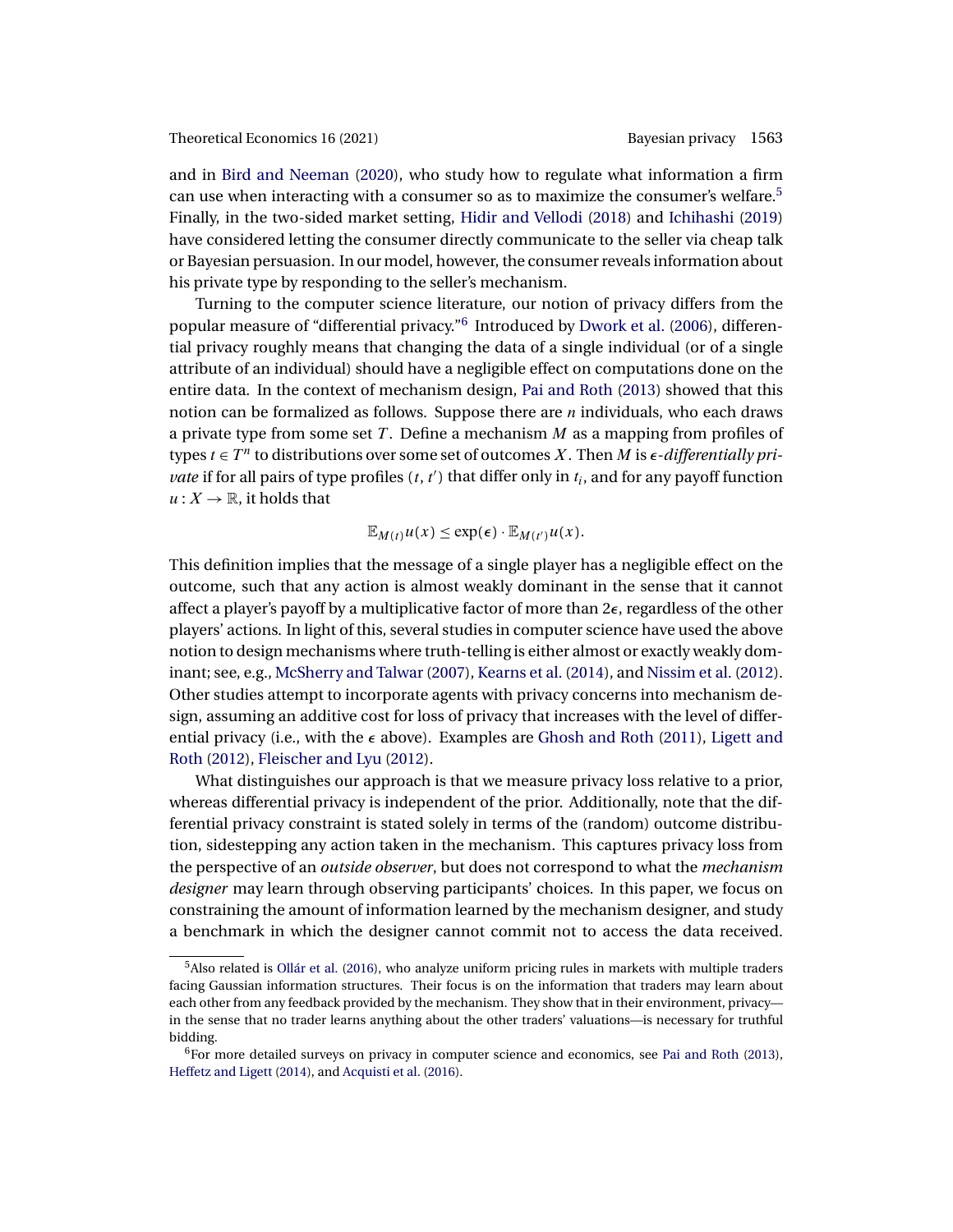and in Bird and Neeman (2020), who study how to regulate what information a firm can use when interacting with a consumer so as to maximize the consumer's welfare.[5] Finally, in the two-sided market setting, Hidir and Vellodi (2018) and Ichihashi (2019) have considered letting the consumer directly communicate to the seller via cheap talk or Bayesian persuasion. In our model, however, the consumer reveals information about his private type by responding to the seller's mechanism.

Turning to the computer science literature, our notion of privacy differs from the popular measure of "differential privacy."[6] Introduced by Dwork et al. (2006), differential privacy roughly means that changing the data of a single individual (or of a single attribute of an individual) should have a negligible effect on computations done on the entire data. In the context of mechanism design, Pai and Roth (2013) showed that this notion can be formalized as follows. Suppose there are $n$ individuals, who each draws a private type from some set $T$. Define a mechanism $M$ as a mapping from profiles of types $t \in T^n$ to distributions over some set of outcomes $X$. Then $M$ is *$\epsilon$-differentially private* if for all pairs of type profiles $(t, t')$ that differ only in $t_i$, and for any payoff function $u : X \to \mathbb{R}$, it holds that

$$\mathbb{E}_{M(t)} u(x) \le \exp(\epsilon) \cdot \mathbb{E}_{M(t')} u(x).$$

This definition implies that the message of a single player has a negligible effect on the outcome, such that any action is almost weakly dominant in the sense that it cannot affect a player's payoff by a multiplicative factor of more than $2\epsilon$, regardless of the other players' actions. In light of this, several studies in computer science have used the above notion to design mechanisms where truth-telling is either almost or exactly weakly dominant; see, e.g., McSherry and Talwar (2007), Kearns et al. (2014), and Nissim et al. (2012). Other studies attempt to incorporate agents with privacy concerns into mechanism design, assuming an additive cost for loss of privacy that increases with the level of differential privacy (i.e., with the $\epsilon$ above). Examples are Ghosh and Roth (2011), Ligett and Roth (2012), Fleischer and Lyu (2012).

What distinguishes our approach is that we measure privacy loss relative to a prior, whereas differential privacy is independent of the prior. Additionally, note that the differential privacy constraint is stated solely in terms of the (random) outcome distribution, sidestepping any action taken in the mechanism. This captures privacy loss from the perspective of an *outside observer*, but does not correspond to what the *mechanism designer* may learn through observing participants' choices. In this paper, we focus on constraining the amount of information learned by the mechanism designer, and study a benchmark in which the designer cannot commit not to access the data received.

[5] Also related is Ollár et al. (2016), who analyze uniform pricing rules in markets with multiple traders facing Gaussian information structures. Their focus is on the information that traders may learn about each other from any feedback provided by the mechanism. They show that in their environment, privacy—in the sense that no trader learns anything about the other traders' valuations—is necessary for truthful bidding.

[6] For more detailed surveys on privacy in computer science and economics, see Pai and Roth (2013), Heffetz and Ligett (2014), and Acquisti et al. (2016).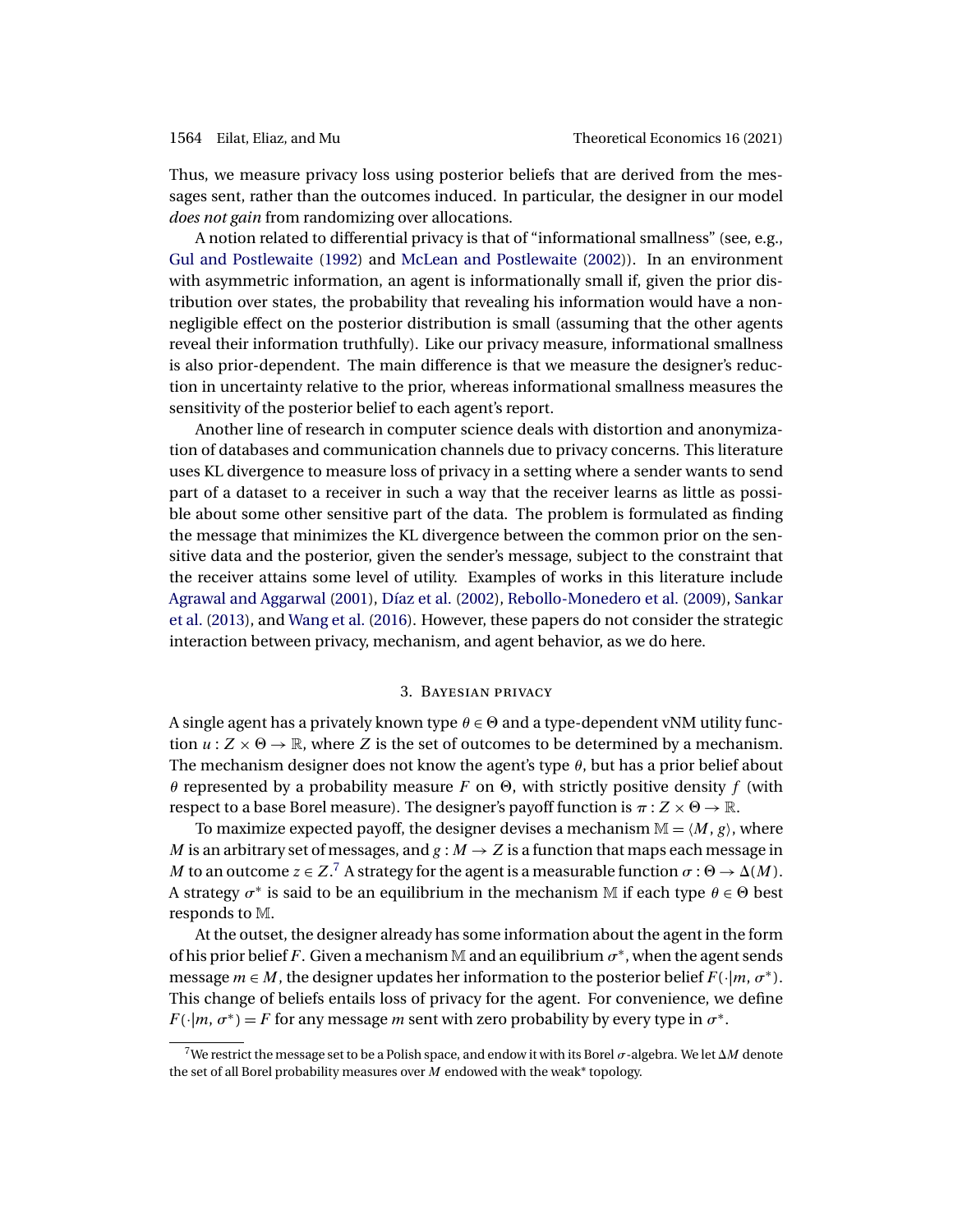Thus, we measure privacy loss using posterior beliefs that are derived from the messages sent, rather than the outcomes induced. In particular, the designer in our model *does not gain* from randomizing over allocations.

A notion related to differential privacy is that of "informational smallness" (see, e.g., Gul and Postlewaite (1992) and McLean and Postlewaite (2002)). In an environment with asymmetric information, an agent is informationally small if, given the prior distribution over states, the probability that revealing his information would have a nonnegligible effect on the posterior distribution is small (assuming that the other agents reveal their information truthfully). Like our privacy measure, informational smallness is also prior-dependent. The main difference is that we measure the designer's reduction in uncertainty relative to the prior, whereas informational smallness measures the sensitivity of the posterior belief to each agent's report.

Another line of research in computer science deals with distortion and anonymization of databases and communication channels due to privacy concerns. This literature uses KL divergence to measure loss of privacy in a setting where a sender wants to send part of a dataset to a receiver in such a way that the receiver learns as little as possible about some other sensitive part of the data. The problem is formulated as finding the message that minimizes the KL divergence between the common prior on the sensitive data and the posterior, given the sender's message, subject to the constraint that the receiver attains some level of utility. Examples of works in this literature include Agrawal and Aggarwal (2001), Díaz et al. (2002), Rebollo-Monedero et al. (2009), Sankar et al. (2013), and Wang et al. (2016). However, these papers do not consider the strategic interaction between privacy, mechanism, and agent behavior, as we do here.

## 3. Bayesian privacy

A single agent has a privately known type $\theta \in \Theta$ and a type-dependent vNM utility function $u : Z \times \Theta \to \mathbb{R}$, where $Z$ is the set of outcomes to be determined by a mechanism. The mechanism designer does not know the agent's type $\theta$, but has a prior belief about $\theta$ represented by a probability measure $F$ on $\Theta$, with strictly positive density $f$ (with respect to a base Borel measure). The designer's payoff function is $\pi : Z \times \Theta \to \mathbb{R}$.

To maximize expected payoff, the designer devises a mechanism $\mathbb{M} = \langle M, g \rangle$, where $M$ is an arbitrary set of messages, and $g : M \to Z$ is a function that maps each message in $M$ to an outcome $z \in Z$.[7] A strategy for the agent is a measurable function $\sigma : \Theta \to \Delta(M)$. A strategy $\sigma^*$ is said to be an equilibrium in the mechanism $\mathbb{M}$ if each type $\theta \in \Theta$ best responds to $\mathbb{M}$.

At the outset, the designer already has some information about the agent in the form of his prior belief $F$. Given a mechanism $\mathbb{M}$ and an equilibrium $\sigma^*$, when the agent sends message $m \in M$, the designer updates her information to the posterior belief $F(\cdot|m, \sigma^*)$. This change of beliefs entails loss of privacy for the agent. For convenience, we define $F(\cdot|m, \sigma^*) = F$ for any message $m$ sent with zero probability by every type in $\sigma^*$.

[7] We restrict the message set to be a Polish space, and endow it with its Borel $\sigma$-algebra. We let $\Delta M$ denote the set of all Borel probability measures over $M$ endowed with the weak* topology.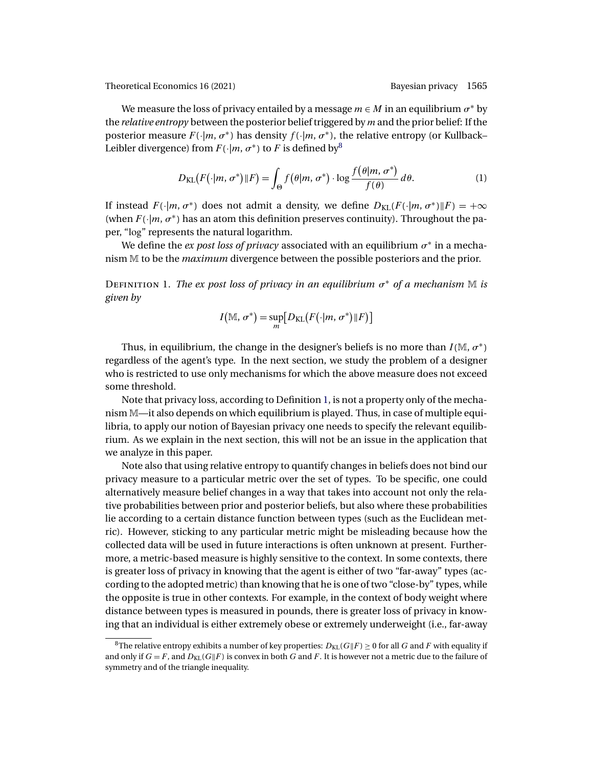We measure the loss of privacy entailed by a message $m \in M$ in an equilibrium $\sigma^*$ by the *relative entropy* between the posterior belief triggered by $m$ and the prior belief: If the posterior measure $F(\cdot|m, \sigma^*)$ has density $f(\cdot|m, \sigma^*)$, the relative entropy (or Kullback–Leibler divergence) from $F(\cdot|m, \sigma^*)$ to $F$ is defined by[8]

$$D_{\mathrm{KL}}\big(F(\cdot|m, \sigma^*)\|F\big) = \int_\Theta f\big(\theta|m, \sigma^*\big) \cdot \log \frac{f\big(\theta|m, \sigma^*\big)}{f(\theta)}\, d\theta. \tag{1}$$

If instead $F(\cdot|m, \sigma^*)$ does not admit a density, we define $D_{\mathrm{KL}}(F(\cdot|m, \sigma^*)\|F) = +\infty$ (when $F(\cdot|m, \sigma^*)$ has an atom this definition preserves continuity). Throughout the paper, "log" represents the natural logarithm.

We define the *ex post loss of privacy* associated with an equilibrium $\sigma^*$ in a mechanism $\mathbb{M}$ to be the *maximum* divergence between the possible posteriors and the prior.

Definition 1. *The ex post loss of privacy in an equilibrium $\sigma^*$ of a mechanism $\mathbb{M}$ is given by*

$$I\big(\mathbb{M}, \sigma^*\big) = \sup_m \big[D_{\mathrm{KL}}\big(F\big(\cdot|m, \sigma^*\big)\|F\big)\big]$$

Thus, in equilibrium, the change in the designer's beliefs is no more than $I(\mathbb{M}, \sigma^*)$ regardless of the agent's type. In the next section, we study the problem of a designer who is restricted to use only mechanisms for which the above measure does not exceed some threshold.

Note that privacy loss, according to Definition 1, is not a property only of the mechanism $\mathbb{M}$—it also depends on which equilibrium is played. Thus, in case of multiple equilibria, to apply our notion of Bayesian privacy one needs to specify the relevant equilibrium. As we explain in the next section, this will not be an issue in the application that we analyze in this paper.

Note also that using relative entropy to quantify changes in beliefs does not bind our privacy measure to a particular metric over the set of types. To be specific, one could alternatively measure belief changes in a way that takes into account not only the relative probabilities between prior and posterior beliefs, but also where these probabilities lie according to a certain distance function between types (such as the Euclidean metric). However, sticking to any particular metric might be misleading because how the collected data will be used in future interactions is often unknown at present. Furthermore, a metric-based measure is highly sensitive to the context. In some contexts, there is greater loss of privacy in knowing that the agent is either of two "far-away" types (according to the adopted metric) than knowing that he is one of two "close-by" types, while the opposite is true in other contexts. For example, in the context of body weight where distance between types is measured in pounds, there is greater loss of privacy in knowing that an individual is either extremely obese or extremely underweight (i.e., far-away

[8] The relative entropy exhibits a number of key properties: $D_{\mathrm{KL}}(G\|F) \geq 0$ for all $G$ and $F$ with equality if and only if $G = F$, and $D_{\mathrm{KL}}(G\|F)$ is convex in both $G$ and $F$. It is however not a metric due to the failure of symmetry and of the triangle inequality.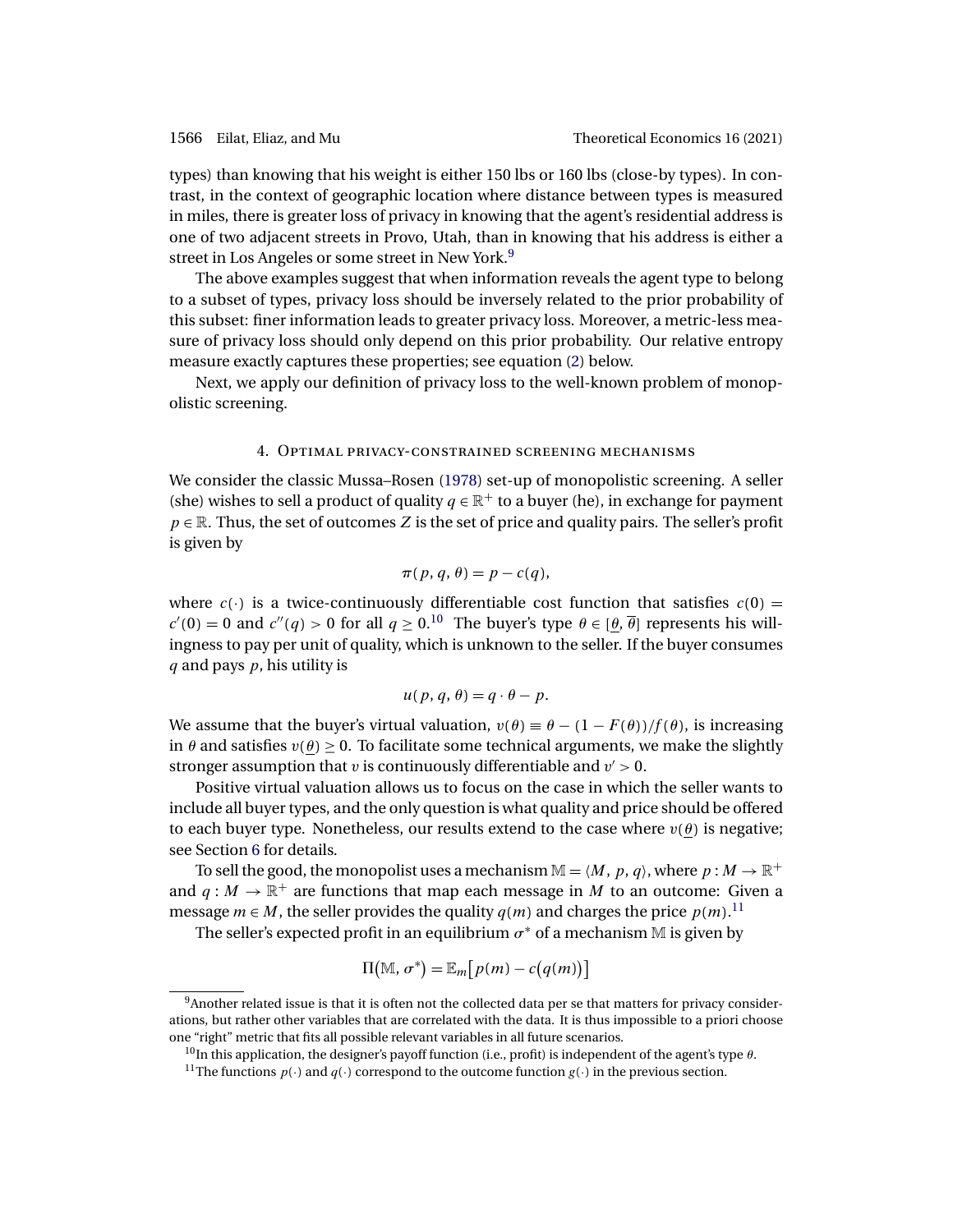types) than knowing that his weight is either 150 lbs or 160 lbs (close-by types). In contrast, in the context of geographic location where distance between types is measured in miles, there is greater loss of privacy in knowing that the agent's residential address is one of two adjacent streets in Provo, Utah, than in knowing that his address is either a street in Los Angeles or some street in New York.[9]

The above examples suggest that when information reveals the agent type to belong to a subset of types, privacy loss should be inversely related to the prior probability of this subset: finer information leads to greater privacy loss. Moreover, a metric-less measure of privacy loss should only depend on this prior probability. Our relative entropy measure exactly captures these properties; see equation (2) below.

Next, we apply our definition of privacy loss to the well-known problem of monopolistic screening.

## 4. Optimal privacy-constrained screening mechanisms

We consider the classic Mussa–Rosen (1978) set-up of monopolistic screening. A seller (she) wishes to sell a product of quality $q \in \mathbb{R}^+$ to a buyer (he), in exchange for payment $p \in \mathbb{R}$. Thus, the set of outcomes $Z$ is the set of price and quality pairs. The seller's profit is given by

$$\pi(p, q, \theta) = p - c(q),$$

where $c(\cdot)$ is a twice-continuously differentiable cost function that satisfies $c(0) = c'(0) = 0$ and $c''(q) > 0$ for all $q \geq 0$.[10] The buyer's type $\theta \in [\underline{\theta}, \overline{\theta}]$ represents his willingness to pay per unit of quality, which is unknown to the seller. If the buyer consumes $q$ and pays $p$, his utility is

$$u(p, q, \theta) = q \cdot \theta - p.$$

We assume that the buyer's virtual valuation, $v(\theta) \equiv \theta - (1 - F(\theta))/f(\theta)$, is increasing in $\theta$ and satisfies $v(\underline{\theta}) \geq 0$. To facilitate some technical arguments, we make the slightly stronger assumption that $v$ is continuously differentiable and $v' > 0$.

Positive virtual valuation allows us to focus on the case in which the seller wants to include all buyer types, and the only question is what quality and price should be offered to each buyer type. Nonetheless, our results extend to the case where $v(\underline{\theta})$ is negative; see Section 6 for details.

To sell the good, the monopolist uses a mechanism $\mathbb{M} = \langle M, p, q\rangle$, where $p : M \to \mathbb{R}^+$ and $q : M \to \mathbb{R}^+$ are functions that map each message in $M$ to an outcome: Given a message $m \in M$, the seller provides the quality $q(m)$ and charges the price $p(m)$.[11]

The seller's expected profit in an equilibrium $\sigma^*$ of a mechanism $\mathbb{M}$ is given by

$$\Pi(\mathbb{M}, \sigma^*) = \mathbb{E}_m\big[p(m) - c\big(q(m)\big)\big]$$

[9] Another related issue is that it is often not the collected data per se that matters for privacy considerations, but rather other variables that are correlated with the data. It is thus impossible to a priori choose one "right" metric that fits all possible relevant variables in all future scenarios.

[10] In this application, the designer's payoff function (i.e., profit) is independent of the agent's type $\theta$.

[11] The functions $p(\cdot)$ and $q(\cdot)$ correspond to the outcome function $g(\cdot)$ in the previous section.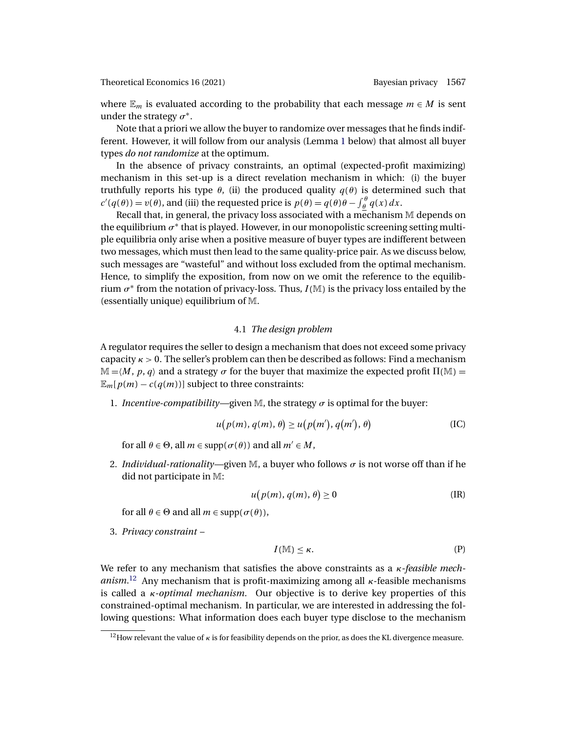where $\mathbb{E}_m$ is evaluated according to the probability that each message $m \in M$ is sent under the strategy $\sigma^*$.

Note that a priori we allow the buyer to randomize over messages that he finds indifferent. However, it will follow from our analysis (Lemma 1 below) that almost all buyer types *do not randomize* at the optimum.

In the absence of privacy constraints, an optimal (expected-profit maximizing) mechanism in this set-up is a direct revelation mechanism in which: (i) the buyer truthfully reports his type $\theta$, (ii) the produced quality $q(\theta)$ is determined such that $c'(q(\theta)) = v(\theta)$, and (iii) the requested price is $p(\theta) = q(\theta)\theta - \int_{\underline{\theta}}^{\theta} q(x)\,dx$.

Recall that, in general, the privacy loss associated with a mechanism $\mathbb{M}$ depends on the equilibrium $\sigma^*$ that is played. However, in our monopolistic screening setting multiple equilibria only arise when a positive measure of buyer types are indifferent between two messages, which must then lead to the same quality-price pair. As we discuss below, such messages are "wasteful" and without loss excluded from the optimal mechanism. Hence, to simplify the exposition, from now on we omit the reference to the equilibrium $\sigma^*$ from the notation of privacy-loss. Thus, $I(\mathbb{M})$ is the privacy loss entailed by the (essentially unique) equilibrium of $\mathbb{M}$.

### 4.1 *The design problem*

A regulator requires the seller to design a mechanism that does not exceed some privacy capacity $\kappa > 0$. The seller's problem can then be described as follows: Find a mechanism $\mathbb{M} = \langle M, p, q\rangle$ and a strategy $\sigma$ for the buyer that maximize the expected profit $\Pi(\mathbb{M}) = \mathbb{E}_m[p(m) - c(q(m))]$ subject to three constraints:

1. *Incentive-compatibility*—given $\mathbb{M}$, the strategy $\sigma$ is optimal for the buyer:
$$u\big(p(m), q(m), \theta\big) \geq u\big(p(m'), q(m'), \theta\big) \tag{IC}$$
for all $\theta \in \Theta$, all $m \in \operatorname{supp}(\sigma(\theta))$ and all $m' \in M$,

2. *Individual-rationality*—given $\mathbb{M}$, a buyer who follows $\sigma$ is not worse off than if he did not participate in $\mathbb{M}$:
$$u\big(p(m), q(m), \theta\big) \geq 0 \tag{IR}$$
for all $\theta \in \Theta$ and all $m \in \operatorname{supp}(\sigma(\theta))$,

3. *Privacy constraint* –
$$I(\mathbb{M}) \leq \kappa. \tag{P}$$

We refer to any mechanism that satisfies the above constraints as a *$\kappa$-feasible mechanism*.[12] Any mechanism that is profit-maximizing among all $\kappa$-feasible mechanisms is called a *$\kappa$-optimal mechanism*. Our objective is to derive key properties of this constrained-optimal mechanism. In particular, we are interested in addressing the following questions: What information does each buyer type disclose to the mechanism

[12]How relevant the value of $\kappa$ is for feasibility depends on the prior, as does the KL divergence measure.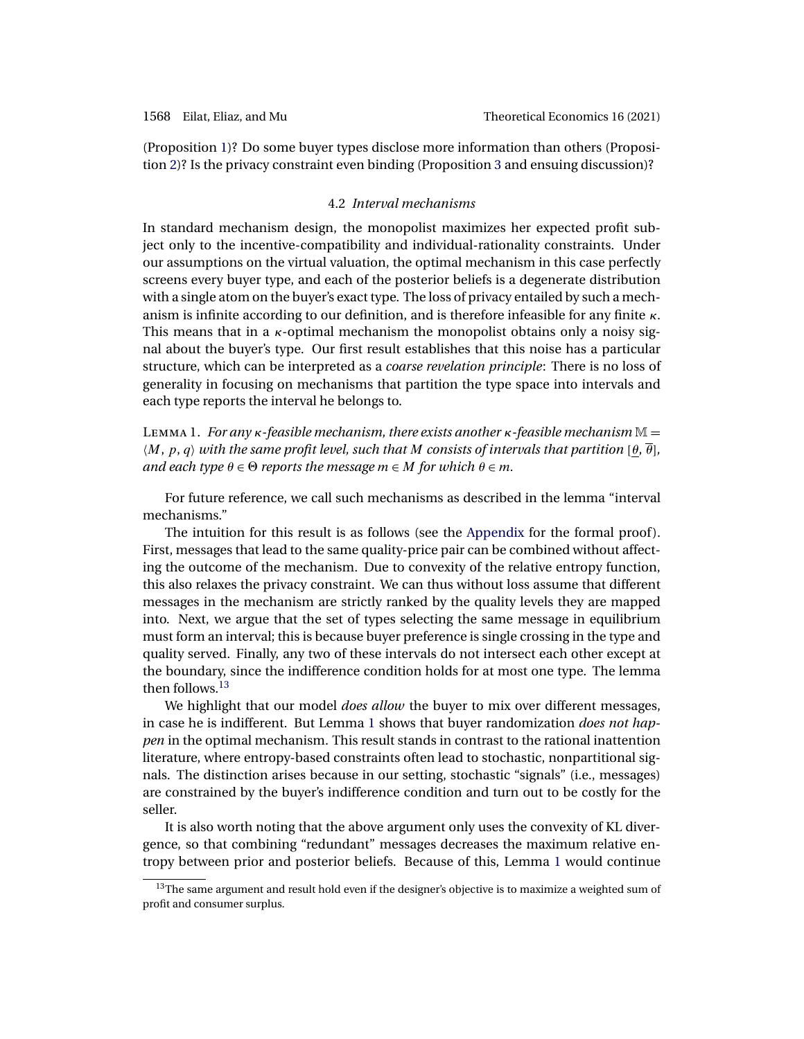(Proposition 1)? Do some buyer types disclose more information than others (Proposition 2)? Is the privacy constraint even binding (Proposition 3 and ensuing discussion)?

### 4.2 *Interval mechanisms*

In standard mechanism design, the monopolist maximizes her expected profit subject only to the incentive-compatibility and individual-rationality constraints. Under our assumptions on the virtual valuation, the optimal mechanism in this case perfectly screens every buyer type, and each of the posterior beliefs is a degenerate distribution with a single atom on the buyer's exact type. The loss of privacy entailed by such a mechanism is infinite according to our definition, and is therefore infeasible for any finite $\kappa$. This means that in a $\kappa$-optimal mechanism the monopolist obtains only a noisy signal about the buyer's type. Our first result establishes that this noise has a particular structure, which can be interpreted as a *coarse revelation principle*: There is no loss of generality in focusing on mechanisms that partition the type space into intervals and each type reports the interval he belongs to.

LEMMA 1. *For any $\kappa$-feasible mechanism, there exists another $\kappa$-feasible mechanism $\mathbb{M} = \langle M, p, q\rangle$ with the same profit level, such that $M$ consists of intervals that partition $[\underline{\theta}, \overline{\theta}]$, and each type $\theta \in \Theta$ reports the message $m \in M$ for which $\theta \in m$.*

For future reference, we call such mechanisms as described in the lemma "interval mechanisms."

The intuition for this result is as follows (see the Appendix for the formal proof). First, messages that lead to the same quality-price pair can be combined without affecting the outcome of the mechanism. Due to convexity of the relative entropy function, this also relaxes the privacy constraint. We can thus without loss assume that different messages in the mechanism are strictly ranked by the quality levels they are mapped into. Next, we argue that the set of types selecting the same message in equilibrium must form an interval; this is because buyer preference is single crossing in the type and quality served. Finally, any two of these intervals do not intersect each other except at the boundary, since the indifference condition holds for at most one type. The lemma then follows.[13]

We highlight that our model *does allow* the buyer to mix over different messages, in case he is indifferent. But Lemma 1 shows that buyer randomization *does not happen* in the optimal mechanism. This result stands in contrast to the rational inattention literature, where entropy-based constraints often lead to stochastic, nonpartitional signals. The distinction arises because in our setting, stochastic "signals" (i.e., messages) are constrained by the buyer's indifference condition and turn out to be costly for the seller.

It is also worth noting that the above argument only uses the convexity of KL divergence, so that combining "redundant" messages decreases the maximum relative entropy between prior and posterior beliefs. Because of this, Lemma 1 would continue

[13] The same argument and result hold even if the designer's objective is to maximize a weighted sum of profit and consumer surplus.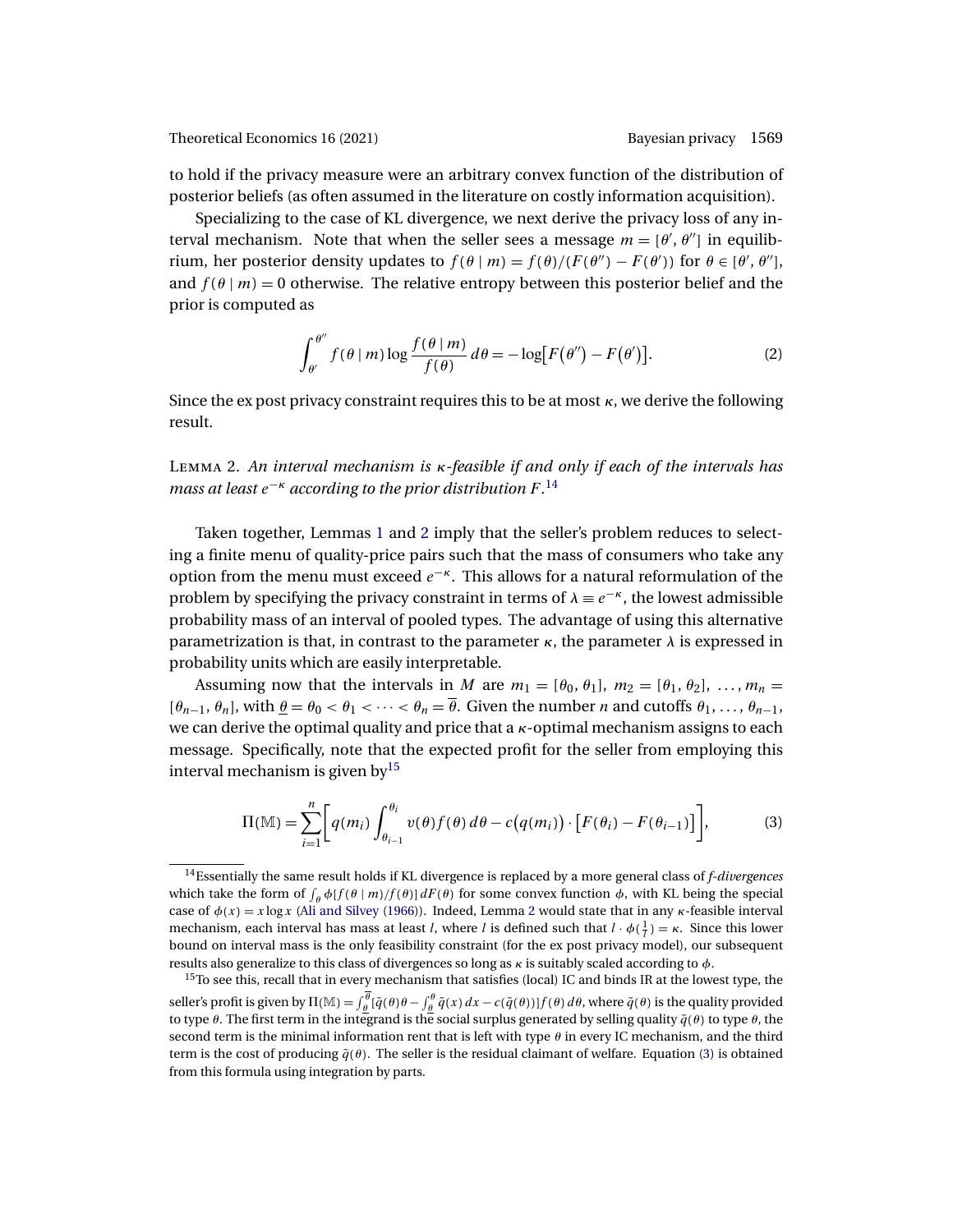to hold if the privacy measure were an arbitrary convex function of the distribution of posterior beliefs (as often assumed in the literature on costly information acquisition).

Specializing to the case of KL divergence, we next derive the privacy loss of any interval mechanism. Note that when the seller sees a message $m = [\theta', \theta'']$ in equilibrium, her posterior density updates to $f(\theta \mid m) = f(\theta)/(F(\theta'') - F(\theta'))$ for $\theta \in [\theta', \theta'']$, and $f(\theta \mid m) = 0$ otherwise. The relative entropy between this posterior belief and the prior is computed as

$$\int_{\theta'}^{\theta''} f(\theta \mid m) \log \frac{f(\theta \mid m)}{f(\theta)}\, d\theta = -\log\bigl[F(\theta'') - F(\theta')\bigr]. \tag{2}$$

Since the ex post privacy constraint requires this to be at most $\kappa$, we derive the following result.

Lemma 2. *An interval mechanism is $\kappa$-feasible if and only if each of the intervals has mass at least $e^{-\kappa}$ according to the prior distribution $F$.*[14]

Taken together, Lemmas 1 and 2 imply that the seller's problem reduces to selecting a finite menu of quality-price pairs such that the mass of consumers who take any option from the menu must exceed $e^{-\kappa}$. This allows for a natural reformulation of the problem by specifying the privacy constraint in terms of $\lambda \equiv e^{-\kappa}$, the lowest admissible probability mass of an interval of pooled types. The advantage of using this alternative parametrization is that, in contrast to the parameter $\kappa$, the parameter $\lambda$ is expressed in probability units which are easily interpretable.

Assuming now that the intervals in $M$ are $m_1 = [\theta_0, \theta_1]$, $m_2 = [\theta_1, \theta_2]$, $\dots, m_n = [\theta_{n-1}, \theta_n]$, with $\underline{\theta} = \theta_0 < \theta_1 < \cdots < \theta_n = \overline{\theta}$. Given the number $n$ and cutoffs $\theta_1, \dots, \theta_{n-1}$, we can derive the optimal quality and price that a $\kappa$-optimal mechanism assigns to each message. Specifically, note that the expected profit for the seller from employing this interval mechanism is given by[15]

$$\Pi(\mathbb{M}) = \sum_{i=1}^{n} \left[ q(m_i) \int_{\theta_{i-1}}^{\theta_i} v(\theta) f(\theta)\, d\theta - c\bigl(q(m_i)\bigr) \cdot \bigl[F(\theta_i) - F(\theta_{i-1})\bigr] \right], \tag{3}$$

[14] Essentially the same result holds if KL divergence is replaced by a more general class of *f-divergences* which take the form of $\int_\theta \phi[f(\theta \mid m)/f(\theta)]\, dF(\theta)$ for some convex function $\phi$, with KL being the special case of $\phi(x) = x \log x$ (Ali and Silvey (1966)). Indeed, Lemma 2 would state that in any $\kappa$-feasible interval mechanism, each interval has mass at least $l$, where $l$ is defined such that $l \cdot \phi(\frac{1}{l}) = \kappa$. Since this lower bound on interval mass is the only feasibility constraint (for the ex post privacy model), our subsequent results also generalize to this class of divergences so long as $\kappa$ is suitably scaled according to $\phi$.

[15] To see this, recall that in every mechanism that satisfies (local) IC and binds IR at the lowest type, the seller's profit is given by $\Pi(\mathbb{M}) = \int_{\underline{\theta}}^{\overline{\theta}} [\tilde{q}(\theta)\theta - \int_{\underline{\theta}}^{\theta} \tilde{q}(x)\, dx - c(\tilde{q}(\theta))] f(\theta)\, d\theta$, where $\tilde{q}(\theta)$ is the quality provided to type $\theta$. The first term in the integrand is the social surplus generated by selling quality $\tilde{q}(\theta)$ to type $\theta$, the second term is the minimal information rent that is left with type $\theta$ in every IC mechanism, and the third term is the cost of producing $\tilde{q}(\theta)$. The seller is the residual claimant of welfare. Equation (3) is obtained from this formula using integration by parts.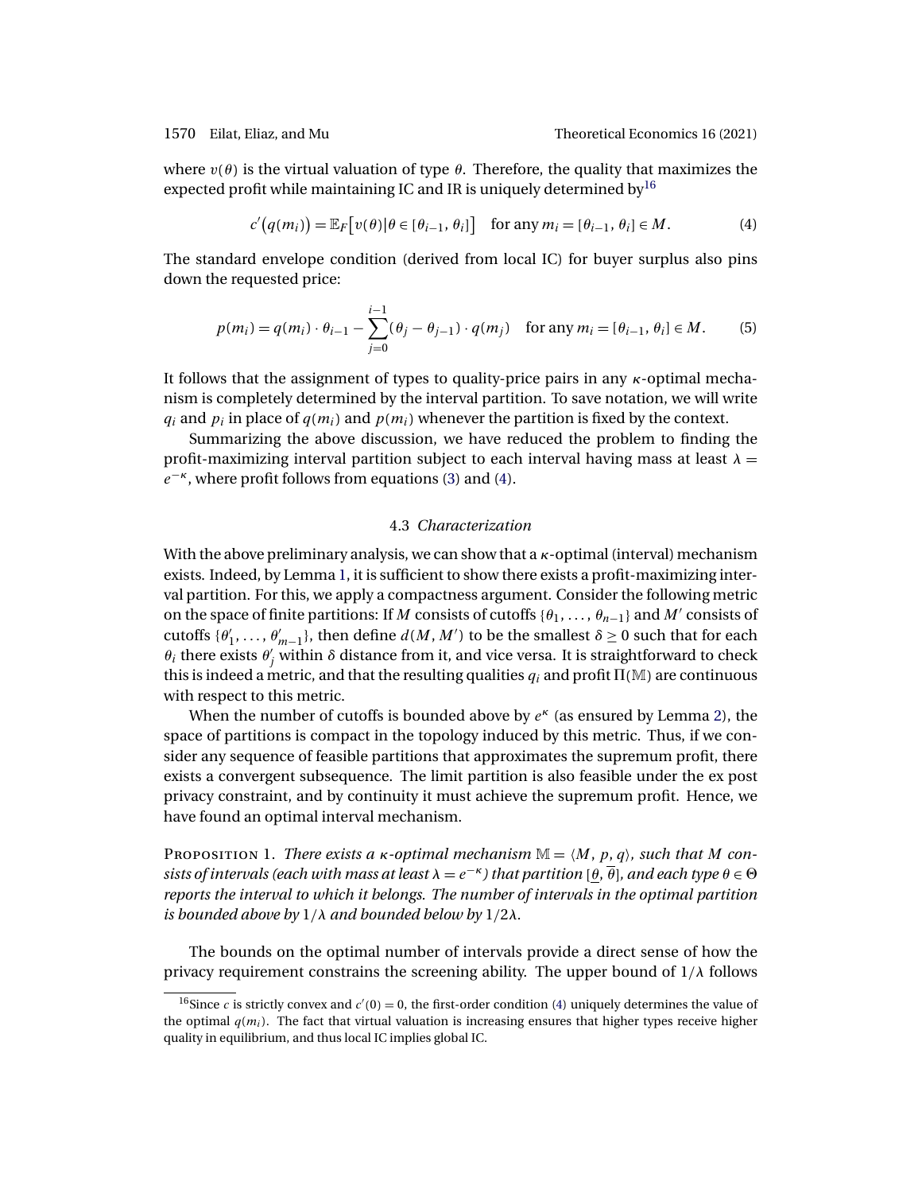where $v(\theta)$ is the virtual valuation of type $\theta$. Therefore, the quality that maximizes the expected profit while maintaining IC and IR is uniquely determined by[16]

$$c'\big(q(m_i)\big) = \mathbb{E}_F\big[v(\theta)|\theta \in [\theta_{i-1}, \theta_i]\big] \quad \text{for any } m_i = [\theta_{i-1}, \theta_i] \in M. \tag{4}$$

The standard envelope condition (derived from local IC) for buyer surplus also pins down the requested price:

$$p(m_i) = q(m_i) \cdot \theta_{i-1} - \sum_{j=0}^{i-1} (\theta_j - \theta_{j-1}) \cdot q(m_j) \quad \text{for any } m_i = [\theta_{i-1}, \theta_i] \in M. \tag{5}$$

It follows that the assignment of types to quality-price pairs in any $\kappa$-optimal mechanism is completely determined by the interval partition. To save notation, we will write $q_i$ and $p_i$ in place of $q(m_i)$ and $p(m_i)$ whenever the partition is fixed by the context.

Summarizing the above discussion, we have reduced the problem to finding the profit-maximizing interval partition subject to each interval having mass at least $\lambda = e^{-\kappa}$, where profit follows from equations (3) and (4).

### 4.3 *Characterization*

With the above preliminary analysis, we can show that a $\kappa$-optimal (interval) mechanism exists. Indeed, by Lemma 1, it is sufficient to show there exists a profit-maximizing interval partition. For this, we apply a compactness argument. Consider the following metric on the space of finite partitions: If $M$ consists of cutoffs $\{\theta_1, \ldots, \theta_{n-1}\}$ and $M'$ consists of cutoffs $\{\theta'_1, \ldots, \theta'_{m-1}\}$, then define $d(M, M')$ to be the smallest $\delta \geq 0$ such that for each $\theta_i$ there exists $\theta'_j$ within $\delta$ distance from it, and vice versa. It is straightforward to check this is indeed a metric, and that the resulting qualities $q_i$ and profit $\Pi(\mathbb{M})$ are continuous with respect to this metric.

When the number of cutoffs is bounded above by $e^{\kappa}$ (as ensured by Lemma 2), the space of partitions is compact in the topology induced by this metric. Thus, if we consider any sequence of feasible partitions that approximates the supremum profit, there exists a convergent subsequence. The limit partition is also feasible under the ex post privacy constraint, and by continuity it must achieve the supremum profit. Hence, we have found an optimal interval mechanism.

Proposition 1. *There exists a $\kappa$-optimal mechanism $\mathbb{M} = \langle M, p, q\rangle$, such that $M$ consists of intervals (each with mass at least $\lambda = e^{-\kappa}$) that partition $[\underline{\theta}, \overline{\theta}]$, and each type $\theta \in \Theta$ reports the interval to which it belongs. The number of intervals in the optimal partition is bounded above by $1/\lambda$ and bounded below by $1/2\lambda$.*

The bounds on the optimal number of intervals provide a direct sense of how the privacy requirement constrains the screening ability. The upper bound of $1/\lambda$ follows

[16]Since $c$ is strictly convex and $c'(0) = 0$, the first-order condition (4) uniquely determines the value of the optimal $q(m_i)$. The fact that virtual valuation is increasing ensures that higher types receive higher quality in equilibrium, and thus local IC implies global IC.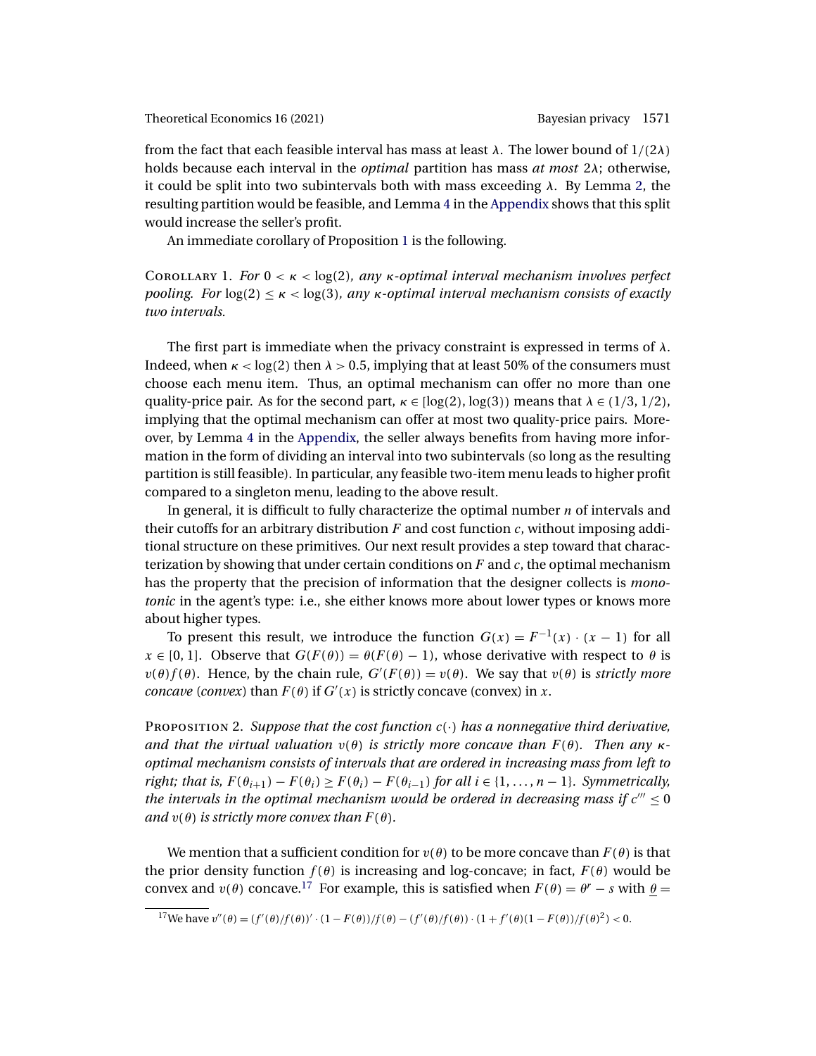from the fact that each feasible interval has mass at least $\lambda$. The lower bound of $1/(2\lambda)$ holds because each interval in the *optimal* partition has mass *at most* $2\lambda$; otherwise, it could be split into two subintervals both with mass exceeding $\lambda$. By Lemma 2, the resulting partition would be feasible, and Lemma 4 in the Appendix shows that this split would increase the seller's profit.

An immediate corollary of Proposition 1 is the following.

Corollary 1. *For $0 < \kappa < \log(2)$, any $\kappa$-optimal interval mechanism involves perfect pooling. For $\log(2) \leq \kappa < \log(3)$, any $\kappa$-optimal interval mechanism consists of exactly two intervals.*

The first part is immediate when the privacy constraint is expressed in terms of $\lambda$. Indeed, when $\kappa < \log(2)$ then $\lambda > 0.5$, implying that at least 50% of the consumers must choose each menu item. Thus, an optimal mechanism can offer no more than one quality-price pair. As for the second part, $\kappa \in [\log(2), \log(3))$ means that $\lambda \in (1/3, 1/2)$, implying that the optimal mechanism can offer at most two quality-price pairs. Moreover, by Lemma 4 in the Appendix, the seller always benefits from having more information in the form of dividing an interval into two subintervals (so long as the resulting partition is still feasible). In particular, any feasible two-item menu leads to higher profit compared to a singleton menu, leading to the above result.

In general, it is difficult to fully characterize the optimal number $n$ of intervals and their cutoffs for an arbitrary distribution $F$ and cost function $c$, without imposing additional structure on these primitives. Our next result provides a step toward that characterization by showing that under certain conditions on $F$ and $c$, the optimal mechanism has the property that the precision of information that the designer collects is *monotonic* in the agent's type: i.e., she either knows more about lower types or knows more about higher types.

To present this result, we introduce the function $G(x) = F^{-1}(x) \cdot (x - 1)$ for all $x \in [0, 1]$. Observe that $G(F(\theta)) = \theta(F(\theta) - 1)$, whose derivative with respect to $\theta$ is $v(\theta)f(\theta)$. Hence, by the chain rule, $G'(F(\theta)) = v(\theta)$. We say that $v(\theta)$ is *strictly more concave* (*convex*) than $F(\theta)$ if $G'(x)$ is strictly concave (convex) in $x$.

Proposition 2. *Suppose that the cost function $c(\cdot)$ has a nonnegative third derivative, and that the virtual valuation $v(\theta)$ is strictly more concave than $F(\theta)$. Then any $\kappa$-optimal mechanism consists of intervals that are ordered in increasing mass from left to right; that is, $F(\theta_{i+1}) - F(\theta_i) \geq F(\theta_i) - F(\theta_{i-1})$ for all $i \in \{1, \ldots, n-1\}$. Symmetrically, the intervals in the optimal mechanism would be ordered in decreasing mass if $c''' \leq 0$ and $v(\theta)$ is strictly more convex than $F(\theta)$.*

We mention that a sufficient condition for $v(\theta)$ to be more concave than $F(\theta)$ is that the prior density function $f(\theta)$ is increasing and log-concave; in fact, $F(\theta)$ would be convex and $v(\theta)$ concave.[17] For example, this is satisfied when $F(\theta) = \theta^r - s$ with $\underline{\theta} =$

[17] We have $v''(\theta) = (f'(\theta)/f(\theta))' \cdot (1 - F(\theta))/f(\theta) - (f'(\theta)/f(\theta)) \cdot (1 + f'(\theta)(1 - F(\theta))/f(\theta)^2) < 0$.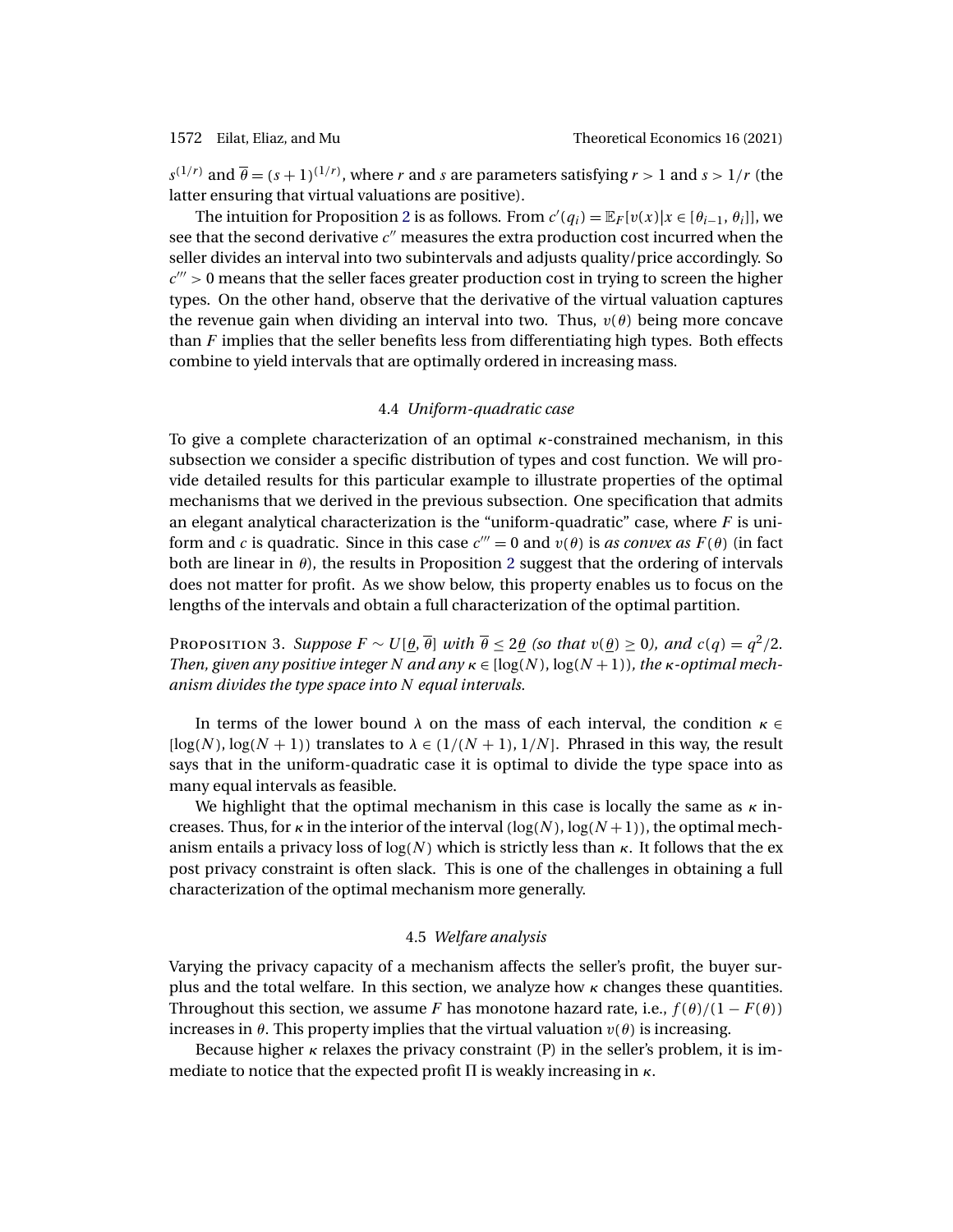$s^{(1/r)}$ and $\overline{\theta} = (s+1)^{(1/r)}$, where $r$ and $s$ are parameters satisfying $r > 1$ and $s > 1/r$ (the latter ensuring that virtual valuations are positive).

The intuition for Proposition 2 is as follows. From $c'(q_i) = \mathbb{E}_F[v(x) | x \in [\theta_{i-1}, \theta_i]]$, we see that the second derivative $c''$ measures the extra production cost incurred when the seller divides an interval into two subintervals and adjusts quality/price accordingly. So $c''' > 0$ means that the seller faces greater production cost in trying to screen the higher types. On the other hand, observe that the derivative of the virtual valuation captures the revenue gain when dividing an interval into two. Thus, $v(\theta)$ being more concave than $F$ implies that the seller benefits less from differentiating high types. Both effects combine to yield intervals that are optimally ordered in increasing mass.

### 4.4 *Uniform-quadratic case*

To give a complete characterization of an optimal $\kappa$-constrained mechanism, in this subsection we consider a specific distribution of types and cost function. We will provide detailed results for this particular example to illustrate properties of the optimal mechanisms that we derived in the previous subsection. One specification that admits an elegant analytical characterization is the "uniform-quadratic" case, where $F$ is uniform and $c$ is quadratic. Since in this case $c''' = 0$ and $v(\theta)$ is *as convex as* $F(\theta)$ (in fact both are linear in $\theta$), the results in Proposition 2 suggest that the ordering of intervals does not matter for profit. As we show below, this property enables us to focus on the lengths of the intervals and obtain a full characterization of the optimal partition.

Proposition 3. *Suppose $F \sim U[\underline{\theta}, \overline{\theta}]$ with $\overline{\theta} \leq 2\underline{\theta}$ (so that $v(\underline{\theta}) \geq 0$), and $c(q) = q^2/2$. Then, given any positive integer $N$ and any $\kappa \in [\log(N), \log(N+1))$, the $\kappa$-optimal mechanism divides the type space into $N$ equal intervals.*

In terms of the lower bound $\lambda$ on the mass of each interval, the condition $\kappa \in [\log(N), \log(N+1))$ translates to $\lambda \in (1/(N+1), 1/N]$. Phrased in this way, the result says that in the uniform-quadratic case it is optimal to divide the type space into as many equal intervals as feasible.

We highlight that the optimal mechanism in this case is locally the same as $\kappa$ increases. Thus, for $\kappa$ in the interior of the interval $(\log(N), \log(N+1))$, the optimal mechanism entails a privacy loss of $\log(N)$ which is strictly less than $\kappa$. It follows that the ex post privacy constraint is often slack. This is one of the challenges in obtaining a full characterization of the optimal mechanism more generally.

### 4.5 *Welfare analysis*

Varying the privacy capacity of a mechanism affects the seller's profit, the buyer surplus and the total welfare. In this section, we analyze how $\kappa$ changes these quantities. Throughout this section, we assume $F$ has monotone hazard rate, i.e., $f(\theta)/(1 - F(\theta))$ increases in $\theta$. This property implies that the virtual valuation $v(\theta)$ is increasing.

Because higher $\kappa$ relaxes the privacy constraint (P) in the seller's problem, it is immediate to notice that the expected profit $\Pi$ is weakly increasing in $\kappa$.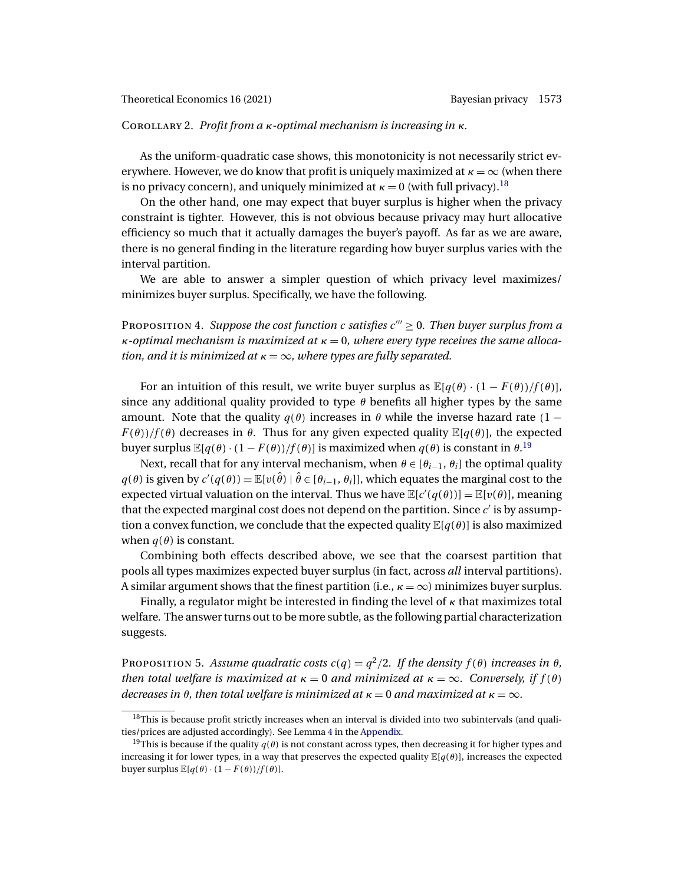Corollary 2. *Profit from a $\kappa$-optimal mechanism is increasing in $\kappa$.*

As the uniform-quadratic case shows, this monotonicity is not necessarily strict everywhere. However, we do know that profit is uniquely maximized at $\kappa = \infty$ (when there is no privacy concern), and uniquely minimized at $\kappa = 0$ (with full privacy).[18]

On the other hand, one may expect that buyer surplus is higher when the privacy constraint is tighter. However, this is not obvious because privacy may hurt allocative efficiency so much that it actually damages the buyer's payoff. As far as we are aware, there is no general finding in the literature regarding how buyer surplus varies with the interval partition.

We are able to answer a simpler question of which privacy level maximizes/minimizes buyer surplus. Specifically, we have the following.

Proposition 4. *Suppose the cost function $c$ satisfies $c''' \geq 0$. Then buyer surplus from a $\kappa$-optimal mechanism is maximized at $\kappa = 0$, where every type receives the same allocation, and it is minimized at $\kappa = \infty$, where types are fully separated.*

For an intuition of this result, we write buyer surplus as $\mathbb{E}[q(\theta) \cdot (1 - F(\theta))/f(\theta)]$, since any additional quality provided to type $\theta$ benefits all higher types by the same amount. Note that the quality $q(\theta)$ increases in $\theta$ while the inverse hazard rate $(1 - F(\theta))/f(\theta)$ decreases in $\theta$. Thus for any given expected quality $\mathbb{E}[q(\theta)]$, the expected buyer surplus $\mathbb{E}[q(\theta) \cdot (1 - F(\theta))/f(\theta)]$ is maximized when $q(\theta)$ is constant in $\theta$.[19]

Next, recall that for any interval mechanism, when $\theta \in [\theta_{i-1}, \theta_i]$ the optimal quality $q(\theta)$ is given by $c'(q(\theta)) = \mathbb{E}[v(\hat{\theta}) \mid \hat{\theta} \in [\theta_{i-1}, \theta_i]]$, which equates the marginal cost to the expected virtual valuation on the interval. Thus we have $\mathbb{E}[c'(q(\theta))] = \mathbb{E}[v(\theta)]$, meaning that the expected marginal cost does not depend on the partition. Since $c'$ is by assumption a convex function, we conclude that the expected quality $\mathbb{E}[q(\theta)]$ is also maximized when $q(\theta)$ is constant.

Combining both effects described above, we see that the coarsest partition that pools all types maximizes expected buyer surplus (in fact, across *all* interval partitions). A similar argument shows that the finest partition (i.e., $\kappa = \infty$) minimizes buyer surplus.

Finally, a regulator might be interested in finding the level of $\kappa$ that maximizes total welfare. The answer turns out to be more subtle, as the following partial characterization suggests.

Proposition 5. *Assume quadratic costs $c(q) = q^2/2$. If the density $f(\theta)$ increases in $\theta$, then total welfare is maximized at $\kappa = 0$ and minimized at $\kappa = \infty$. Conversely, if $f(\theta)$ decreases in $\theta$, then total welfare is minimized at $\kappa = 0$ and maximized at $\kappa = \infty$.*

---

[18]This is because profit strictly increases when an interval is divided into two subintervals (and qualities/prices are adjusted accordingly). See Lemma 4 in the Appendix.

[19]This is because if the quality $q(\theta)$ is not constant across types, then decreasing it for higher types and increasing it for lower types, in a way that preserves the expected quality $\mathbb{E}[q(\theta)]$, increases the expected buyer surplus $\mathbb{E}[q(\theta) \cdot (1 - F(\theta))/f(\theta)]$.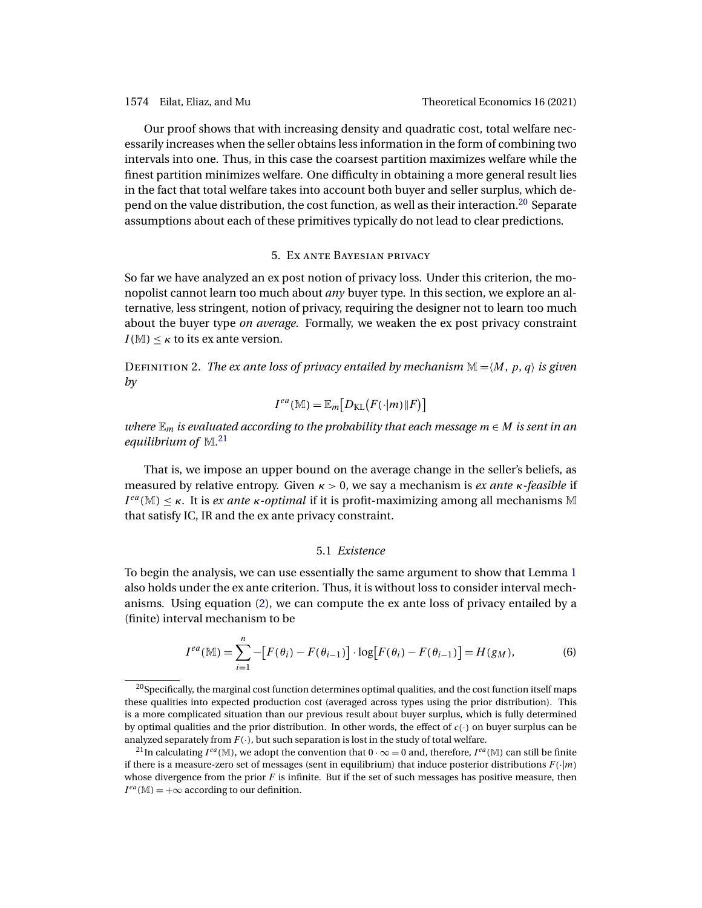Our proof shows that with increasing density and quadratic cost, total welfare necessarily increases when the seller obtains less information in the form of combining two intervals into one. Thus, in this case the coarsest partition maximizes welfare while the finest partition minimizes welfare. One difficulty in obtaining a more general result lies in the fact that total welfare takes into account both buyer and seller surplus, which depend on the value distribution, the cost function, as well as their interaction.[20] Separate assumptions about each of these primitives typically do not lead to clear predictions.

## 5. Ex ante Bayesian privacy

So far we have analyzed an ex post notion of privacy loss. Under this criterion, the monopolist cannot learn too much about *any* buyer type. In this section, we explore an alternative, less stringent, notion of privacy, requiring the designer not to learn too much about the buyer type *on average*. Formally, we weaken the ex post privacy constraint $I(\mathbb{M}) \leq \kappa$ to its ex ante version.

Definition 2. *The ex ante loss of privacy entailed by mechanism $\mathbb{M} = \langle M, p, q \rangle$ is given by*

$$I^{ea}(\mathbb{M}) = \mathbb{E}_m\big[D_{\text{KL}}\big(F(\cdot|m) \| F\big)\big]$$

*where $\mathbb{E}_m$ is evaluated according to the probability that each message $m \in M$ is sent in an equilibrium of $\mathbb{M}$.*[21]

That is, we impose an upper bound on the average change in the seller's beliefs, as measured by relative entropy. Given $\kappa > 0$, we say a mechanism is *ex ante $\kappa$-feasible* if $I^{ea}(\mathbb{M}) \leq \kappa$. It is *ex ante $\kappa$-optimal* if it is profit-maximizing among all mechanisms $\mathbb{M}$ that satisfy IC, IR and the ex ante privacy constraint.

### 5.1 *Existence*

To begin the analysis, we can use essentially the same argument to show that Lemma 1 also holds under the ex ante criterion. Thus, it is without loss to consider interval mechanisms. Using equation (2), we can compute the ex ante loss of privacy entailed by a (finite) interval mechanism to be

$$I^{ea}(\mathbb{M}) = \sum_{i=1}^{n} -\big[F(\theta_i) - F(\theta_{i-1})\big] \cdot \log\big[F(\theta_i) - F(\theta_{i-1})\big] = H(g_M), \tag{6}$$

[20] Specifically, the marginal cost function determines optimal qualities, and the cost function itself maps these qualities into expected production cost (averaged across types using the prior distribution). This is a more complicated situation than our previous result about buyer surplus, which is fully determined by optimal qualities and the prior distribution. In other words, the effect of $c(\cdot)$ on buyer surplus can be analyzed separately from $F(\cdot)$, but such separation is lost in the study of total welfare.

[21] In calculating $I^{ea}(\mathbb{M})$, we adopt the convention that $0 \cdot \infty = 0$ and, therefore, $I^{ea}(\mathbb{M})$ can still be finite if there is a measure-zero set of messages (sent in equilibrium) that induce posterior distributions $F(\cdot|m)$ whose divergence from the prior $F$ is infinite. But if the set of such messages has positive measure, then $I^{ea}(\mathbb{M}) = +\infty$ according to our definition.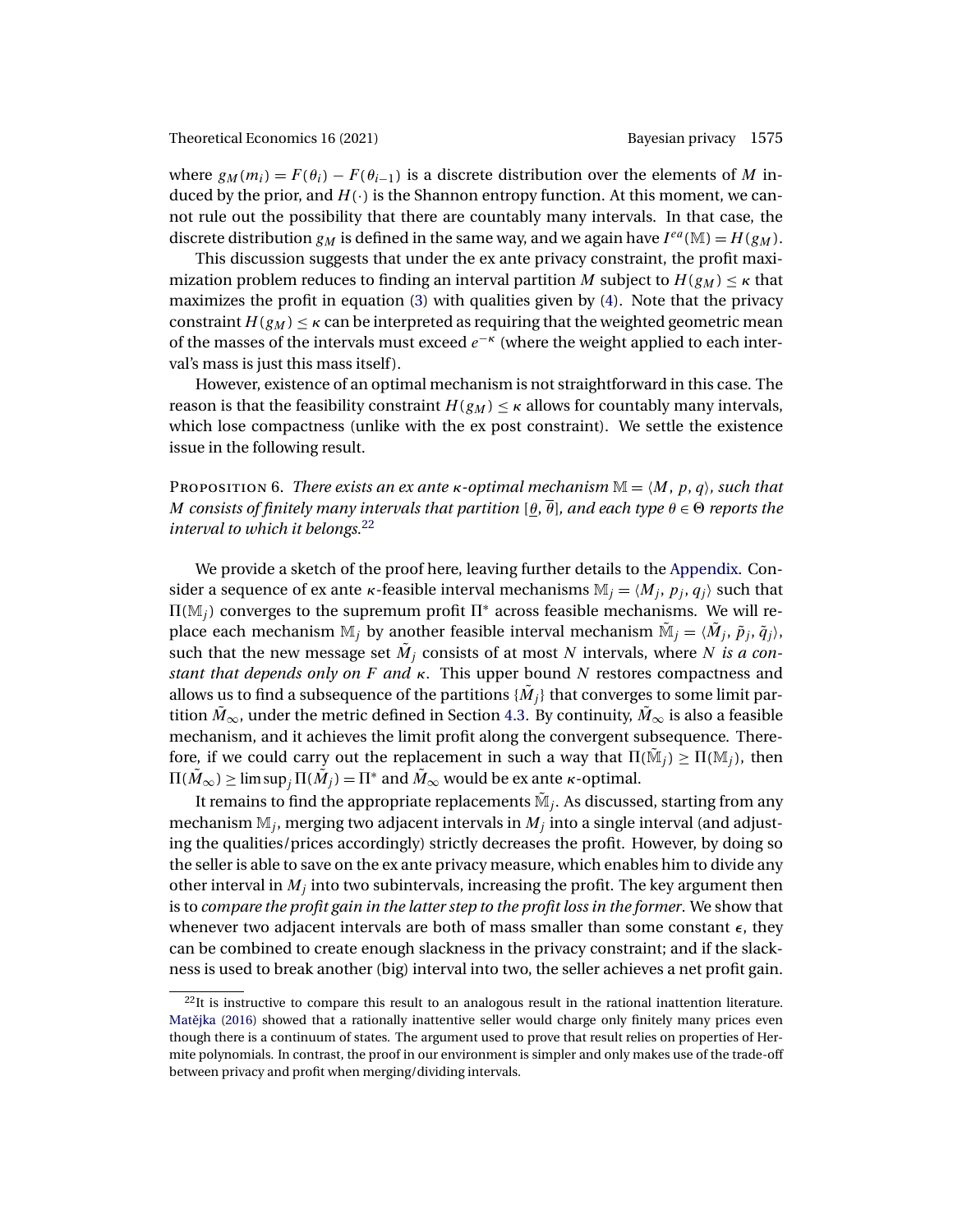where $g_M(m_i) = F(\theta_i) - F(\theta_{i-1})$ is a discrete distribution over the elements of $M$ induced by the prior, and $H(\cdot)$ is the Shannon entropy function. At this moment, we cannot rule out the possibility that there are countably many intervals. In that case, the discrete distribution $g_M$ is defined in the same way, and we again have $I^{ea}(\mathbb{M}) = H(g_M)$.

This discussion suggests that under the ex ante privacy constraint, the profit maximization problem reduces to finding an interval partition $M$ subject to $H(g_M) \leq \kappa$ that maximizes the profit in equation (3) with qualities given by (4). Note that the privacy constraint $H(g_M) \leq \kappa$ can be interpreted as requiring that the weighted geometric mean of the masses of the intervals must exceed $e^{-\kappa}$ (where the weight applied to each interval's mass is just this mass itself).

However, existence of an optimal mechanism is not straightforward in this case. The reason is that the feasibility constraint $H(g_M) \leq \kappa$ allows for countably many intervals, which lose compactness (unlike with the ex post constraint). We settle the existence issue in the following result.

Proposition 6. *There exists an ex ante $\kappa$-optimal mechanism $\mathbb{M} = \langle M, p, q\rangle$, such that $M$ consists of finitely many intervals that partition $[\underline{\theta}, \overline{\theta}]$, and each type $\theta \in \Theta$ reports the interval to which it belongs.*[22]

We provide a sketch of the proof here, leaving further details to the Appendix. Consider a sequence of ex ante $\kappa$-feasible interval mechanisms $\mathbb{M}_j = \langle M_j, p_j, q_j\rangle$ such that $\Pi(\mathbb{M}_j)$ converges to the supremum profit $\Pi^*$ across feasible mechanisms. We will replace each mechanism $\mathbb{M}_j$ by another feasible interval mechanism $\tilde{\mathbb{M}}_j = \langle \tilde{M}_j, \tilde{p}_j, \tilde{q}_j\rangle$, such that the new message set $\tilde{M}_j$ consists of at most $N$ intervals, where *$N$ is a constant that depends only on $F$ and $\kappa$*. This upper bound $N$ restores compactness and allows us to find a subsequence of the partitions $\{\tilde{M}_j\}$ that converges to some limit partition $\tilde{M}_\infty$, under the metric defined in Section 4.3. By continuity, $\tilde{M}_\infty$ is also a feasible mechanism, and it achieves the limit profit along the convergent subsequence. Therefore, if we could carry out the replacement in such a way that $\Pi(\tilde{\mathbb{M}}_j) \geq \Pi(\mathbb{M}_j)$, then $\Pi(\tilde{M}_\infty) \geq \limsup_j \Pi(\tilde{M}_j) = \Pi^*$ and $\tilde{M}_\infty$ would be ex ante $\kappa$-optimal.

It remains to find the appropriate replacements $\tilde{\mathbb{M}}_j$. As discussed, starting from any mechanism $\mathbb{M}_j$, merging two adjacent intervals in $M_j$ into a single interval (and adjusting the qualities/prices accordingly) strictly decreases the profit. However, by doing so the seller is able to save on the ex ante privacy measure, which enables him to divide any other interval in $M_j$ into two subintervals, increasing the profit. The key argument then is to *compare the profit gain in the latter step to the profit loss in the former*. We show that whenever two adjacent intervals are both of mass smaller than some constant $\epsilon$, they can be combined to create enough slackness in the privacy constraint; and if the slackness is used to break another (big) interval into two, the seller achieves a net profit gain.

[22]It is instructive to compare this result to an analogous result in the rational inattention literature. Matějka (2016) showed that a rationally inattentive seller would charge only finitely many prices even though there is a continuum of states. The argument used to prove that result relies on properties of Hermite polynomials. In contrast, the proof in our environment is simpler and only makes use of the trade-off between privacy and profit when merging/dividing intervals.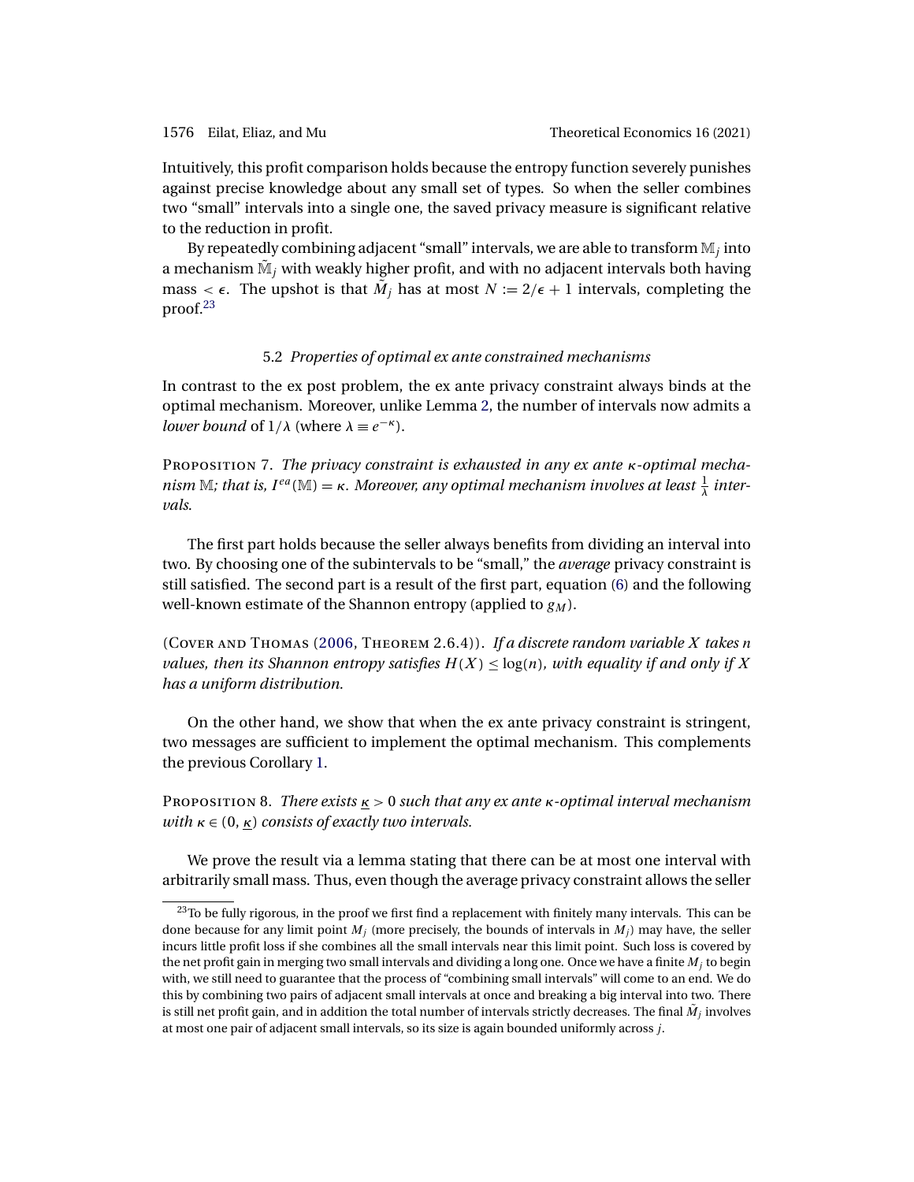Intuitively, this profit comparison holds because the entropy function severely punishes against precise knowledge about any small set of types. So when the seller combines two "small" intervals into a single one, the saved privacy measure is significant relative to the reduction in profit.

By repeatedly combining adjacent "small" intervals, we are able to transform $\mathbb{M}_j$ into a mechanism $\tilde{\mathbb{M}}_j$ with weakly higher profit, and with no adjacent intervals both having mass $< \epsilon$. The upshot is that $\tilde{M}_j$ has at most $N := 2/\epsilon + 1$ intervals, completing the proof.[23]

### 5.2 *Properties of optimal ex ante constrained mechanisms*

In contrast to the ex post problem, the ex ante privacy constraint always binds at the optimal mechanism. Moreover, unlike Lemma 2, the number of intervals now admits a *lower bound* of $1/\lambda$ (where $\lambda \equiv e^{-\kappa}$).

Proposition 7. *The privacy constraint is exhausted in any ex ante $\kappa$-optimal mechanism $\mathbb{M}$; that is, $I^{ea}(\mathbb{M}) = \kappa$. Moreover, any optimal mechanism involves at least $\frac{1}{\lambda}$ intervals.*

The first part holds because the seller always benefits from dividing an interval into two. By choosing one of the subintervals to be "small," the *average* privacy constraint is still satisfied. The second part is a result of the first part, equation (6) and the following well-known estimate of the Shannon entropy (applied to $g_M$).

(Cover and Thomas (2006, Theorem 2.6.4)). *If a discrete random variable $X$ takes $n$ values, then its Shannon entropy satisfies $H(X) \leq \log(n)$, with equality if and only if $X$ has a uniform distribution.*

On the other hand, we show that when the ex ante privacy constraint is stringent, two messages are sufficient to implement the optimal mechanism. This complements the previous Corollary 1.

Proposition 8. *There exists $\underline{\kappa} > 0$ such that any ex ante $\kappa$-optimal interval mechanism with $\kappa \in (0, \underline{\kappa})$ consists of exactly two intervals.*

We prove the result via a lemma stating that there can be at most one interval with arbitrarily small mass. Thus, even though the average privacy constraint allows the seller

[23] To be fully rigorous, in the proof we first find a replacement with finitely many intervals. This can be done because for any limit point $M_j$ (more precisely, the bounds of intervals in $M_j$) may have, the seller incurs little profit loss if she combines all the small intervals near this limit point. Such loss is covered by the net profit gain in merging two small intervals and dividing a long one. Once we have a finite $M_j$ to begin with, we still need to guarantee that the process of "combining small intervals" will come to an end. We do this by combining two pairs of adjacent small intervals at once and breaking a big interval into two. There is still net profit gain, and in addition the total number of intervals strictly decreases. The final $\tilde{M}_j$ involves at most one pair of adjacent small intervals, so its size is again bounded uniformly across $j$.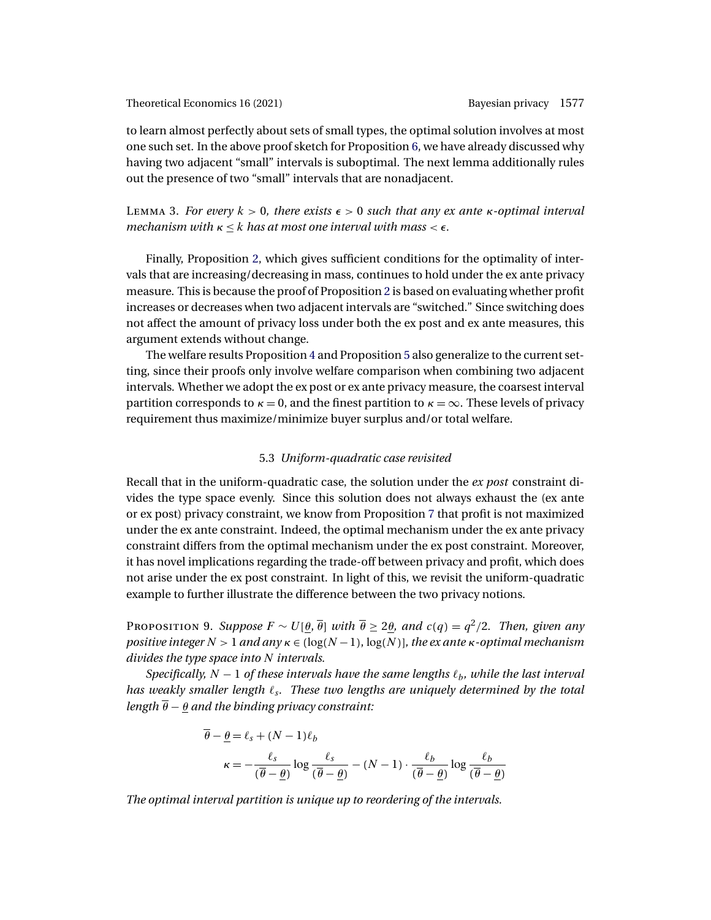to learn almost perfectly about sets of small types, the optimal solution involves at most one such set. In the above proof sketch for Proposition 6, we have already discussed why having two adjacent "small" intervals is suboptimal. The next lemma additionally rules out the presence of two "small" intervals that are nonadjacent.

Lemma 3. *For every $k > 0$, there exists $\epsilon > 0$ such that any ex ante $\kappa$-optimal interval mechanism with $\kappa \leq k$ has at most one interval with mass $< \epsilon$.*

Finally, Proposition 2, which gives sufficient conditions for the optimality of intervals that are increasing/decreasing in mass, continues to hold under the ex ante privacy measure. This is because the proof of Proposition 2 is based on evaluating whether profit increases or decreases when two adjacent intervals are "switched." Since switching does not affect the amount of privacy loss under both the ex post and ex ante measures, this argument extends without change.

The welfare results Proposition 4 and Proposition 5 also generalize to the current setting, since their proofs only involve welfare comparison when combining two adjacent intervals. Whether we adopt the ex post or ex ante privacy measure, the coarsest interval partition corresponds to $\kappa = 0$, and the finest partition to $\kappa = \infty$. These levels of privacy requirement thus maximize/minimize buyer surplus and/or total welfare.

### 5.3 *Uniform-quadratic case revisited*

Recall that in the uniform-quadratic case, the solution under the *ex post* constraint divides the type space evenly. Since this solution does not always exhaust the (ex ante or ex post) privacy constraint, we know from Proposition 7 that profit is not maximized under the ex ante constraint. Indeed, the optimal mechanism under the ex ante privacy constraint differs from the optimal mechanism under the ex post constraint. Moreover, it has novel implications regarding the trade-off between privacy and profit, which does not arise under the ex post constraint. In light of this, we revisit the uniform-quadratic example to further illustrate the difference between the two privacy notions.

Proposition 9. *Suppose $F \sim U[\underline{\theta}, \overline{\theta}]$ with $\overline{\theta} \geq 2\underline{\theta}$, and $c(q) = q^2/2$. Then, given any positive integer $N > 1$ and any $\kappa \in (\log(N-1), \log(N)]$, the ex ante $\kappa$-optimal mechanism divides the type space into $N$ intervals.*

*Specifically, $N-1$ of these intervals have the same lengths $\ell_b$, while the last interval has weakly smaller length $\ell_s$. These two lengths are uniquely determined by the total length $\overline{\theta} - \underline{\theta}$ and the binding privacy constraint:*

$$\overline{\theta} - \underline{\theta} = \ell_s + (N-1)\ell_b$$

$$\kappa = -\frac{\ell_s}{(\overline{\theta} - \underline{\theta})} \log \frac{\ell_s}{(\overline{\theta} - \underline{\theta})} - (N-1) \cdot \frac{\ell_b}{(\overline{\theta} - \underline{\theta})} \log \frac{\ell_b}{(\overline{\theta} - \underline{\theta})}$$

*The optimal interval partition is unique up to reordering of the intervals.*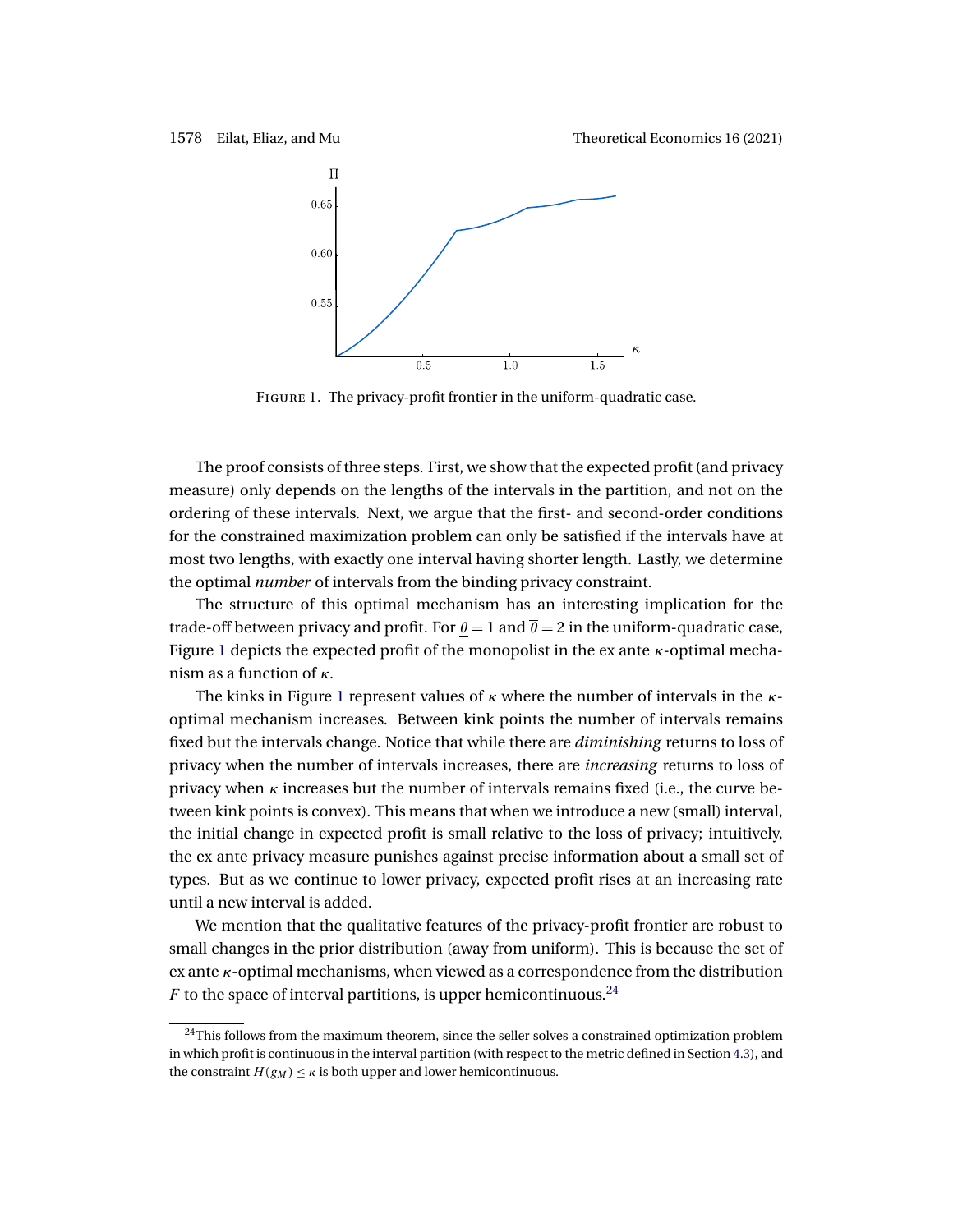FIGURE 1. The privacy-profit frontier in the uniform-quadratic case.

The proof consists of three steps. First, we show that the expected profit (and privacy measure) only depends on the lengths of the intervals in the partition, and not on the ordering of these intervals. Next, we argue that the first- and second-order conditions for the constrained maximization problem can only be satisfied if the intervals have at most two lengths, with exactly one interval having shorter length. Lastly, we determine the optimal *number* of intervals from the binding privacy constraint.

The structure of this optimal mechanism has an interesting implication for the trade-off between privacy and profit. For $\underline{\theta} = 1$ and $\overline{\theta} = 2$ in the uniform-quadratic case, Figure 1 depicts the expected profit of the monopolist in the ex ante $\kappa$-optimal mechanism as a function of $\kappa$.

The kinks in Figure 1 represent values of $\kappa$ where the number of intervals in the $\kappa$-optimal mechanism increases. Between kink points the number of intervals remains fixed but the intervals change. Notice that while there are *diminishing* returns to loss of privacy when the number of intervals increases, there are *increasing* returns to loss of privacy when $\kappa$ increases but the number of intervals remains fixed (i.e., the curve between kink points is convex). This means that when we introduce a new (small) interval, the initial change in expected profit is small relative to the loss of privacy; intuitively, the ex ante privacy measure punishes against precise information about a small set of types. But as we continue to lower privacy, expected profit rises at an increasing rate until a new interval is added.

We mention that the qualitative features of the privacy-profit frontier are robust to small changes in the prior distribution (away from uniform). This is because the set of ex ante $\kappa$-optimal mechanisms, when viewed as a correspondence from the distribution $F$ to the space of interval partitions, is upper hemicontinuous.[24]

[24] This follows from the maximum theorem, since the seller solves a constrained optimization problem in which profit is continuous in the interval partition (with respect to the metric defined in Section 4.3), and the constraint $H(g_M) \leq \kappa$ is both upper and lower hemicontinuous.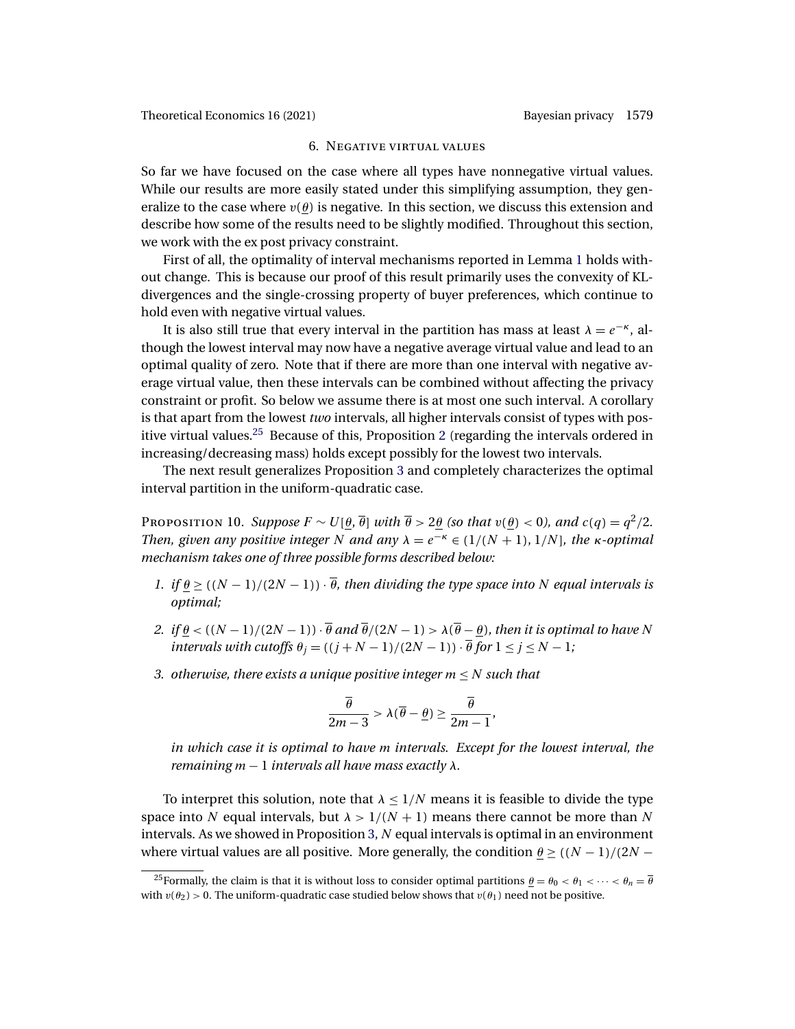## 6. Negative virtual values

So far we have focused on the case where all types have nonnegative virtual values. While our results are more easily stated under this simplifying assumption, they generalize to the case where $v(\underline{\theta})$ is negative. In this section, we discuss this extension and describe how some of the results need to be slightly modified. Throughout this section, we work with the ex post privacy constraint.

First of all, the optimality of interval mechanisms reported in Lemma 1 holds without change. This is because our proof of this result primarily uses the convexity of KL-divergences and the single-crossing property of buyer preferences, which continue to hold even with negative virtual values.

It is also still true that every interval in the partition has mass at least $\lambda = e^{-\kappa}$, although the lowest interval may now have a negative average virtual value and lead to an optimal quality of zero. Note that if there are more than one interval with negative average virtual value, then these intervals can be combined without affecting the privacy constraint or profit. So below we assume there is at most one such interval. A corollary is that apart from the lowest *two* intervals, all higher intervals consist of types with positive virtual values.[25] Because of this, Proposition 2 (regarding the intervals ordered in increasing/decreasing mass) holds except possibly for the lowest two intervals.

The next result generalizes Proposition 3 and completely characterizes the optimal interval partition in the uniform-quadratic case.

Proposition 10. *Suppose $F \sim U[\underline{\theta}, \overline{\theta}]$ with $\overline{\theta} > 2\underline{\theta}$ (so that $v(\underline{\theta}) < 0$), and $c(q) = q^2/2$. Then, given any positive integer $N$ and any $\lambda = e^{-\kappa} \in (1/(N+1), 1/N]$, the $\kappa$-optimal mechanism takes one of three possible forms described below:*

1. *if $\underline{\theta} \geq ((N-1)/(2N-1)) \cdot \overline{\theta}$, then dividing the type space into $N$ equal intervals is optimal;*
2. *if $\underline{\theta} < ((N-1)/(2N-1)) \cdot \overline{\theta}$ and $\overline{\theta}/(2N-1) > \lambda(\overline{\theta} - \underline{\theta})$, then it is optimal to have $N$ intervals with cutoffs $\theta_j = ((j+N-1)/(2N-1)) \cdot \overline{\theta}$ for $1 \leq j \leq N-1$;*
3. *otherwise, there exists a unique positive integer $m \leq N$ such that*

$$\frac{\overline{\theta}}{2m-3} > \lambda(\overline{\theta} - \underline{\theta}) \geq \frac{\overline{\theta}}{2m-1},$$

   *in which case it is optimal to have $m$ intervals. Except for the lowest interval, the remaining $m-1$ intervals all have mass exactly $\lambda$.*

To interpret this solution, note that $\lambda \leq 1/N$ means it is feasible to divide the type space into $N$ equal intervals, but $\lambda > 1/(N+1)$ means there cannot be more than $N$ intervals. As we showed in Proposition 3, $N$ equal intervals is optimal in an environment where virtual values are all positive. More generally, the condition $\underline{\theta} \geq ((N-1)/(2N-$

[25] Formally, the claim is that it is without loss to consider optimal partitions $\underline{\theta} = \theta_0 < \theta_1 < \cdots < \theta_n = \overline{\theta}$ with $v(\theta_2) > 0$. The uniform-quadratic case studied below shows that $v(\theta_1)$ need not be positive.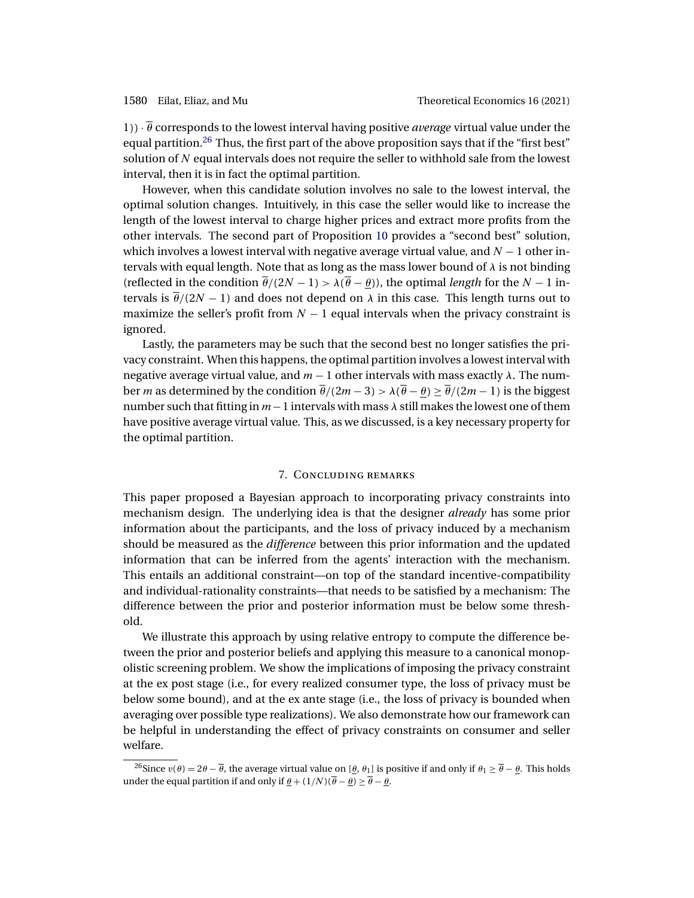$1)) \cdot \overline{\theta}$ corresponds to the lowest interval having positive *average* virtual value under the equal partition.[26] Thus, the first part of the above proposition says that if the "first best" solution of $N$ equal intervals does not require the seller to withhold sale from the lowest interval, then it is in fact the optimal partition.

However, when this candidate solution involves no sale to the lowest interval, the optimal solution changes. Intuitively, in this case the seller would like to increase the length of the lowest interval to charge higher prices and extract more profits from the other intervals. The second part of Proposition 10 provides a "second best" solution, which involves a lowest interval with negative average virtual value, and $N-1$ other intervals with equal length. Note that as long as the mass lower bound of $\lambda$ is not binding (reflected in the condition $\overline{\theta}/(2N-1) > \lambda(\overline{\theta} - \underline{\theta})$), the optimal *length* for the $N-1$ intervals is $\overline{\theta}/(2N-1)$ and does not depend on $\lambda$ in this case. This length turns out to maximize the seller's profit from $N-1$ equal intervals when the privacy constraint is ignored.

Lastly, the parameters may be such that the second best no longer satisfies the privacy constraint. When this happens, the optimal partition involves a lowest interval with negative average virtual value, and $m-1$ other intervals with mass exactly $\lambda$. The number $m$ as determined by the condition $\overline{\theta}/(2m-3) > \lambda(\overline{\theta} - \underline{\theta}) \geq \overline{\theta}/(2m-1)$ is the biggest number such that fitting in $m-1$ intervals with mass $\lambda$ still makes the lowest one of them have positive average virtual value. This, as we discussed, is a key necessary property for the optimal partition.

## 7. Concluding remarks

This paper proposed a Bayesian approach to incorporating privacy constraints into mechanism design. The underlying idea is that the designer *already* has some prior information about the participants, and the loss of privacy induced by a mechanism should be measured as the *difference* between this prior information and the updated information that can be inferred from the agents' interaction with the mechanism. This entails an additional constraint—on top of the standard incentive-compatibility and individual-rationality constraints—that needs to be satisfied by a mechanism: The difference between the prior and posterior information must be below some threshold.

We illustrate this approach by using relative entropy to compute the difference between the prior and posterior beliefs and applying this measure to a canonical monopolistic screening problem. We show the implications of imposing the privacy constraint at the ex post stage (i.e., for every realized consumer type, the loss of privacy must be below some bound), and at the ex ante stage (i.e., the loss of privacy is bounded when averaging over possible type realizations). We also demonstrate how our framework can be helpful in understanding the effect of privacy constraints on consumer and seller welfare.

---

[26] Since $v(\theta) = 2\theta - \overline{\theta}$, the average virtual value on $[\underline{\theta}, \theta_1]$ is positive if and only if $\theta_1 \geq \overline{\theta} - \underline{\theta}$. This holds under the equal partition if and only if $\underline{\theta} + (1/N)(\overline{\theta} - \underline{\theta}) \geq \overline{\theta} - \underline{\theta}$.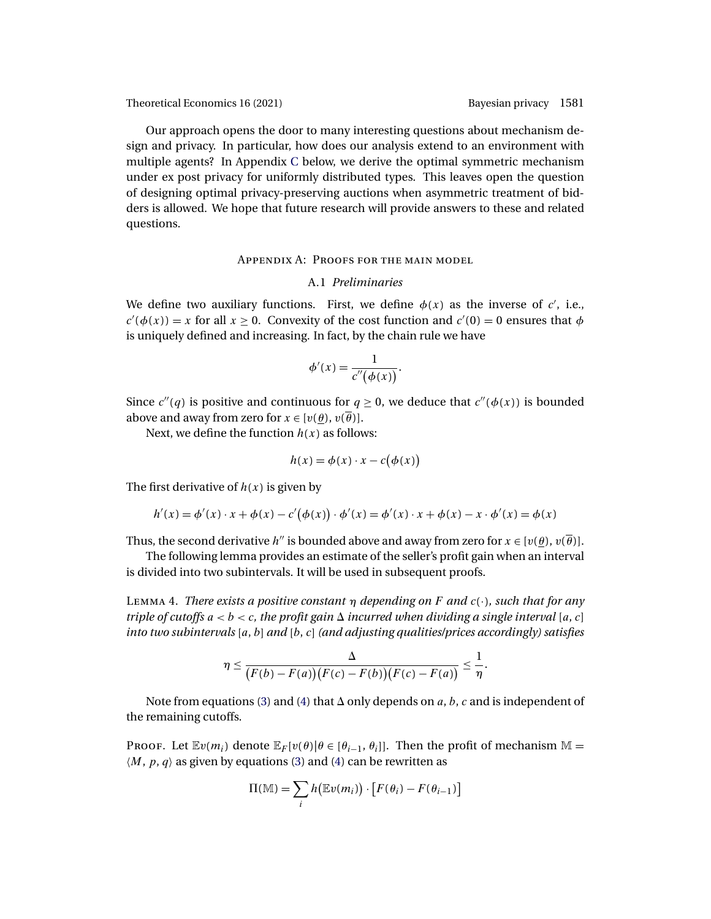Our approach opens the door to many interesting questions about mechanism design and privacy. In particular, how does our analysis extend to an environment with multiple agents? In Appendix C below, we derive the optimal symmetric mechanism under ex post privacy for uniformly distributed types. This leaves open the question of designing optimal privacy-preserving auctions when asymmetric treatment of bidders is allowed. We hope that future research will provide answers to these and related questions.

## Appendix A: Proofs for the main model

### A.1 *Preliminaries*

We define two auxiliary functions. First, we define $\phi(x)$ as the inverse of $c'$, i.e., $c'(\phi(x)) = x$ for all $x \geq 0$. Convexity of the cost function and $c'(0) = 0$ ensures that $\phi$ is uniquely defined and increasing. In fact, by the chain rule we have

$$\phi'(x) = \frac{1}{c''(\phi(x))}.$$

Since $c''(q)$ is positive and continuous for $q \geq 0$, we deduce that $c''(\phi(x))$ is bounded above and away from zero for $x \in [v(\underline{\theta}), v(\overline{\theta})]$.

Next, we define the function $h(x)$ as follows:

$$h(x) = \phi(x) \cdot x - c(\phi(x))$$

The first derivative of $h(x)$ is given by

$$h'(x) = \phi'(x) \cdot x + \phi(x) - c'(\phi(x)) \cdot \phi'(x) = \phi'(x) \cdot x + \phi(x) - x \cdot \phi'(x) = \phi(x)$$

Thus, the second derivative $h''$ is bounded above and away from zero for $x \in [v(\underline{\theta}), v(\overline{\theta})]$.

The following lemma provides an estimate of the seller's profit gain when an interval is divided into two subintervals. It will be used in subsequent proofs.

Lemma 4. *There exists a positive constant $\eta$ depending on $F$ and $c(\cdot)$, such that for any triple of cutoffs $a < b < c$, the profit gain $\Delta$ incurred when dividing a single interval $[a, c]$ into two subintervals $[a, b]$ and $[b, c]$ (and adjusting qualities/prices accordingly) satisfies*

$$\eta \leq \frac{\Delta}{(F(b) - F(a))(F(c) - F(b))(F(c) - F(a))} \leq \frac{1}{\eta}.$$

Note from equations (3) and (4) that $\Delta$ only depends on $a, b, c$ and is independent of the remaining cutoffs.

Proof. Let $\mathbb{E}v(m_i)$ denote $\mathbb{E}_F[v(\theta)|\theta \in [\theta_{i-1}, \theta_i]]$. Then the profit of mechanism $\mathbb{M} = \langle M, p, q \rangle$ as given by equations (3) and (4) can be rewritten as

$$\Pi(\mathbb{M}) = \sum_i h(\mathbb{E}v(m_i)) \cdot [F(\theta_i) - F(\theta_{i-1})]$$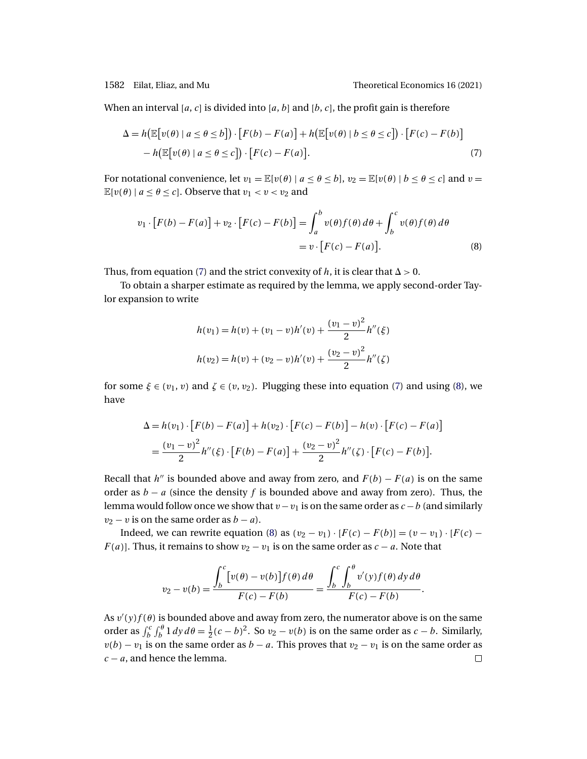When an interval $[a, c]$ is divided into $[a, b]$ and $[b, c]$, the profit gain is therefore

$$\Delta = h\big(\mathbb{E}\big[v(\theta) \mid a \le \theta \le b\big]\big) \cdot \big[F(b) - F(a)\big] + h\big(\mathbb{E}\big[v(\theta) \mid b \le \theta \le c\big]\big) \cdot \big[F(c) - F(b)\big]$$
$$- h\big(\mathbb{E}\big[v(\theta) \mid a \le \theta \le c\big]\big) \cdot \big[F(c) - F(a)\big]. \tag{7}$$

For notational convenience, let $v_1 = \mathbb{E}[v(\theta) \mid a \le \theta \le b]$, $v_2 = \mathbb{E}[v(\theta) \mid b \le \theta \le c]$ and $v = \mathbb{E}[v(\theta) \mid a \le \theta \le c]$. Observe that $v_1 < v < v_2$ and

$$v_1 \cdot \big[F(b) - F(a)\big] + v_2 \cdot \big[F(c) - F(b)\big] = \int_a^b v(\theta) f(\theta)\, d\theta + \int_b^c v(\theta) f(\theta)\, d\theta$$
$$= v \cdot \big[F(c) - F(a)\big]. \tag{8}$$

Thus, from equation (7) and the strict convexity of $h$, it is clear that $\Delta > 0$.

To obtain a sharper estimate as required by the lemma, we apply second-order Taylor expansion to write

$$h(v_1) = h(v) + (v_1 - v)h'(v) + \frac{(v_1 - v)^2}{2} h''(\xi)$$
$$h(v_2) = h(v) + (v_2 - v)h'(v) + \frac{(v_2 - v)^2}{2} h''(\zeta)$$

for some $\xi \in (v_1, v)$ and $\zeta \in (v, v_2)$. Plugging these into equation (7) and using (8), we have

$$\Delta = h(v_1) \cdot \big[F(b) - F(a)\big] + h(v_2) \cdot \big[F(c) - F(b)\big] - h(v) \cdot \big[F(c) - F(a)\big]$$
$$= \frac{(v_1 - v)^2}{2} h''(\xi) \cdot \big[F(b) - F(a)\big] + \frac{(v_2 - v)^2}{2} h''(\zeta) \cdot \big[F(c) - F(b)\big].$$

Recall that $h''$ is bounded above and away from zero, and $F(b) - F(a)$ is on the same order as $b - a$ (since the density $f$ is bounded above and away from zero). Thus, the lemma would follow once we show that $v - v_1$ is on the same order as $c - b$ (and similarly $v_2 - v$ is on the same order as $b - a$).

Indeed, we can rewrite equation (8) as $(v_2 - v_1) \cdot [F(c) - F(b)] = (v - v_1) \cdot [F(c) - F(a)]$. Thus, it remains to show $v_2 - v_1$ is on the same order as $c - a$. Note that

$$v_2 - v(b) = \frac{\displaystyle\int_b^c \big[v(\theta) - v(b)\big] f(\theta)\, d\theta}{F(c) - F(b)} = \frac{\displaystyle\int_b^c \int_b^\theta v'(y) f(\theta)\, dy\, d\theta}{F(c) - F(b)}.$$

As $v'(y)f(\theta)$ is bounded above and away from zero, the numerator above is on the same order as $\int_b^c \int_b^\theta 1\, dy\, d\theta = \frac{1}{2}(c - b)^2$. So $v_2 - v(b)$ is on the same order as $c - b$. Similarly, $v(b) - v_1$ is on the same order as $b - a$. This proves that $v_2 - v_1$ is on the same order as $c - a$, and hence the lemma. $\square$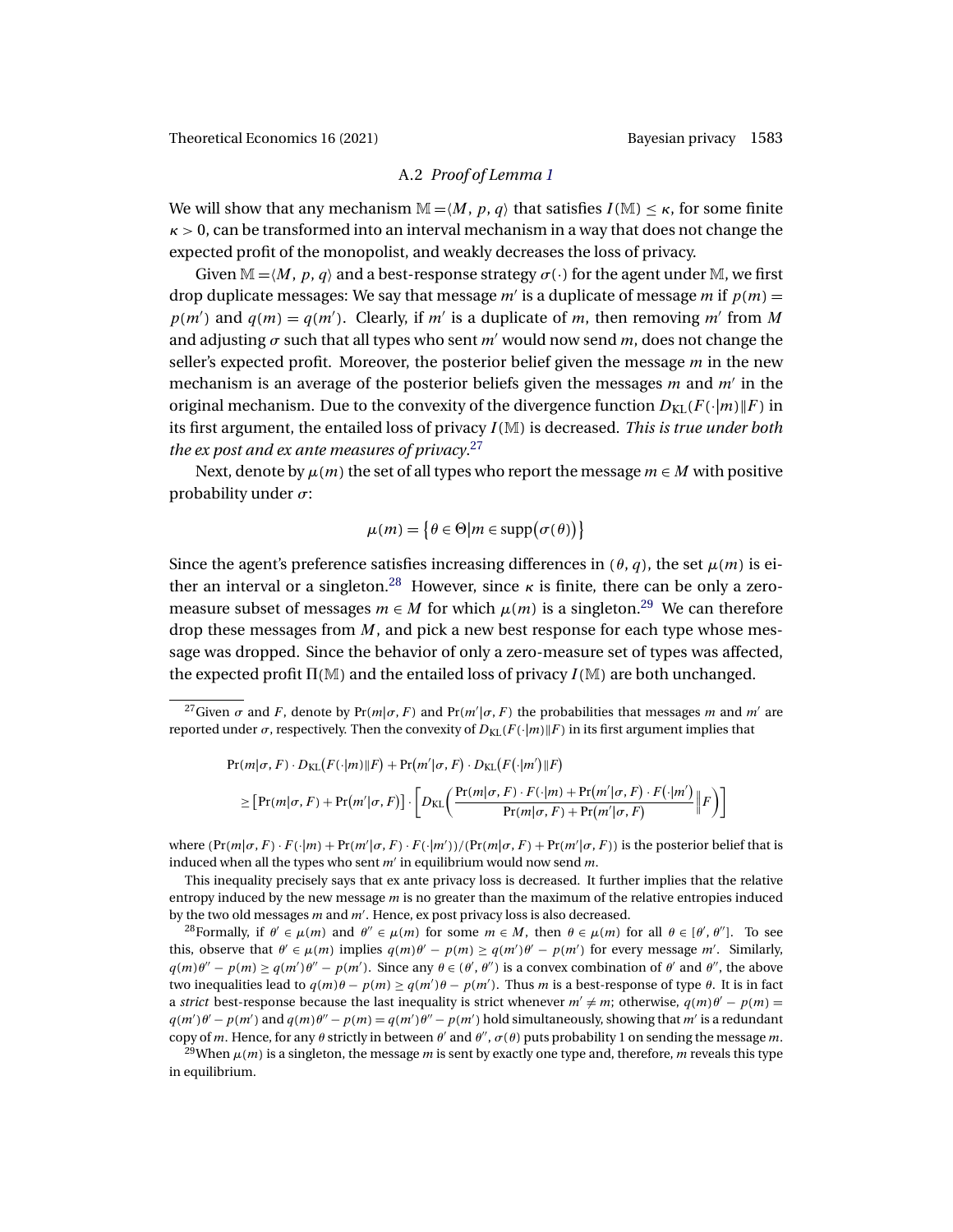### A.2 *Proof of Lemma 1*

We will show that any mechanism $\mathbb{M} = \langle M, p, q\rangle$ that satisfies $I(\mathbb{M}) \leq \kappa$, for some finite $\kappa > 0$, can be transformed into an interval mechanism in a way that does not change the expected profit of the monopolist, and weakly decreases the loss of privacy.

Given $\mathbb{M} = \langle M, p, q\rangle$ and a best-response strategy $\sigma(\cdot)$ for the agent under $\mathbb{M}$, we first drop duplicate messages: We say that message $m'$ is a duplicate of message $m$ if $p(m) = p(m')$ and $q(m) = q(m')$. Clearly, if $m'$ is a duplicate of $m$, then removing $m'$ from $M$ and adjusting $\sigma$ such that all types who sent $m'$ would now send $m$, does not change the seller's expected profit. Moreover, the posterior belief given the message $m$ in the new mechanism is an average of the posterior beliefs given the messages $m$ and $m'$ in the original mechanism. Due to the convexity of the divergence function $D_{\text{KL}}(F(\cdot|m)\|F)$ in its first argument, the entailed loss of privacy $I(\mathbb{M})$ is decreased. *This is true under both the ex post and ex ante measures of privacy.*[27]

Next, denote by $\mu(m)$ the set of all types who report the message $m \in M$ with positive probability under $\sigma$:

$$\mu(m) = \{\theta \in \Theta | m \in \text{supp}(\sigma(\theta))\}$$

Since the agent's preference satisfies increasing differences in $(\theta, q)$, the set $\mu(m)$ is either an interval or a singleton.[28] However, since $\kappa$ is finite, there can be only a zero-measure subset of messages $m \in M$ for which $\mu(m)$ is a singleton.[29] We can therefore drop these messages from $M$, and pick a new best response for each type whose message was dropped. Since the behavior of only a zero-measure set of types was affected, the expected profit $\Pi(\mathbb{M})$ and the entailed loss of privacy $I(\mathbb{M})$ are both unchanged.

---

[27] Given $\sigma$ and $F$, denote by $\Pr(m|\sigma, F)$ and $\Pr(m'|\sigma, F)$ the probabilities that messages $m$ and $m'$ are reported under $\sigma$, respectively. Then the convexity of $D_{\text{KL}}(F(\cdot|m)\|F)$ in its first argument implies that

$$\begin{aligned}
&\Pr(m|\sigma, F) \cdot D_{\text{KL}}(F(\cdot|m)\|F) + \Pr(m'|\sigma, F) \cdot D_{\text{KL}}(F(\cdot|m')\|F) \\
&\geq \left[\Pr(m|\sigma, F) + \Pr(m'|\sigma, F)\right] \cdot \left[D_{\text{KL}}\left(\frac{\Pr(m|\sigma, F) \cdot F(\cdot|m) + \Pr(m'|\sigma, F) \cdot F(\cdot|m')}{\Pr(m|\sigma, F) + \Pr(m'|\sigma, F)} \middle\| F\right)\right]
\end{aligned}$$

where $(\Pr(m|\sigma, F) \cdot F(\cdot|m) + \Pr(m'|\sigma, F) \cdot F(\cdot|m'))/(\Pr(m|\sigma, F) + \Pr(m'|\sigma, F))$ is the posterior belief that is induced when all the types who sent $m'$ in equilibrium would now send $m$.

This inequality precisely says that ex ante privacy loss is decreased. It further implies that the relative entropy induced by the new message $m$ is no greater than the maximum of the relative entropies induced by the two old messages $m$ and $m'$. Hence, ex post privacy loss is also decreased.

[28] Formally, if $\theta' \in \mu(m)$ and $\theta'' \in \mu(m)$ for some $m \in M$, then $\theta \in \mu(m)$ for all $\theta \in [\theta', \theta'']$. To see this, observe that $\theta' \in \mu(m)$ implies $q(m)\theta' - p(m) \geq q(m')\theta' - p(m')$ for every message $m'$. Similarly, $q(m)\theta'' - p(m) \geq q(m')\theta'' - p(m')$. Since any $\theta \in (\theta', \theta'')$ is a convex combination of $\theta'$ and $\theta''$, the above two inequalities lead to $q(m)\theta - p(m) \geq q(m')\theta - p(m')$. Thus $m$ is a best-response of type $\theta$. It is in fact a *strict* best-response because the last inequality is strict whenever $m' \neq m$; otherwise, $q(m)\theta' - p(m) = q(m')\theta' - p(m')$ and $q(m)\theta'' - p(m) = q(m')\theta'' - p(m')$ hold simultaneously, showing that $m'$ is a redundant copy of $m$. Hence, for any $\theta$ strictly in between $\theta'$ and $\theta''$, $\sigma(\theta)$ puts probability 1 on sending the message $m$.

[29] When $\mu(m)$ is a singleton, the message $m$ is sent by exactly one type and, therefore, $m$ reveals this type in equilibrium.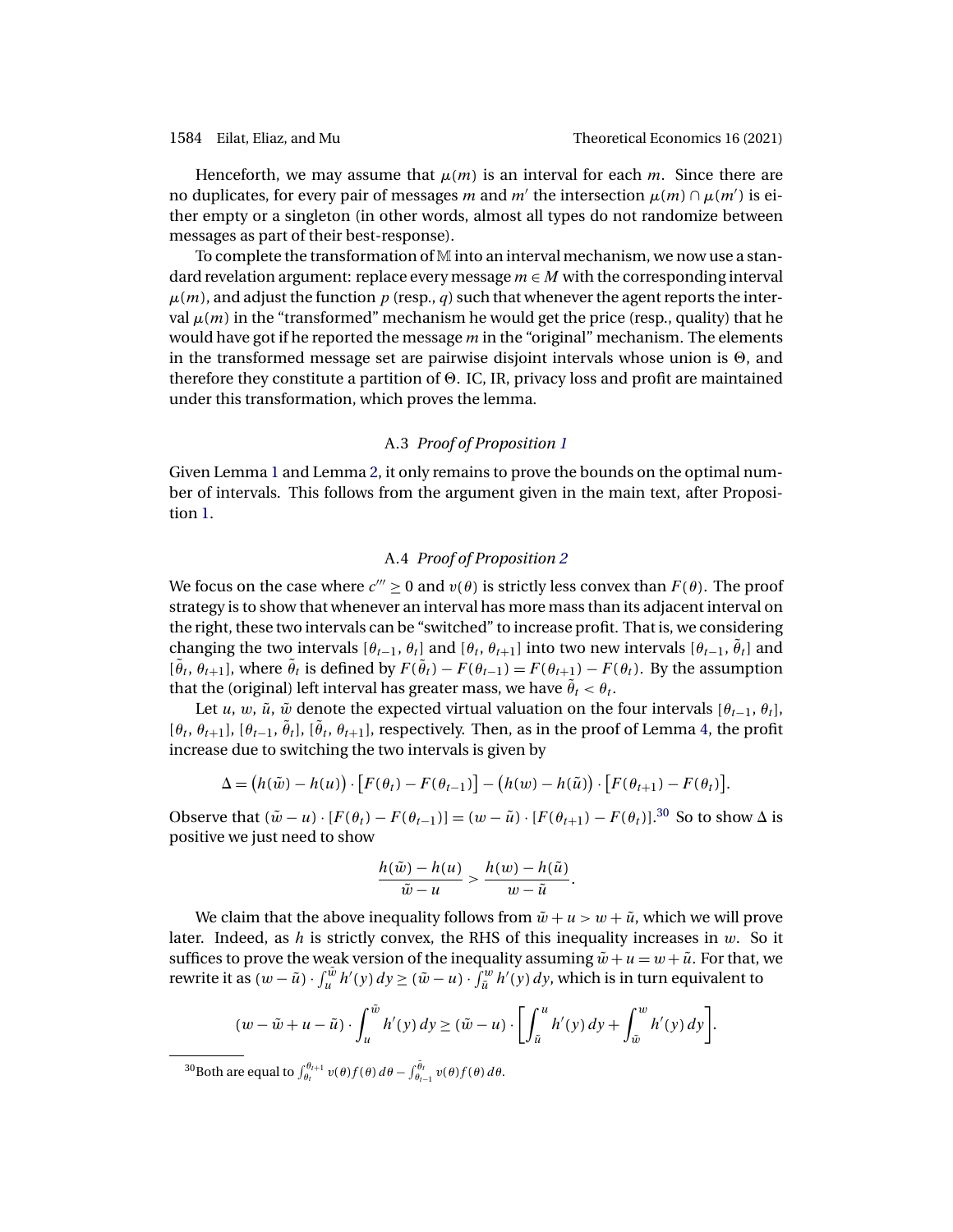Henceforth, we may assume that $\mu(m)$ is an interval for each $m$. Since there are no duplicates, for every pair of messages $m$ and $m'$ the intersection $\mu(m) \cap \mu(m')$ is either empty or a singleton (in other words, almost all types do not randomize between messages as part of their best-response).

To complete the transformation of $\mathbb{M}$ into an interval mechanism, we now use a standard revelation argument: replace every message $m \in M$ with the corresponding interval $\mu(m)$, and adjust the function $p$ (resp., $q$) such that whenever the agent reports the interval $\mu(m)$ in the "transformed" mechanism he would get the price (resp., quality) that he would have got if he reported the message $m$ in the "original" mechanism. The elements in the transformed message set are pairwise disjoint intervals whose union is $\Theta$, and therefore they constitute a partition of $\Theta$. IC, IR, privacy loss and profit are maintained under this transformation, which proves the lemma.

### A.3 *Proof of Proposition 1*

Given Lemma 1 and Lemma 2, it only remains to prove the bounds on the optimal number of intervals. This follows from the argument given in the main text, after Proposition 1.

### A.4 *Proof of Proposition 2*

We focus on the case where $c''' \geq 0$ and $v(\theta)$ is strictly less convex than $F(\theta)$. The proof strategy is to show that whenever an interval has more mass than its adjacent interval on the right, these two intervals can be "switched" to increase profit. That is, we considering changing the two intervals $[\theta_{t-1}, \theta_t]$ and $[\theta_t, \theta_{t+1}]$ into two new intervals $[\theta_{t-1}, \tilde{\theta}_t]$ and $[\tilde{\theta}_t, \theta_{t+1}]$, where $\tilde{\theta}_t$ is defined by $F(\tilde{\theta}_t) - F(\theta_{t-1}) = F(\theta_{t+1}) - F(\theta_t)$. By the assumption that the (original) left interval has greater mass, we have $\tilde{\theta}_t < \theta_t$.

Let $u$, $w$, $\tilde{u}$, $\tilde{w}$ denote the expected virtual valuation on the four intervals $[\theta_{t-1}, \theta_t]$, $[\theta_t, \theta_{t+1}]$, $[\theta_{t-1}, \tilde{\theta}_t]$, $[\tilde{\theta}_t, \theta_{t+1}]$, respectively. Then, as in the proof of Lemma 4, the profit increase due to switching the two intervals is given by

$$\Delta = \big(h(\tilde{w}) - h(u)\big) \cdot \big[F(\theta_t) - F(\theta_{t-1})\big] - \big(h(w) - h(\tilde{u})\big) \cdot \big[F(\theta_{t+1}) - F(\theta_t)\big].$$

Observe that $(\tilde{w} - u) \cdot [F(\theta_t) - F(\theta_{t-1})] = (w - \tilde{u}) \cdot [F(\theta_{t+1}) - F(\theta_t)]$.[30] So to show $\Delta$ is positive we just need to show

$$\frac{h(\tilde{w}) - h(u)}{\tilde{w} - u} > \frac{h(w) - h(\tilde{u})}{w - \tilde{u}}.$$

We claim that the above inequality follows from $\tilde{w} + u > w + \tilde{u}$, which we will prove later. Indeed, as $h$ is strictly convex, the RHS of this inequality increases in $w$. So it suffices to prove the weak version of the inequality assuming $\tilde{w} + u = w + \tilde{u}$. For that, we rewrite it as $(w - \tilde{u}) \cdot \int_u^{\tilde{w}} h'(y)\, dy \geq (\tilde{w} - u) \cdot \int_{\tilde{u}}^{w} h'(y)\, dy$, which is in turn equivalent to

$$(w - \tilde{w} + u - \tilde{u}) \cdot \int_u^{\tilde{w}} h'(y)\, dy \geq (\tilde{w} - u) \cdot \left[\int_{\tilde{u}}^{u} h'(y)\, dy + \int_{\tilde{w}}^{w} h'(y)\, dy\right].$$

[30] Both are equal to $\int_{\theta_t}^{\theta_{t+1}} v(\theta) f(\theta)\, d\theta - \int_{\theta_{t-1}}^{\tilde{\theta}_t} v(\theta) f(\theta)\, d\theta$.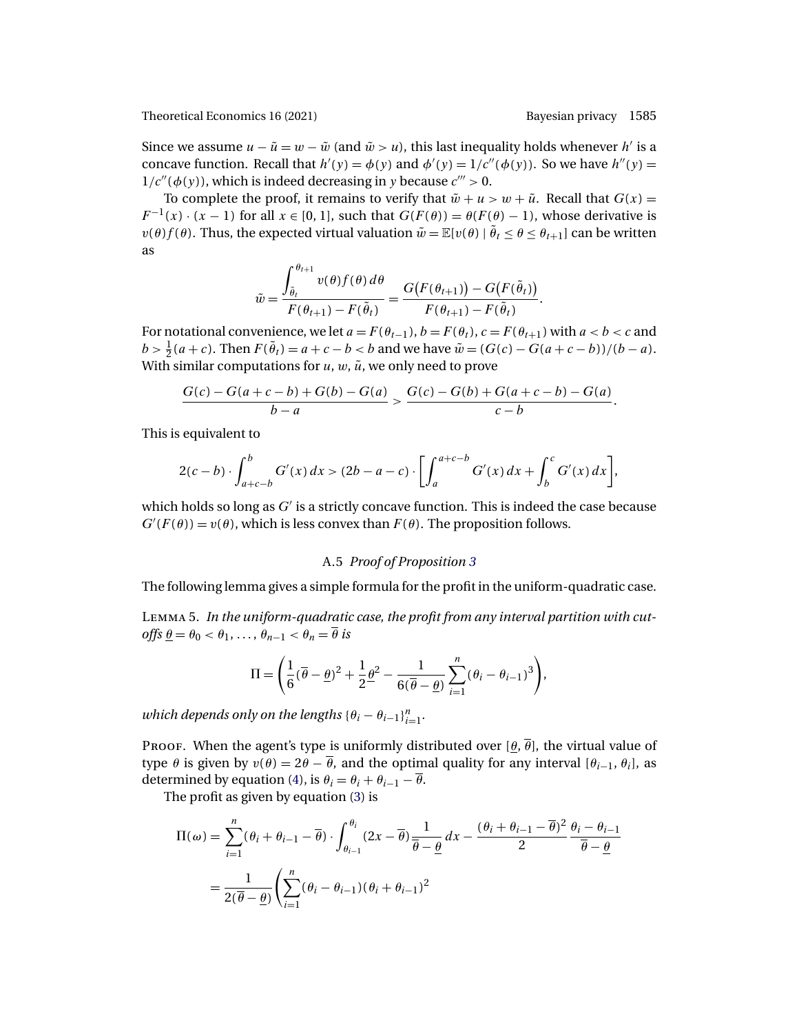Since we assume $u - \tilde{u} = w - \tilde{w}$ (and $\tilde{w} > u$), this last inequality holds whenever $h'$ is a concave function. Recall that $h'(y) = \phi(y)$ and $\phi'(y) = 1/c''(\phi(y))$. So we have $h''(y) = 1/c''(\phi(y))$, which is indeed decreasing in $y$ because $c''' > 0$.

To complete the proof, it remains to verify that $\tilde{w} + u > w + \tilde{u}$. Recall that $G(x) = F^{-1}(x) \cdot (x-1)$ for all $x \in [0,1]$, such that $G(F(\theta)) = \theta(F(\theta) - 1)$, whose derivative is $v(\theta)f(\theta)$. Thus, the expected virtual valuation $\tilde{w} = \mathbb{E}[v(\theta) \mid \tilde{\theta}_t \leq \theta \leq \theta_{t+1}]$ can be written as

$$\tilde{w} = \frac{\int_{\tilde{\theta}_t}^{\theta_{t+1}} v(\theta) f(\theta)\, d\theta}{F(\theta_{t+1}) - F(\tilde{\theta}_t)} = \frac{G\big(F(\theta_{t+1})\big) - G\big(F(\tilde{\theta}_t)\big)}{F(\theta_{t+1}) - F(\tilde{\theta}_t)}.$$

For notational convenience, we let $a = F(\theta_{t-1})$, $b = F(\theta_t)$, $c = F(\theta_{t+1})$ with $a < b < c$ and $b > \frac{1}{2}(a+c)$. Then $F(\tilde{\theta}_t) = a + c - b < b$ and we have $\tilde{w} = (G(c) - G(a+c-b))/(b-a)$. With similar computations for $u$, $w$, $\tilde{u}$, we only need to prove

$$\frac{G(c) - G(a+c-b) + G(b) - G(a)}{b-a} > \frac{G(c) - G(b) + G(a+c-b) - G(a)}{c-b}.$$

This is equivalent to

$$2(c-b) \cdot \int_{a+c-b}^{b} G'(x)\, dx > (2b - a - c) \cdot \left[\int_{a}^{a+c-b} G'(x)\, dx + \int_{b}^{c} G'(x)\, dx\right],$$

which holds so long as $G'$ is a strictly concave function. This is indeed the case because $G'(F(\theta)) = v(\theta)$, which is less convex than $F(\theta)$. The proposition follows.

### A.5 *Proof of Proposition 3*

The following lemma gives a simple formula for the profit in the uniform-quadratic case.

Lemma 5. *In the uniform-quadratic case, the profit from any interval partition with cutoffs $\underline{\theta} = \theta_0 < \theta_1, \ldots, \theta_{n-1} < \theta_n = \overline{\theta}$ is*

$$\Pi = \left(\frac{1}{6}(\overline{\theta} - \underline{\theta})^2 + \frac{1}{2}\underline{\theta}^2 - \frac{1}{6(\overline{\theta} - \underline{\theta})}\sum_{i=1}^{n}(\theta_i - \theta_{i-1})^3\right),$$

*which depends only on the lengths $\{\theta_i - \theta_{i-1}\}_{i=1}^{n}$.*

Proof. When the agent's type is uniformly distributed over $[\underline{\theta}, \overline{\theta}]$, the virtual value of type $\theta$ is given by $v(\theta) = 2\theta - \overline{\theta}$, and the optimal quality for any interval $[\theta_{i-1}, \theta_i]$, as determined by equation (4), is $\theta_i = \theta_i + \theta_{i-1} - \overline{\theta}$.

The profit as given by equation (3) is

$$\begin{aligned}
\Pi(\omega) &= \sum_{i=1}^{n}(\theta_i + \theta_{i-1} - \overline{\theta}) \cdot \int_{\theta_{i-1}}^{\theta_i}(2x - \overline{\theta})\frac{1}{\overline{\theta} - \underline{\theta}}\, dx - \frac{(\theta_i + \theta_{i-1} - \overline{\theta})^2}{2}\frac{\theta_i - \theta_{i-1}}{\overline{\theta} - \underline{\theta}} \\
&= \frac{1}{2(\overline{\theta} - \underline{\theta})}\left(\sum_{i=1}^{n}(\theta_i - \theta_{i-1})(\theta_i + \theta_{i-1})^2\right.
\end{aligned}$$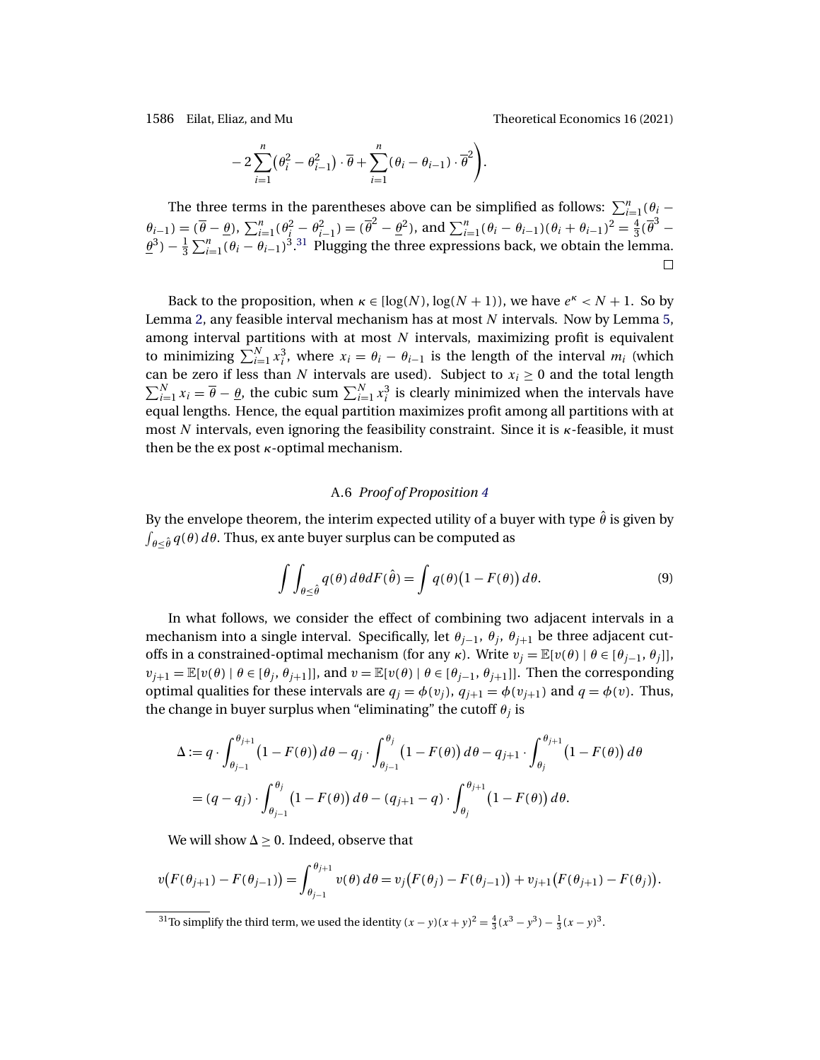$$- 2\sum_{i=1}^{n}\big(\theta_i^2 - \theta_{i-1}^2\big)\cdot\overline{\theta} + \sum_{i=1}^{n}(\theta_i - \theta_{i-1})\cdot\overline{\theta}^2\Bigg).$$

The three terms in the parentheses above can be simplified as follows: $\sum_{i=1}^{n}(\theta_i - \theta_{i-1}) = (\overline{\theta} - \underline{\theta})$, $\sum_{i=1}^{n}(\theta_i^2 - \theta_{i-1}^2) = (\overline{\theta}^2 - \underline{\theta}^2)$, and $\sum_{i=1}^{n}(\theta_i - \theta_{i-1})(\theta_i + \theta_{i-1})^2 = \frac{4}{3}(\overline{\theta}^3 - \underline{\theta}^3) - \frac{1}{3}\sum_{i=1}^{n}(\theta_i - \theta_{i-1})^3$.[31] Plugging the three expressions back, we obtain the lemma. □

Back to the proposition, when $\kappa \in [\log(N), \log(N+1))$, we have $e^{\kappa} < N + 1$. So by Lemma 2, any feasible interval mechanism has at most $N$ intervals. Now by Lemma 5, among interval partitions with at most $N$ intervals, maximizing profit is equivalent to minimizing $\sum_{i=1}^{N} x_i^3$, where $x_i = \theta_i - \theta_{i-1}$ is the length of the interval $m_i$ (which can be zero if less than $N$ intervals are used). Subject to $x_i \geq 0$ and the total length $\sum_{i=1}^{N} x_i = \overline{\theta} - \underline{\theta}$, the cubic sum $\sum_{i=1}^{N} x_i^3$ is clearly minimized when the intervals have equal lengths. Hence, the equal partition maximizes profit among all partitions with at most $N$ intervals, even ignoring the feasibility constraint. Since it is $\kappa$-feasible, it must then be the ex post $\kappa$-optimal mechanism.

### A.6 *Proof of Proposition 4*

By the envelope theorem, the interim expected utility of a buyer with type $\hat{\theta}$ is given by $\int_{\theta \leq \hat{\theta}} q(\theta)\, d\theta$. Thus, ex ante buyer surplus can be computed as

$$\int \int_{\theta \leq \hat{\theta}} q(\theta)\, d\theta dF(\hat{\theta}) = \int q(\theta)\big(1 - F(\theta)\big)\, d\theta. \tag{9}$$

In what follows, we consider the effect of combining two adjacent intervals in a mechanism into a single interval. Specifically, let $\theta_{j-1}$, $\theta_j$, $\theta_{j+1}$ be three adjacent cutoffs in a constrained-optimal mechanism (for any $\kappa$). Write $v_j = \mathbb{E}[v(\theta) \mid \theta \in [\theta_{j-1}, \theta_j]]$, $v_{j+1} = \mathbb{E}[v(\theta) \mid \theta \in [\theta_j, \theta_{j+1}]]$, and $v = \mathbb{E}[v(\theta) \mid \theta \in [\theta_{j-1}, \theta_{j+1}]]$. Then the corresponding optimal qualities for these intervals are $q_j = \phi(v_j)$, $q_{j+1} = \phi(v_{j+1})$ and $q = \phi(v)$. Thus, the change in buyer surplus when "eliminating" the cutoff $\theta_j$ is

$$\begin{aligned}
\Delta &:= q \cdot \int_{\theta_{j-1}}^{\theta_{j+1}} \big(1 - F(\theta)\big)\, d\theta - q_j \cdot \int_{\theta_{j-1}}^{\theta_j} \big(1 - F(\theta)\big)\, d\theta - q_{j+1} \cdot \int_{\theta_j}^{\theta_{j+1}} \big(1 - F(\theta)\big)\, d\theta \\
&= (q - q_j) \cdot \int_{\theta_{j-1}}^{\theta_j} \big(1 - F(\theta)\big)\, d\theta - (q_{j+1} - q) \cdot \int_{\theta_j}^{\theta_{j+1}} \big(1 - F(\theta)\big)\, d\theta.
\end{aligned}$$

We will show $\Delta \geq 0$. Indeed, observe that

$$v\big(F(\theta_{j+1}) - F(\theta_{j-1})\big) = \int_{\theta_{j-1}}^{\theta_{j+1}} v(\theta)\, d\theta = v_j\big(F(\theta_j) - F(\theta_{j-1})\big) + v_{j+1}\big(F(\theta_{j+1}) - F(\theta_j)\big).$$

[31] To simplify the third term, we used the identity $(x - y)(x + y)^2 = \frac{4}{3}(x^3 - y^3) - \frac{1}{3}(x - y)^3$.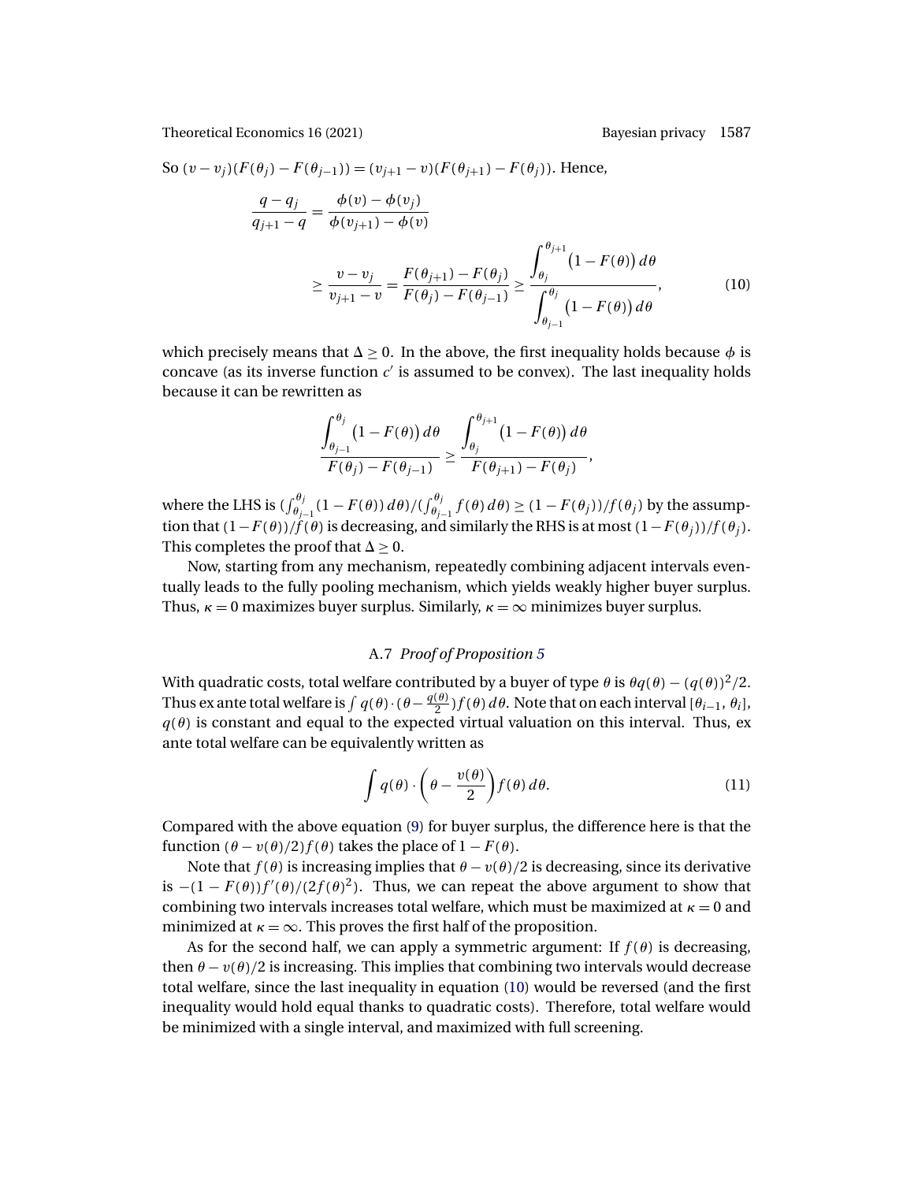So $(v - v_j)(F(\theta_j) - F(\theta_{j-1})) = (v_{j+1} - v)(F(\theta_{j+1}) - F(\theta_j))$. Hence,

$$\frac{q - q_j}{q_{j+1} - q} = \frac{\phi(v) - \phi(v_j)}{\phi(v_{j+1}) - \phi(v)}$$

$$\geq \frac{v - v_j}{v_{j+1} - v} = \frac{F(\theta_{j+1}) - F(\theta_j)}{F(\theta_j) - F(\theta_{j-1})} \geq \frac{\displaystyle\int_{\theta_j}^{\theta_{j+1}} \big(1 - F(\theta)\big)\, d\theta}{\displaystyle\int_{\theta_{j-1}}^{\theta_j} \big(1 - F(\theta)\big)\, d\theta}, \tag{10}$$

which precisely means that $\Delta \geq 0$. In the above, the first inequality holds because $\phi$ is concave (as its inverse function $c'$ is assumed to be convex). The last inequality holds because it can be rewritten as

$$\frac{\displaystyle\int_{\theta_{j-1}}^{\theta_j} \big(1 - F(\theta)\big)\, d\theta}{F(\theta_j) - F(\theta_{j-1})} \geq \frac{\displaystyle\int_{\theta_j}^{\theta_{j+1}} \big(1 - F(\theta)\big)\, d\theta}{F(\theta_{j+1}) - F(\theta_j)},$$

where the LHS is $(\int_{\theta_{j-1}}^{\theta_j} (1 - F(\theta))\, d\theta)/(\int_{\theta_{j-1}}^{\theta_j} f(\theta)\, d\theta) \geq (1 - F(\theta_j))/f(\theta_j)$ by the assumption that $(1 - F(\theta))/f(\theta)$ is decreasing, and similarly the RHS is at most $(1 - F(\theta_j))/f(\theta_j)$. This completes the proof that $\Delta \geq 0$.

Now, starting from any mechanism, repeatedly combining adjacent intervals eventually leads to the fully pooling mechanism, which yields weakly higher buyer surplus. Thus, $\kappa = 0$ maximizes buyer surplus. Similarly, $\kappa = \infty$ minimizes buyer surplus.

### A.7 *Proof of Proposition 5*

With quadratic costs, total welfare contributed by a buyer of type $\theta$ is $\theta q(\theta) - (q(\theta))^2/2$. Thus ex ante total welfare is $\int q(\theta) \cdot (\theta - \frac{q(\theta)}{2}) f(\theta)\, d\theta$. Note that on each interval $[\theta_{i-1}, \theta_i]$, $q(\theta)$ is constant and equal to the expected virtual valuation on this interval. Thus, ex ante total welfare can be equivalently written as

$$\int q(\theta) \cdot \left(\theta - \frac{v(\theta)}{2}\right) f(\theta)\, d\theta. \tag{11}$$

Compared with the above equation (9) for buyer surplus, the difference here is that the function $(\theta - v(\theta)/2) f(\theta)$ takes the place of $1 - F(\theta)$.

Note that $f(\theta)$ is increasing implies that $\theta - v(\theta)/2$ is decreasing, since its derivative is $-(1 - F(\theta)) f'(\theta)/(2f(\theta)^2)$. Thus, we can repeat the above argument to show that combining two intervals increases total welfare, which must be maximized at $\kappa = 0$ and minimized at $\kappa = \infty$. This proves the first half of the proposition.

As for the second half, we can apply a symmetric argument: If $f(\theta)$ is decreasing, then $\theta - v(\theta)/2$ is increasing. This implies that combining two intervals would decrease total welfare, since the last inequality in equation (10) would be reversed (and the first inequality would hold equal thanks to quadratic costs). Therefore, total welfare would be minimized with a single interval, and maximized with full screening.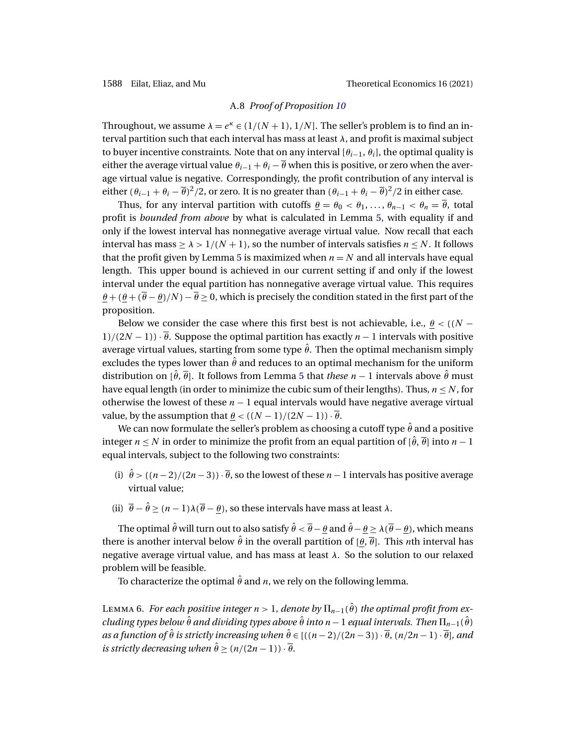### A.8 *Proof of Proposition 10*

Throughout, we assume $\lambda = e^{\kappa} \in (1/(N+1), 1/N]$. The seller's problem is to find an interval partition such that each interval has mass at least $\lambda$, and profit is maximal subject to buyer incentive constraints. Note that on any interval $[\theta_{i-1}, \theta_i]$, the optimal quality is either the average virtual value $\theta_{i-1} + \theta_i - \overline{\theta}$ when this is positive, or zero when the average virtual value is negative. Correspondingly, the profit contribution of any interval is either $(\theta_{i-1} + \theta_i - \overline{\theta})^2/2$, or zero. It is no greater than $(\theta_{i-1} + \theta_i - \overline{\theta})^2/2$ in either case.

Thus, for any interval partition with cutoffs $\underline{\theta} = \theta_0 < \theta_1, \dots, \theta_{n-1} < \theta_n = \overline{\theta}$, total profit is *bounded from above* by what is calculated in Lemma 5, with equality if and only if the lowest interval has nonnegative average virtual value. Now recall that each interval has mass $\geq \lambda > 1/(N+1)$, so the number of intervals satisfies $n \leq N$. It follows that the profit given by Lemma 5 is maximized when $n = N$ and all intervals have equal length. This upper bound is achieved in our current setting if and only if the lowest interval under the equal partition has nonnegative average virtual value. This requires $\underline{\theta} + (\underline{\theta} + (\overline{\theta} - \underline{\theta})/N) - \overline{\theta} \geq 0$, which is precisely the condition stated in the first part of the proposition.

Below we consider the case where this first best is not achievable, i.e., $\underline{\theta} < ((N-1)/(2N-1)) \cdot \overline{\theta}$. Suppose the optimal partition has exactly $n-1$ intervals with positive average virtual values, starting from some type $\hat{\theta}$. Then the optimal mechanism simply excludes the types lower than $\hat{\theta}$ and reduces to an optimal mechanism for the uniform distribution on $[\hat{\theta}, \overline{\theta}]$. It follows from Lemma 5 that *these* $n-1$ intervals above $\hat{\theta}$ must have equal length (in order to minimize the cubic sum of their lengths). Thus, $n \leq N$, for otherwise the lowest of these $n-1$ equal intervals would have negative average virtual value, by the assumption that $\underline{\theta} < ((N-1)/(2N-1)) \cdot \overline{\theta}$.

We can now formulate the seller's problem as choosing a cutoff type $\hat{\theta}$ and a positive integer $n \leq N$ in order to minimize the profit from an equal partition of $[\hat{\theta}, \overline{\theta}]$ into $n-1$ equal intervals, subject to the following two constraints:

(i) $\hat{\theta} > ((n-2)/(2n-3)) \cdot \overline{\theta}$, so the lowest of these $n-1$ intervals has positive average virtual value;

(ii) $\overline{\theta} - \hat{\theta} \geq (n-1)\lambda(\overline{\theta} - \underline{\theta})$, so these intervals have mass at least $\lambda$.

The optimal $\hat{\theta}$ will turn out to also satisfy $\hat{\theta} < \overline{\theta} - \underline{\theta}$ and $\hat{\theta} - \underline{\theta} \geq \lambda(\overline{\theta} - \underline{\theta})$, which means there is another interval below $\hat{\theta}$ in the overall partition of $[\underline{\theta}, \overline{\theta}]$. This $n$th interval has negative average virtual value, and has mass at least $\lambda$. So the solution to our relaxed problem will be feasible.

To characterize the optimal $\hat{\theta}$ and $n$, we rely on the following lemma.

Lemma 6. *For each positive integer $n > 1$, denote by $\Pi_{n-1}(\hat{\theta})$ the optimal profit from excluding types below $\hat{\theta}$ and dividing types above $\hat{\theta}$ into $n-1$ equal intervals. Then $\Pi_{n-1}(\hat{\theta})$ as a function of $\hat{\theta}$ is strictly increasing when $\hat{\theta} \in [((n-2)/(2n-3)) \cdot \overline{\theta}, (n/2n-1) \cdot \overline{\theta}]$, and is strictly decreasing when $\hat{\theta} \geq (n/(2n-1)) \cdot \overline{\theta}$.*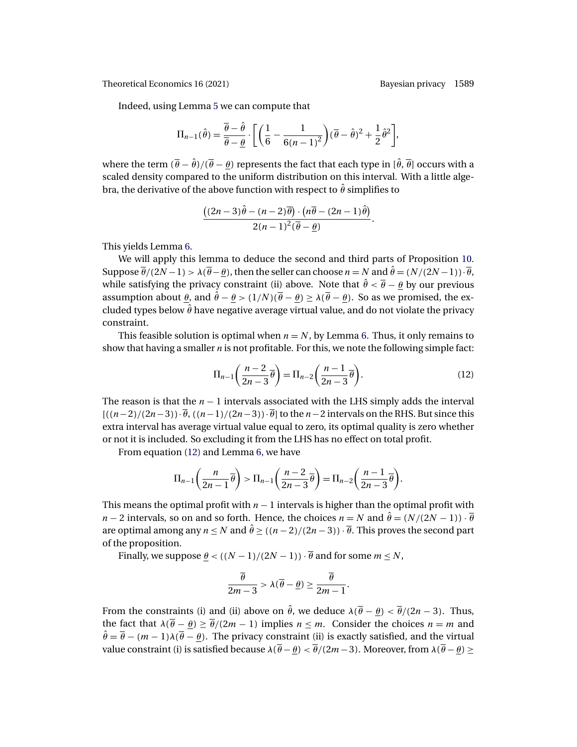Indeed, using Lemma 5 we can compute that

$$\Pi_{n-1}(\hat{\theta}) = \frac{\overline{\theta} - \hat{\theta}}{\overline{\theta} - \underline{\theta}} \cdot \left[ \left( \frac{1}{6} - \frac{1}{6(n-1)^2} \right) (\overline{\theta} - \hat{\theta})^2 + \frac{1}{2} \hat{\theta}^2 \right],$$

where the term $(\overline{\theta} - \hat{\theta})/(\overline{\theta} - \underline{\theta})$ represents the fact that each type in $[\hat{\theta}, \overline{\theta}]$ occurs with a scaled density compared to the uniform distribution on this interval. With a little algebra, the derivative of the above function with respect to $\hat{\theta}$ simplifies to

$$\frac{\big((2n-3)\hat{\theta} - (n-2)\overline{\theta}\big) \cdot \big(n\overline{\theta} - (2n-1)\hat{\theta}\big)}{2(n-1)^2(\overline{\theta} - \underline{\theta})}.$$

This yields Lemma 6.

We will apply this lemma to deduce the second and third parts of Proposition 10. Suppose $\overline{\theta}/(2N-1) > \lambda(\overline{\theta} - \underline{\theta})$, then the seller can choose $n = N$ and $\hat{\theta} = (N/(2N-1)) \cdot \overline{\theta}$, while satisfying the privacy constraint (ii) above. Note that $\hat{\theta} < \overline{\theta} - \underline{\theta}$ by our previous assumption about $\underline{\theta}$, and $\hat{\theta} - \underline{\theta} > (1/N)(\overline{\theta} - \underline{\theta}) \geq \lambda(\overline{\theta} - \underline{\theta})$. So as we promised, the excluded types below $\hat{\theta}$ have negative average virtual value, and do not violate the privacy constraint.

This feasible solution is optimal when $n = N$, by Lemma 6. Thus, it only remains to show that having a smaller $n$ is not profitable. For this, we note the following simple fact:

$$\Pi_{n-1}\left( \frac{n-2}{2n-3} \overline{\theta} \right) = \Pi_{n-2}\left( \frac{n-1}{2n-3} \overline{\theta} \right). \tag{12}$$

The reason is that the $n-1$ intervals associated with the LHS simply adds the interval $[((n-2)/(2n-3)) \cdot \overline{\theta}, ((n-1)/(2n-3)) \cdot \overline{\theta}]$ to the $n-2$ intervals on the RHS. But since this extra interval has average virtual value equal to zero, its optimal quality is zero whether or not it is included. So excluding it from the LHS has no effect on total profit.

From equation (12) and Lemma 6, we have

$$\Pi_{n-1}\left( \frac{n}{2n-1} \overline{\theta} \right) > \Pi_{n-1}\left( \frac{n-2}{2n-3} \overline{\theta} \right) = \Pi_{n-2}\left( \frac{n-1}{2n-3} \overline{\theta} \right).$$

This means the optimal profit with $n-1$ intervals is higher than the optimal profit with $n-2$ intervals, so on and so forth. Hence, the choices $n = N$ and $\hat{\theta} = (N/(2N-1)) \cdot \overline{\theta}$ are optimal among any $n \leq N$ and $\hat{\theta} \geq ((n-2)/(2n-3)) \cdot \overline{\theta}$. This proves the second part of the proposition.

Finally, we suppose $\underline{\theta} < ((N-1)/(2N-1)) \cdot \overline{\theta}$ and for some $m \leq N$,

$$\frac{\overline{\theta}}{2m-3} > \lambda(\overline{\theta} - \underline{\theta}) \geq \frac{\overline{\theta}}{2m-1}.$$

From the constraints (i) and (ii) above on $\hat{\theta}$, we deduce $\lambda(\overline{\theta} - \underline{\theta}) < \overline{\theta}/(2n-3)$. Thus, the fact that $\lambda(\overline{\theta} - \underline{\theta}) \geq \overline{\theta}/(2m-1)$ implies $n \leq m$. Consider the choices $n = m$ and $\hat{\theta} = \overline{\theta} - (m-1)\lambda(\overline{\theta} - \underline{\theta})$. The privacy constraint (ii) is exactly satisfied, and the virtual value constraint (i) is satisfied because $\lambda(\overline{\theta} - \underline{\theta}) < \overline{\theta}/(2m-3)$. Moreover, from $\lambda(\overline{\theta} - \underline{\theta}) \geq$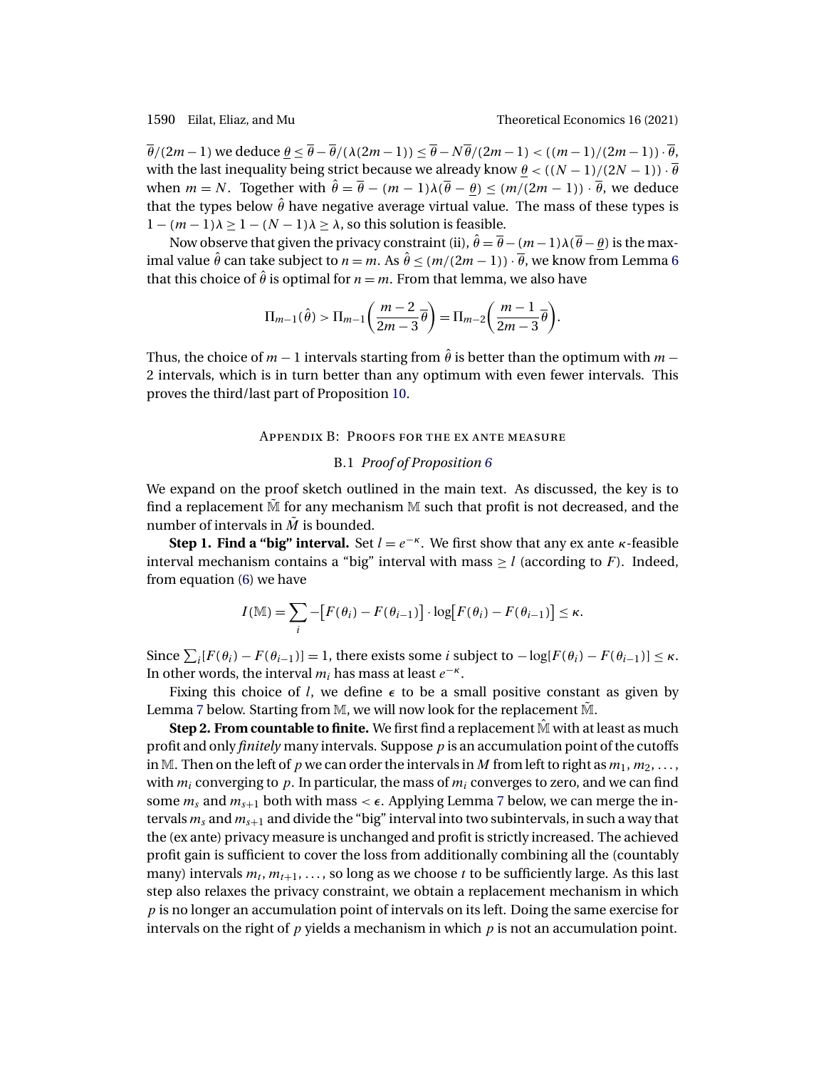$\overline{\theta}/(2m-1)$ we deduce $\underline{\theta} \leq \overline{\theta} - \overline{\theta}/(\lambda(2m-1)) \leq \overline{\theta} - N\overline{\theta}/(2m-1) < ((m-1)/(2m-1)) \cdot \overline{\theta}$, with the last inequality being strict because we already know $\underline{\theta} < ((N-1)/(2N-1)) \cdot \overline{\theta}$ when $m = N$. Together with $\hat{\theta} = \overline{\theta} - (m-1)\lambda(\overline{\theta} - \underline{\theta}) \leq (m/(2m-1)) \cdot \overline{\theta}$, we deduce that the types below $\hat{\theta}$ have negative average virtual value. The mass of these types is $1 - (m-1)\lambda \geq 1 - (N-1)\lambda \geq \lambda$, so this solution is feasible.

Now observe that given the privacy constraint (ii), $\hat{\theta} = \overline{\theta} - (m-1)\lambda(\overline{\theta} - \underline{\theta})$ is the maximal value $\hat{\theta}$ can take subject to $n = m$. As $\hat{\theta} \leq (m/(2m-1)) \cdot \overline{\theta}$, we know from Lemma 6 that this choice of $\hat{\theta}$ is optimal for $n = m$. From that lemma, we also have

$$\Pi_{m-1}(\hat{\theta}) > \Pi_{m-1}\left(\frac{m-2}{2m-3}\overline{\theta}\right) = \Pi_{m-2}\left(\frac{m-1}{2m-3}\overline{\theta}\right).$$

Thus, the choice of $m-1$ intervals starting from $\hat{\theta}$ is better than the optimum with $m-2$ intervals, which is in turn better than any optimum with even fewer intervals. This proves the third/last part of Proposition 10.

## Appendix B: Proofs for the ex ante measure

### B.1 *Proof of Proposition 6*

We expand on the proof sketch outlined in the main text. As discussed, the key is to find a replacement $\tilde{\mathbb{M}}$ for any mechanism $\mathbb{M}$ such that profit is not decreased, and the number of intervals in $\tilde{M}$ is bounded.

**Step 1. Find a "big" interval.** Set $l = e^{-\kappa}$. We first show that any ex ante $\kappa$-feasible interval mechanism contains a "big" interval with mass $\geq l$ (according to $F$). Indeed, from equation (6) we have

$$I(\mathbb{M}) = \sum_i -\left[F(\theta_i) - F(\theta_{i-1})\right] \cdot \log\left[F(\theta_i) - F(\theta_{i-1})\right] \leq \kappa.$$

Since $\sum_i [F(\theta_i) - F(\theta_{i-1})] = 1$, there exists some $i$ subject to $-\log[F(\theta_i) - F(\theta_{i-1})] \leq \kappa$. In other words, the interval $m_i$ has mass at least $e^{-\kappa}$.

Fixing this choice of $l$, we define $\epsilon$ to be a small positive constant as given by Lemma 7 below. Starting from $\mathbb{M}$, we will now look for the replacement $\tilde{\mathbb{M}}$.

**Step 2. From countable to finite.** We first find a replacement $\hat{\mathbb{M}}$ with at least as much profit and only *finitely* many intervals. Suppose $p$ is an accumulation point of the cutoffs in $\mathbb{M}$. Then on the left of $p$ we can order the intervals in $M$ from left to right as $m_1, m_2, \ldots$, with $m_i$ converging to $p$. In particular, the mass of $m_i$ converges to zero, and we can find some $m_s$ and $m_{s+1}$ both with mass $< \epsilon$. Applying Lemma 7 below, we can merge the intervals $m_s$ and $m_{s+1}$ and divide the "big" interval into two subintervals, in such a way that the (ex ante) privacy measure is unchanged and profit is strictly increased. The achieved profit gain is sufficient to cover the loss from additionally combining all the (countably many) intervals $m_t, m_{t+1}, \ldots$, so long as we choose $t$ to be sufficiently large. As this last step also relaxes the privacy constraint, we obtain a replacement mechanism in which $p$ is no longer an accumulation point of intervals on its left. Doing the same exercise for intervals on the right of $p$ yields a mechanism in which $p$ is not an accumulation point.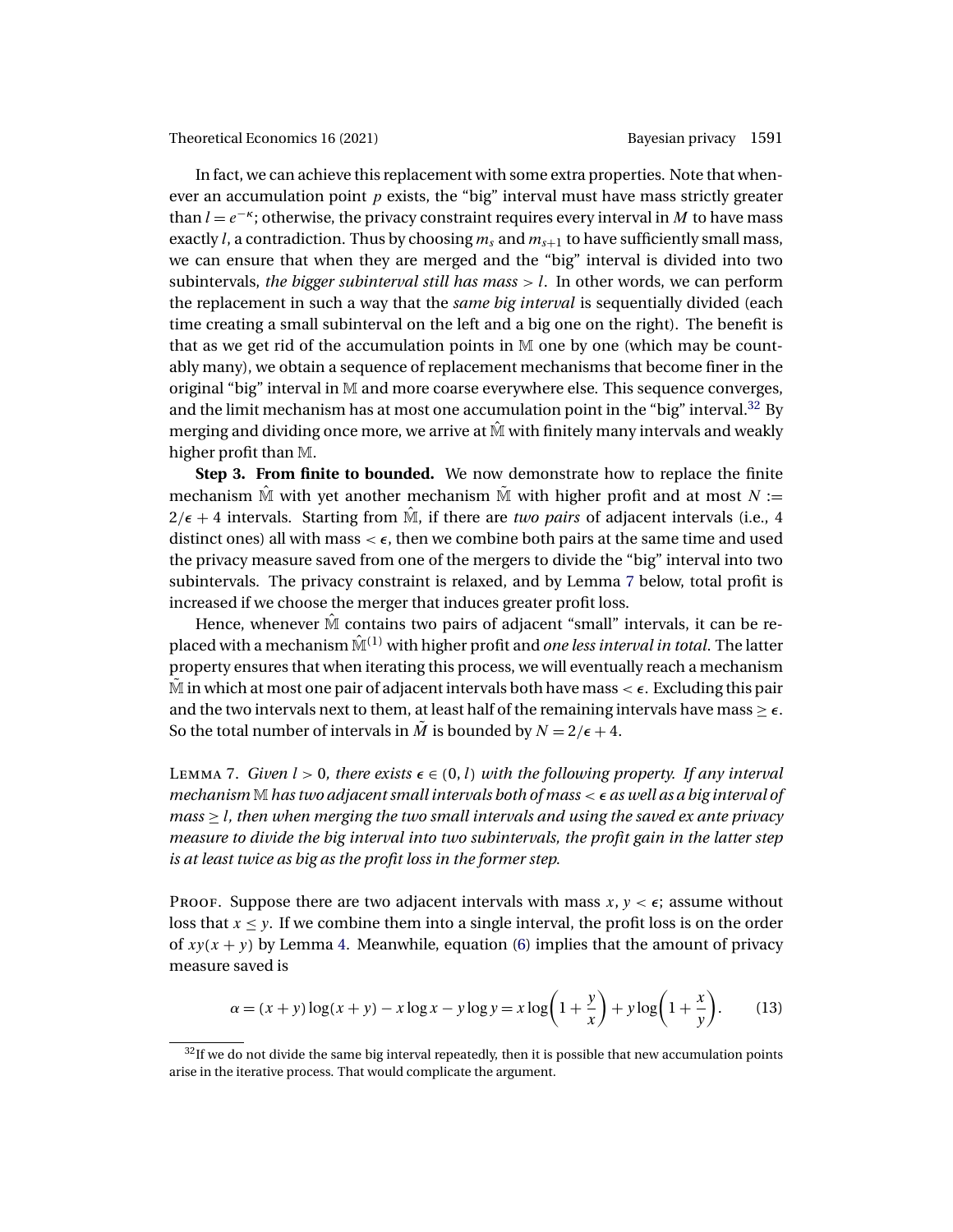In fact, we can achieve this replacement with some extra properties. Note that whenever an accumulation point $p$ exists, the "big" interval must have mass strictly greater than $l = e^{-\kappa}$; otherwise, the privacy constraint requires every interval in $M$ to have mass exactly $l$, a contradiction. Thus by choosing $m_s$ and $m_{s+1}$ to have sufficiently small mass, we can ensure that when they are merged and the "big" interval is divided into two subintervals, *the bigger subinterval still has mass* $> l$. In other words, we can perform the replacement in such a way that the *same big interval* is sequentially divided (each time creating a small subinterval on the left and a big one on the right). The benefit is that as we get rid of the accumulation points in $\mathbb{M}$ one by one (which may be countably many), we obtain a sequence of replacement mechanisms that become finer in the original "big" interval in $\mathbb{M}$ and more coarse everywhere else. This sequence converges, and the limit mechanism has at most one accumulation point in the "big" interval.[32] By merging and dividing once more, we arrive at $\hat{\mathbb{M}}$ with finitely many intervals and weakly higher profit than $\mathbb{M}$.

**Step 3. From finite to bounded.** We now demonstrate how to replace the finite mechanism $\hat{\mathbb{M}}$ with yet another mechanism $\tilde{\mathbb{M}}$ with higher profit and at most $N := 2/\epsilon + 4$ intervals. Starting from $\hat{\mathbb{M}}$, if there are *two pairs* of adjacent intervals (i.e., 4 distinct ones) all with mass $< \epsilon$, then we combine both pairs at the same time and used the privacy measure saved from one of the mergers to divide the "big" interval into two subintervals. The privacy constraint is relaxed, and by Lemma 7 below, total profit is increased if we choose the merger that induces greater profit loss.

Hence, whenever $\hat{\mathbb{M}}$ contains two pairs of adjacent "small" intervals, it can be replaced with a mechanism $\hat{\mathbb{M}}^{(1)}$ with higher profit and *one less interval in total*. The latter property ensures that when iterating this process, we will eventually reach a mechanism $\tilde{\mathbb{M}}$ in which at most one pair of adjacent intervals both have mass $< \epsilon$. Excluding this pair and the two intervals next to them, at least half of the remaining intervals have mass $\geq \epsilon$. So the total number of intervals in $\tilde{M}$ is bounded by $N = 2/\epsilon + 4$.

Lemma 7. *Given $l > 0$, there exists $\epsilon \in (0, l)$ with the following property. If any interval mechanism $\mathbb{M}$ has two adjacent small intervals both of mass $< \epsilon$ as well as a big interval of mass $\geq l$, then when merging the two small intervals and using the saved ex ante privacy measure to divide the big interval into two subintervals, the profit gain in the latter step is at least twice as big as the profit loss in the former step.*

Proof. Suppose there are two adjacent intervals with mass $x, y < \epsilon$; assume without loss that $x \leq y$. If we combine them into a single interval, the profit loss is on the order of $xy(x + y)$ by Lemma 4. Meanwhile, equation (6) implies that the amount of privacy measure saved is

$$\alpha = (x + y)\log(x + y) - x\log x - y\log y = x\log\left(1 + \frac{y}{x}\right) + y\log\left(1 + \frac{x}{y}\right). \tag{13}$$

[32] If we do not divide the same big interval repeatedly, then it is possible that new accumulation points arise in the iterative process. That would complicate the argument.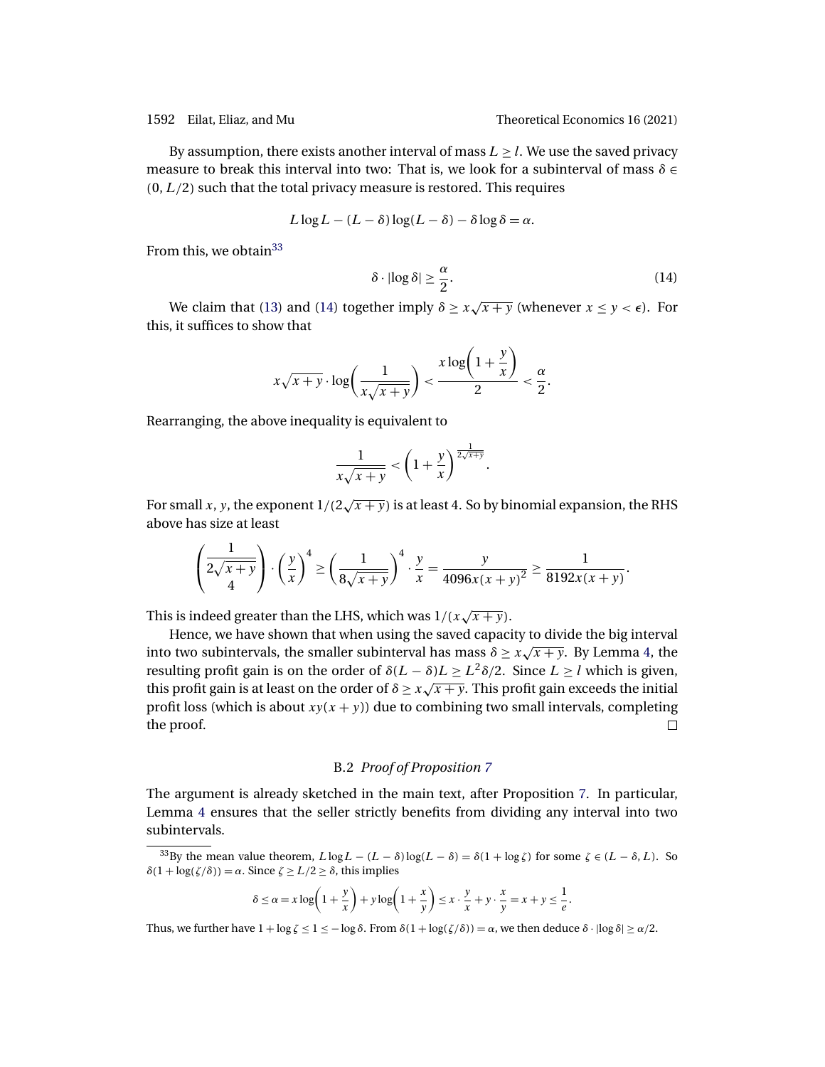By assumption, there exists another interval of mass $L \geq l$. We use the saved privacy measure to break this interval into two: That is, we look for a subinterval of mass $\delta \in (0, L/2)$ such that the total privacy measure is restored. This requires

$$L \log L - (L - \delta) \log(L - \delta) - \delta \log \delta = \alpha.$$

From this, we obtain[33]

$$\delta \cdot |\log \delta| \geq \frac{\alpha}{2}. \tag{14}$$

We claim that (13) and (14) together imply $\delta \geq x\sqrt{x+y}$ (whenever $x \leq y < \epsilon$). For this, it suffices to show that

$$x\sqrt{x+y} \cdot \log\left(\frac{1}{x\sqrt{x+y}}\right) < \frac{x \log\left(1 + \frac{y}{x}\right)}{2} < \frac{\alpha}{2}.$$

Rearranging, the above inequality is equivalent to

$$\frac{1}{x\sqrt{x+y}} < \left(1 + \frac{y}{x}\right)^{\frac{1}{2\sqrt{x+y}}}.$$

For small $x$, $y$, the exponent $1/(2\sqrt{x+y})$ is at least 4. So by binomial expansion, the RHS above has size at least

$$\binom{\frac{1}{2\sqrt{x+y}}}{4} \cdot \left(\frac{y}{x}\right)^4 \geq \left(\frac{1}{8\sqrt{x+y}}\right)^4 \cdot \frac{y}{x} = \frac{y}{4096x(x+y)^2} \geq \frac{1}{8192x(x+y)}.$$

This is indeed greater than the LHS, which was $1/(x\sqrt{x+y})$.

Hence, we have shown that when using the saved capacity to divide the big interval into two subintervals, the smaller subinterval has mass $\delta \geq x\sqrt{x+y}$. By Lemma 4, the resulting profit gain is on the order of $\delta(L-\delta)L \geq L^2\delta/2$. Since $L \geq l$ which is given, this profit gain is at least on the order of $\delta \geq x\sqrt{x+y}$. This profit gain exceeds the initial profit loss (which is about $xy(x+y)$) due to combining two small intervals, completing the proof. □

### B.2 *Proof of Proposition 7*

The argument is already sketched in the main text, after Proposition 7. In particular, Lemma 4 ensures that the seller strictly benefits from dividing any interval into two subintervals.

---

[33]By the mean value theorem, $L \log L - (L - \delta) \log(L - \delta) = \delta(1 + \log \zeta)$ for some $\zeta \in (L - \delta, L)$. So $\delta(1 + \log(\zeta/\delta)) = \alpha$. Since $\zeta \geq L/2 \geq \delta$, this implies

$$\delta \leq \alpha = x \log\left(1 + \frac{y}{x}\right) + y \log\left(1 + \frac{x}{y}\right) \leq x \cdot \frac{y}{x} + y \cdot \frac{x}{y} = x + y \leq \frac{1}{e}.$$

Thus, we further have $1 + \log \zeta \leq 1 \leq -\log \delta$. From $\delta(1 + \log(\zeta/\delta)) = \alpha$, we then deduce $\delta \cdot |\log \delta| \geq \alpha/2$.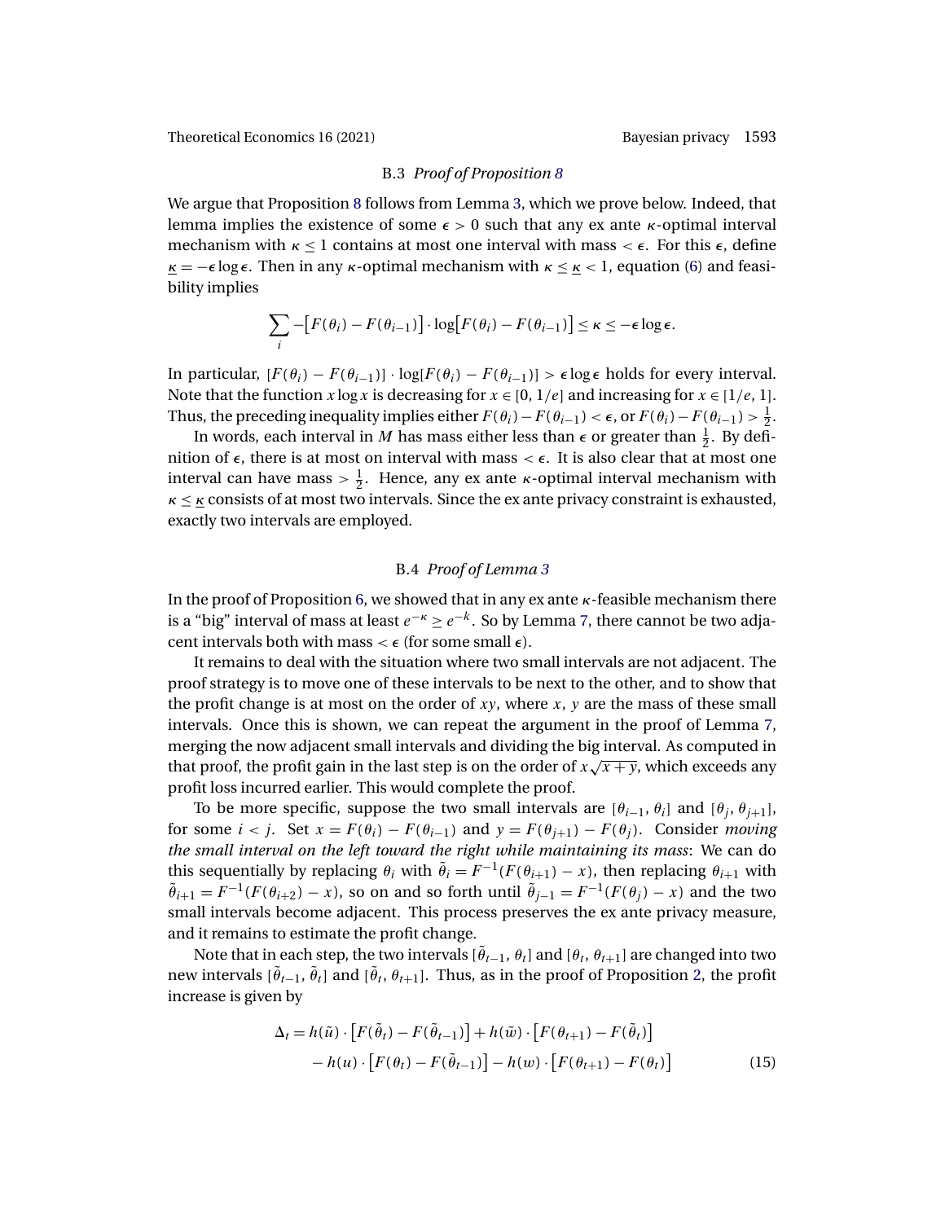### B.3 *Proof of Proposition 8*

We argue that Proposition 8 follows from Lemma 3, which we prove below. Indeed, that lemma implies the existence of some $\epsilon > 0$ such that any ex ante $\kappa$-optimal interval mechanism with $\kappa \leq 1$ contains at most one interval with mass $< \epsilon$. For this $\epsilon$, define $\underline{\kappa} = -\epsilon \log \epsilon$. Then in any $\kappa$-optimal mechanism with $\kappa \leq \underline{\kappa} < 1$, equation (6) and feasibility implies

$$\sum_i -\big[F(\theta_i) - F(\theta_{i-1})\big] \cdot \log\big[F(\theta_i) - F(\theta_{i-1})\big] \leq \kappa \leq -\epsilon \log \epsilon.$$

In particular, $[F(\theta_i) - F(\theta_{i-1})] \cdot \log[F(\theta_i) - F(\theta_{i-1})] > \epsilon \log \epsilon$ holds for every interval. Note that the function $x \log x$ is decreasing for $x \in [0, 1/e]$ and increasing for $x \in [1/e, 1]$. Thus, the preceding inequality implies either $F(\theta_i) - F(\theta_{i-1}) < \epsilon$, or $F(\theta_i) - F(\theta_{i-1}) > \frac{1}{2}$.

In words, each interval in $M$ has mass either less than $\epsilon$ or greater than $\frac{1}{2}$. By definition of $\epsilon$, there is at most on interval with mass $< \epsilon$. It is also clear that at most one interval can have mass $> \frac{1}{2}$. Hence, any ex ante $\kappa$-optimal interval mechanism with $\kappa \leq \underline{\kappa}$ consists of at most two intervals. Since the ex ante privacy constraint is exhausted, exactly two intervals are employed.

### B.4 *Proof of Lemma 3*

In the proof of Proposition 6, we showed that in any ex ante $\kappa$-feasible mechanism there is a "big" interval of mass at least $e^{-\kappa} \geq e^{-k}$. So by Lemma 7, there cannot be two adjacent intervals both with mass $< \epsilon$ (for some small $\epsilon$).

It remains to deal with the situation where two small intervals are not adjacent. The proof strategy is to move one of these intervals to be next to the other, and to show that the profit change is at most on the order of $xy$, where $x$, $y$ are the mass of these small intervals. Once this is shown, we can repeat the argument in the proof of Lemma 7, merging the now adjacent small intervals and dividing the big interval. As computed in that proof, the profit gain in the last step is on the order of $x\sqrt{x+y}$, which exceeds any profit loss incurred earlier. This would complete the proof.

To be more specific, suppose the two small intervals are $[\theta_{i-1}, \theta_i]$ and $[\theta_j, \theta_{j+1}]$, for some $i < j$. Set $x = F(\theta_i) - F(\theta_{i-1})$ and $y = F(\theta_{j+1}) - F(\theta_j)$. Consider *moving the small interval on the left toward the right while maintaining its mass*: We can do this sequentially by replacing $\theta_i$ with $\tilde{\theta}_i = F^{-1}(F(\theta_{i+1}) - x)$, then replacing $\theta_{i+1}$ with $\tilde{\theta}_{i+1} = F^{-1}(F(\theta_{i+2}) - x)$, so on and so forth until $\tilde{\theta}_{j-1} = F^{-1}(F(\theta_j) - x)$ and the two small intervals become adjacent. This process preserves the ex ante privacy measure, and it remains to estimate the profit change.

Note that in each step, the two intervals $[\tilde{\theta}_{t-1}, \theta_t]$ and $[\theta_t, \theta_{t+1}]$ are changed into two new intervals $[\tilde{\theta}_{t-1}, \tilde{\theta}_t]$ and $[\tilde{\theta}_t, \theta_{t+1}]$. Thus, as in the proof of Proposition 2, the profit increase is given by

$$\begin{aligned}\Delta_t = {} & h(\tilde{u}) \cdot \big[F(\tilde{\theta}_t) - F(\tilde{\theta}_{t-1})\big] + h(\tilde{w}) \cdot \big[F(\theta_{t+1}) - F(\tilde{\theta}_t)\big] \\ & - h(u) \cdot \big[F(\theta_t) - F(\tilde{\theta}_{t-1})\big] - h(w) \cdot \big[F(\theta_{t+1}) - F(\theta_t)\big] \qquad (15)\end{aligned}$$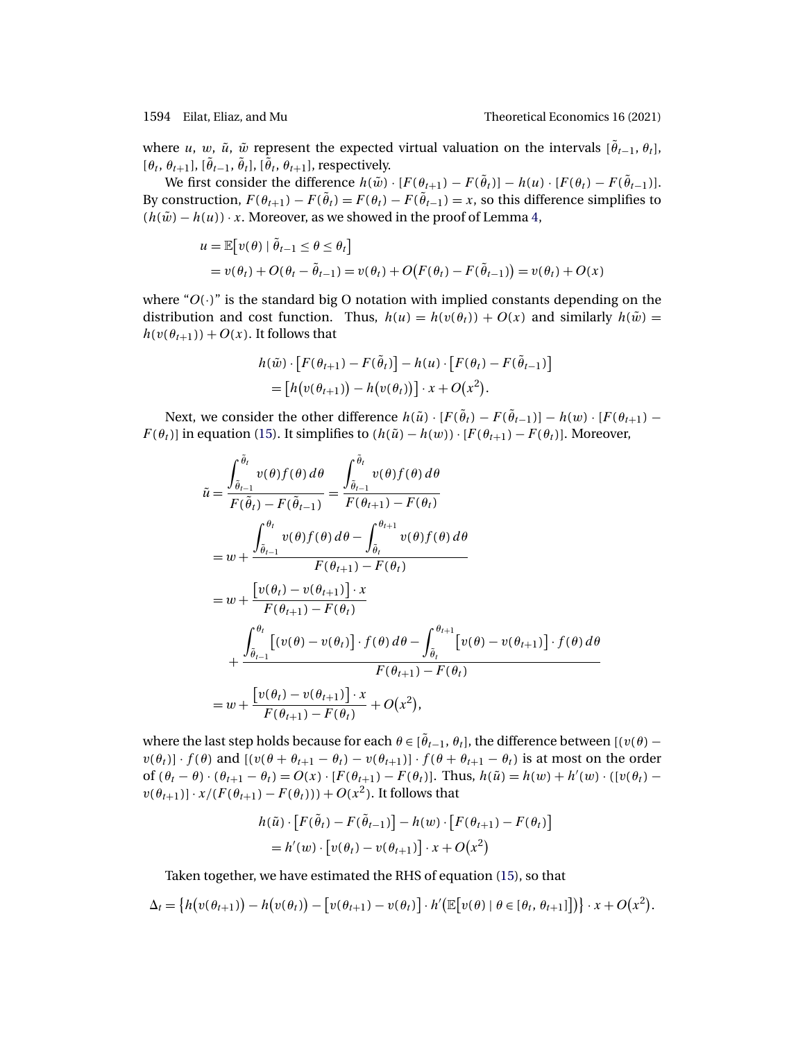where $u$, $w$, $\tilde{u}$, $\tilde{w}$ represent the expected virtual valuation on the intervals $[\tilde{\theta}_{t-1}, \theta_t]$, $[\theta_t, \theta_{t+1}]$, $[\tilde{\theta}_{t-1}, \tilde{\theta}_t]$, $[\tilde{\theta}_t, \theta_{t+1}]$, respectively.

We first consider the difference $h(\tilde{w}) \cdot [F(\theta_{t+1}) - F(\tilde{\theta}_t)] - h(u) \cdot [F(\theta_t) - F(\tilde{\theta}_{t-1})]$. By construction, $F(\theta_{t+1}) - F(\tilde{\theta}_t) = F(\theta_t) - F(\tilde{\theta}_{t-1}) = x$, so this difference simplifies to $(h(\tilde{w}) - h(u)) \cdot x$. Moreover, as we showed in the proof of Lemma 4,

$$
\begin{aligned}
u &= \mathbb{E}\big[v(\theta) \mid \tilde{\theta}_{t-1} \leq \theta \leq \theta_t\big] \\
&= v(\theta_t) + O(\theta_t - \tilde{\theta}_{t-1}) = v(\theta_t) + O\big(F(\theta_t) - F(\tilde{\theta}_{t-1})\big) = v(\theta_t) + O(x)
\end{aligned}
$$

where "$O(\cdot)$" is the standard big O notation with implied constants depending on the distribution and cost function. Thus, $h(u) = h(v(\theta_t)) + O(x)$ and similarly $h(\tilde{w}) = h(v(\theta_{t+1})) + O(x)$. It follows that

$$
\begin{aligned}
&h(\tilde{w}) \cdot \big[F(\theta_{t+1}) - F(\tilde{\theta}_t)\big] - h(u) \cdot \big[F(\theta_t) - F(\tilde{\theta}_{t-1})\big] \\
&\quad = \big[h\big(v(\theta_{t+1})\big) - h\big(v(\theta_t)\big)\big] \cdot x + O\big(x^2\big).
\end{aligned}
$$

Next, we consider the other difference $h(\tilde{u}) \cdot [F(\tilde{\theta}_t) - F(\tilde{\theta}_{t-1})] - h(w) \cdot [F(\theta_{t+1}) - F(\theta_t)]$ in equation (15). It simplifies to $(h(\tilde{u}) - h(w)) \cdot [F(\theta_{t+1}) - F(\theta_t)]$. Moreover,

$$
\begin{aligned}
\tilde{u} &= \frac{\int_{\tilde{\theta}_{t-1}}^{\tilde{\theta}_t} v(\theta) f(\theta)\, d\theta}{F(\tilde{\theta}_t) - F(\tilde{\theta}_{t-1})} = \frac{\int_{\tilde{\theta}_{t-1}}^{\tilde{\theta}_t} v(\theta) f(\theta)\, d\theta}{F(\theta_{t+1}) - F(\theta_t)} \\
&= w + \frac{\int_{\tilde{\theta}_{t-1}}^{\theta_t} v(\theta) f(\theta)\, d\theta - \int_{\tilde{\theta}_t}^{\theta_{t+1}} v(\theta) f(\theta)\, d\theta}{F(\theta_{t+1}) - F(\theta_t)} \\
&= w + \frac{\big[v(\theta_t) - v(\theta_{t+1})\big] \cdot x}{F(\theta_{t+1}) - F(\theta_t)} \\
&\quad + \frac{\int_{\tilde{\theta}_{t-1}}^{\theta_t} \big[(v(\theta) - v(\theta_t)\big] \cdot f(\theta)\, d\theta - \int_{\tilde{\theta}_t}^{\theta_{t+1}} \big[v(\theta) - v(\theta_{t+1})\big] \cdot f(\theta)\, d\theta}{F(\theta_{t+1}) - F(\theta_t)} \\
&= w + \frac{\big[v(\theta_t) - v(\theta_{t+1})\big] \cdot x}{F(\theta_{t+1}) - F(\theta_t)} + O\big(x^2\big),
\end{aligned}
$$

where the last step holds because for each $\theta \in [\tilde{\theta}_{t-1}, \theta_t]$, the difference between $[(v(\theta) - v(\theta_t)] \cdot f(\theta)$ and $[(v(\theta + \theta_{t+1} - \theta_t) - v(\theta_{t+1})] \cdot f(\theta + \theta_{t+1} - \theta_t)$ is at most on the order of $(\theta_t - \theta) \cdot (\theta_{t+1} - \theta_t) = O(x) \cdot [F(\theta_{t+1}) - F(\theta_t)]$. Thus, $h(\tilde{u}) = h(w) + h'(w) \cdot ([v(\theta_t) - v(\theta_{t+1})] \cdot x / (F(\theta_{t+1}) - F(\theta_t))) + O(x^2)$. It follows that

$$
\begin{aligned}
&h(\tilde{u}) \cdot \big[F(\tilde{\theta}_t) - F(\tilde{\theta}_{t-1})\big] - h(w) \cdot \big[F(\theta_{t+1}) - F(\theta_t)\big] \\
&\quad = h'(w) \cdot \big[v(\theta_t) - v(\theta_{t+1})\big] \cdot x + O\big(x^2\big)
\end{aligned}
$$

Taken together, we have estimated the RHS of equation (15), so that

$$
\Delta_t = \big\{h\big(v(\theta_{t+1})\big) - h\big(v(\theta_t)\big) - \big[v(\theta_{t+1}) - v(\theta_t)\big] \cdot h'\big(\mathbb{E}\big[v(\theta) \mid \theta \in [\theta_t, \theta_{t+1}]\big]\big)\big\} \cdot x + O\big(x^2\big).
$$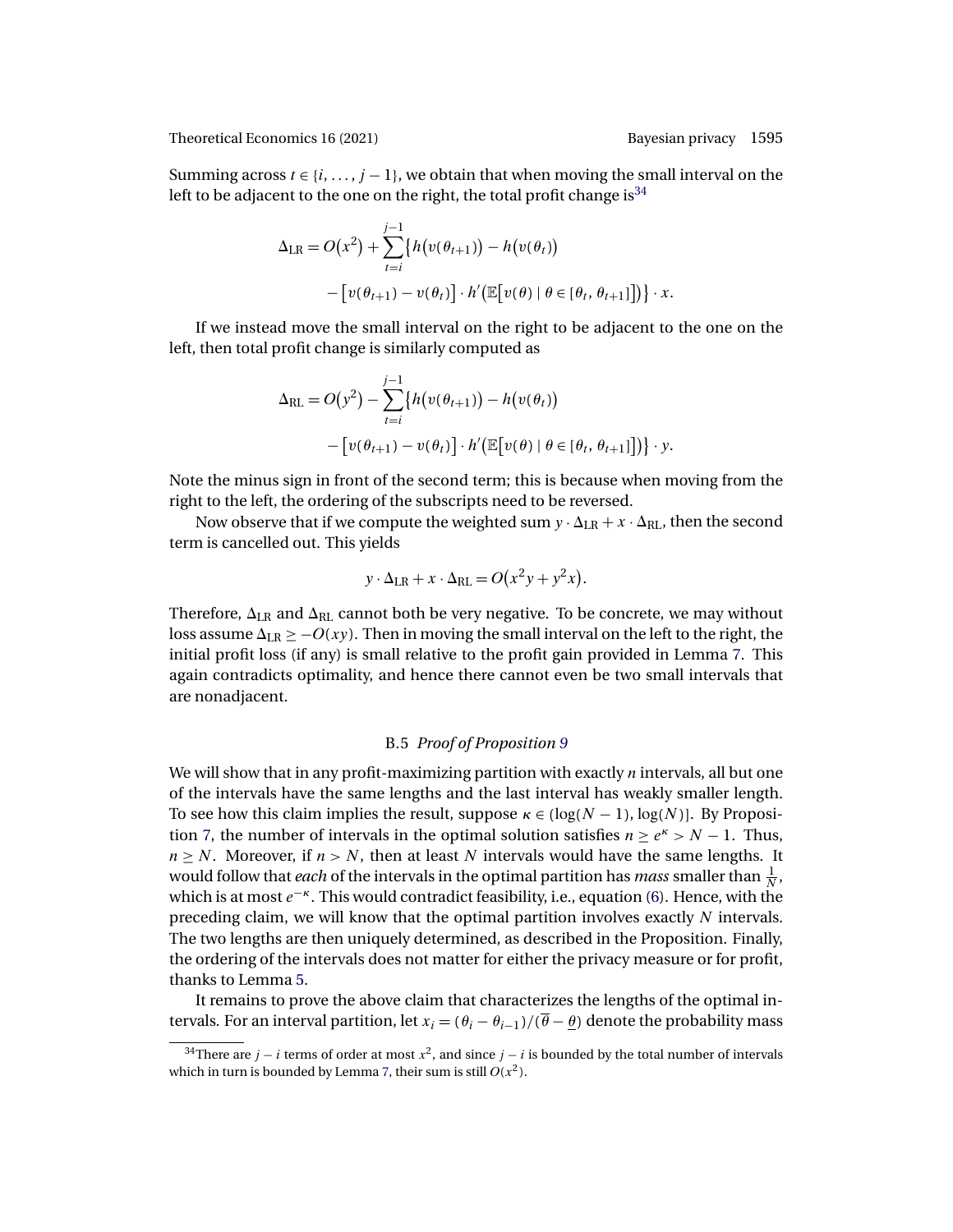Summing across $t \in \{i, \ldots, j-1\}$, we obtain that when moving the small interval on the left to be adjacent to the one on the right, the total profit change is[34]

$$\Delta_{\text{LR}} = O(x^2) + \sum_{t=i}^{j-1} \big\{ h\big(v(\theta_{t+1})\big) - h\big(v(\theta_t)\big) - \big[v(\theta_{t+1}) - v(\theta_t)\big] \cdot h'\big(\mathbb{E}\big[v(\theta) \mid \theta \in [\theta_t, \theta_{t+1}]\big]\big) \big\} \cdot x.$$

If we instead move the small interval on the right to be adjacent to the one on the left, then total profit change is similarly computed as

$$\Delta_{\text{RL}} = O(y^2) - \sum_{t=i}^{j-1} \big\{ h\big(v(\theta_{t+1})\big) - h\big(v(\theta_t)\big) - \big[v(\theta_{t+1}) - v(\theta_t)\big] \cdot h'\big(\mathbb{E}\big[v(\theta) \mid \theta \in [\theta_t, \theta_{t+1}]\big]\big) \big\} \cdot y.$$

Note the minus sign in front of the second term; this is because when moving from the right to the left, the ordering of the subscripts need to be reversed.

Now observe that if we compute the weighted sum $y \cdot \Delta_{\text{LR}} + x \cdot \Delta_{\text{RL}}$, then the second term is cancelled out. This yields

$$y \cdot \Delta_{\text{LR}} + x \cdot \Delta_{\text{RL}} = O(x^2 y + y^2 x).$$

Therefore, $\Delta_{\text{LR}}$ and $\Delta_{\text{RL}}$ cannot both be very negative. To be concrete, we may without loss assume $\Delta_{\text{LR}} \geq -O(xy)$. Then in moving the small interval on the left to the right, the initial profit loss (if any) is small relative to the profit gain provided in Lemma 7. This again contradicts optimality, and hence there cannot even be two small intervals that are nonadjacent.

### B.5 *Proof of Proposition 9*

We will show that in any profit-maximizing partition with exactly $n$ intervals, all but one of the intervals have the same lengths and the last interval has weakly smaller length. To see how this claim implies the result, suppose $\kappa \in (\log(N-1), \log(N)]$. By Proposition 7, the number of intervals in the optimal solution satisfies $n \geq e^{\kappa} > N-1$. Thus, $n \geq N$. Moreover, if $n > N$, then at least $N$ intervals would have the same lengths. It would follow that *each* of the intervals in the optimal partition has *mass* smaller than $\frac{1}{N}$, which is at most $e^{-\kappa}$. This would contradict feasibility, i.e., equation (6). Hence, with the preceding claim, we will know that the optimal partition involves exactly $N$ intervals. The two lengths are then uniquely determined, as described in the Proposition. Finally, the ordering of the intervals does not matter for either the privacy measure or for profit, thanks to Lemma 5.

It remains to prove the above claim that characterizes the lengths of the optimal intervals. For an interval partition, let $x_i = (\theta_i - \theta_{i-1})/(\overline{\theta} - \underline{\theta})$ denote the probability mass

[34] There are $j-i$ terms of order at most $x^2$, and since $j-i$ is bounded by the total number of intervals which in turn is bounded by Lemma 7, their sum is still $O(x^2)$.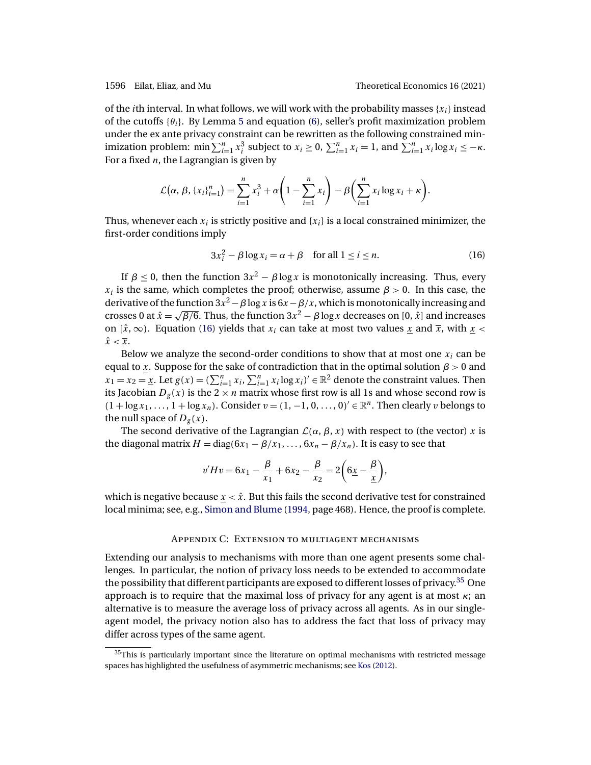of the $i$th interval. In what follows, we will work with the probability masses $\{x_i\}$ instead of the cutoffs $\{\theta_i\}$. By Lemma 5 and equation (6), seller's profit maximization problem under the ex ante privacy constraint can be rewritten as the following constrained minimization problem: $\min \sum_{i=1}^{n} x_i^3$ subject to $x_i \geq 0$, $\sum_{i=1}^{n} x_i = 1$, and $\sum_{i=1}^{n} x_i \log x_i \leq -\kappa$. For a fixed $n$, the Lagrangian is given by

$$\mathcal{L}\big(\alpha, \beta, \{x_i\}_{i=1}^{n}\big) = \sum_{i=1}^{n} x_i^3 + \alpha\left(1 - \sum_{i=1}^{n} x_i\right) - \beta\left(\sum_{i=1}^{n} x_i \log x_i + \kappa\right).$$

Thus, whenever each $x_i$ is strictly positive and $\{x_i\}$ is a local constrained minimizer, the first-order conditions imply

$$3x_i^2 - \beta \log x_i = \alpha + \beta \quad \text{for all } 1 \leq i \leq n. \tag{16}$$

If $\beta \leq 0$, then the function $3x^2 - \beta \log x$ is monotonically increasing. Thus, every $x_i$ is the same, which completes the proof; otherwise, assume $\beta > 0$. In this case, the derivative of the function $3x^2 - \beta \log x$ is $6x - \beta/x$, which is monotonically increasing and crosses 0 at $\hat{x} = \sqrt{\beta/6}$. Thus, the function $3x^2 - \beta \log x$ decreases on $[0, \hat{x}]$ and increases on $[\hat{x}, \infty)$. Equation (16) yields that $x_i$ can take at most two values $\underline{x}$ and $\overline{x}$, with $\underline{x} < \hat{x} < \overline{x}$.

Below we analyze the second-order conditions to show that at most one $x_i$ can be equal to $\underline{x}$. Suppose for the sake of contradiction that in the optimal solution $\beta > 0$ and $x_1 = x_2 = \underline{x}$. Let $g(x) = (\sum_{i=1}^{n} x_i, \sum_{i=1}^{n} x_i \log x_i)' \in \mathbb{R}^2$ denote the constraint values. Then its Jacobian $D_g(x)$ is the $2 \times n$ matrix whose first row is all 1s and whose second row is $(1 + \log x_1, \ldots, 1 + \log x_n)$. Consider $v = (1, -1, 0, \ldots, 0)' \in \mathbb{R}^n$. Then clearly $v$ belongs to the null space of $D_g(x)$.

The second derivative of the Lagrangian $\mathcal{L}(\alpha, \beta, x)$ with respect to (the vector) $x$ is the diagonal matrix $H = \operatorname{diag}(6x_1 - \beta/x_1, \ldots, 6x_n - \beta/x_n)$. It is easy to see that

$$v'Hv = 6x_1 - \frac{\beta}{x_1} + 6x_2 - \frac{\beta}{x_2} = 2\left(6\underline{x} - \frac{\beta}{\underline{x}}\right),$$

which is negative because $\underline{x} < \hat{x}$. But this fails the second derivative test for constrained local minima; see, e.g., Simon and Blume (1994, page 468). Hence, the proof is complete.

## Appendix C: Extension to multiagent mechanisms

Extending our analysis to mechanisms with more than one agent presents some challenges. In particular, the notion of privacy loss needs to be extended to accommodate the possibility that different participants are exposed to different losses of privacy.[35] One approach is to require that the maximal loss of privacy for any agent is at most $\kappa$; an alternative is to measure the average loss of privacy across all agents. As in our single-agent model, the privacy notion also has to address the fact that loss of privacy may differ across types of the same agent.

[35] This is particularly important since the literature on optimal mechanisms with restricted message spaces has highlighted the usefulness of asymmetric mechanisms; see Kos (2012).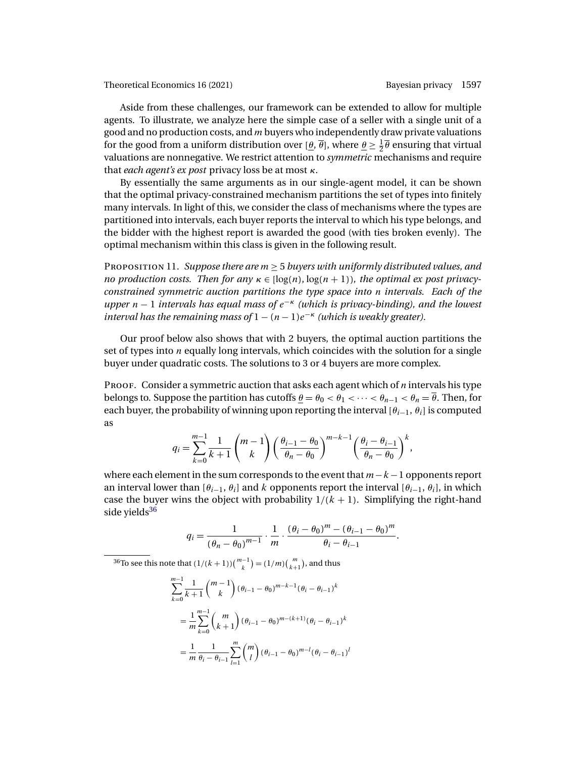Aside from these challenges, our framework can be extended to allow for multiple agents. To illustrate, we analyze here the simple case of a seller with a single unit of a good and no production costs, and $m$ buyers who independently draw private valuations for the good from a uniform distribution over $[\underline{\theta}, \overline{\theta}]$, where $\underline{\theta} \geq \frac{1}{2}\overline{\theta}$ ensuring that virtual valuations are nonnegative. We restrict attention to *symmetric* mechanisms and require that *each agent's ex post* privacy loss be at most $\kappa$.

By essentially the same arguments as in our single-agent model, it can be shown that the optimal privacy-constrained mechanism partitions the set of types into finitely many intervals. In light of this, we consider the class of mechanisms where the types are partitioned into intervals, each buyer reports the interval to which his type belongs, and the bidder with the highest report is awarded the good (with ties broken evenly). The optimal mechanism within this class is given in the following result.

Proposition 11. *Suppose there are $m \geq 5$ buyers with uniformly distributed values, and no production costs. Then for any $\kappa \in [\log(n), \log(n+1))$, the optimal ex post privacy-constrained symmetric auction partitions the type space into $n$ intervals. Each of the upper $n-1$ intervals has equal mass of $e^{-\kappa}$ (which is privacy-binding), and the lowest interval has the remaining mass of $1-(n-1)e^{-\kappa}$ (which is weakly greater).*

Our proof below also shows that with 2 buyers, the optimal auction partitions the set of types into $n$ equally long intervals, which coincides with the solution for a single buyer under quadratic costs. The solutions to 3 or 4 buyers are more complex.

Proof. Consider a symmetric auction that asks each agent which of $n$ intervals his type belongs to. Suppose the partition has cutoffs $\underline{\theta} = \theta_0 < \theta_1 < \cdots < \theta_{n-1} < \theta_n = \overline{\theta}$. Then, for each buyer, the probability of winning upon reporting the interval $[\theta_{i-1}, \theta_i]$ is computed as

$$q_i = \sum_{k=0}^{m-1} \frac{1}{k+1} \binom{m-1}{k} \left(\frac{\theta_{i-1}-\theta_0}{\theta_n-\theta_0}\right)^{m-k-1} \left(\frac{\theta_i-\theta_{i-1}}{\theta_n-\theta_0}\right)^{k},$$

where each element in the sum corresponds to the event that $m-k-1$ opponents report an interval lower than $[\theta_{i-1}, \theta_i]$ and $k$ opponents report the interval $[\theta_{i-1}, \theta_i]$, in which case the buyer wins the object with probability $1/(k+1)$. Simplifying the right-hand side yields[36]

$$q_i = \frac{1}{(\theta_n-\theta_0)^{m-1}} \cdot \frac{1}{m} \cdot \frac{(\theta_i-\theta_0)^m - (\theta_{i-1}-\theta_0)^m}{\theta_i-\theta_{i-1}}.$$

---

[36] To see this note that $(1/(k+1))\binom{m-1}{k} = (1/m)\binom{m}{k+1}$, and thus

$$\begin{aligned}
&\sum_{k=0}^{m-1} \frac{1}{k+1} \binom{m-1}{k} (\theta_{i-1}-\theta_0)^{m-k-1} (\theta_i-\theta_{i-1})^k \\
&= \frac{1}{m} \sum_{k=0}^{m-1} \binom{m}{k+1} (\theta_{i-1}-\theta_0)^{m-(k+1)} (\theta_i-\theta_{i-1})^k \\
&= \frac{1}{m} \frac{1}{\theta_i-\theta_{i-1}} \sum_{l=1}^{m} \binom{m}{l} (\theta_{i-1}-\theta_0)^{m-l} (\theta_i-\theta_{i-1})^l
\end{aligned}$$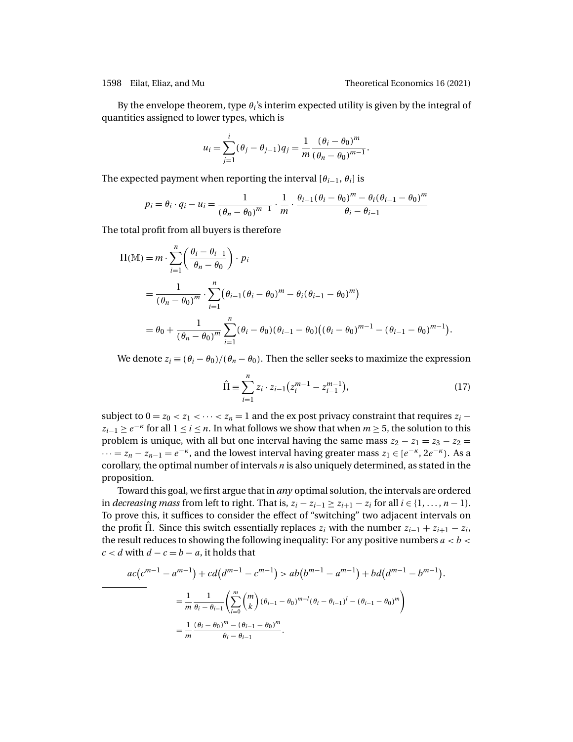By the envelope theorem, type $\theta_i$'s interim expected utility is given by the integral of quantities assigned to lower types, which is

$$u_i = \sum_{j=1}^{i} (\theta_j - \theta_{j-1}) q_j = \frac{1}{m} \frac{(\theta_i - \theta_0)^m}{(\theta_n - \theta_0)^{m-1}}.$$

The expected payment when reporting the interval $[\theta_{i-1}, \theta_i]$ is

$$p_i = \theta_i \cdot q_i - u_i = \frac{1}{(\theta_n - \theta_0)^{m-1}} \cdot \frac{1}{m} \cdot \frac{\theta_{i-1}(\theta_i - \theta_0)^m - \theta_i(\theta_{i-1} - \theta_0)^m}{\theta_i - \theta_{i-1}}$$

The total profit from all buyers is therefore

$$\begin{aligned}
\Pi(\mathbb{M}) &= m \cdot \sum_{i=1}^{n} \left( \frac{\theta_i - \theta_{i-1}}{\theta_n - \theta_0} \right) \cdot p_i \\
&= \frac{1}{(\theta_n - \theta_0)^m} \cdot \sum_{i=1}^{n} \big( \theta_{i-1}(\theta_i - \theta_0)^m - \theta_i(\theta_{i-1} - \theta_0)^m \big) \\
&= \theta_0 + \frac{1}{(\theta_n - \theta_0)^m} \sum_{i=1}^{n} (\theta_i - \theta_0)(\theta_{i-1} - \theta_0)\big( (\theta_i - \theta_0)^{m-1} - (\theta_{i-1} - \theta_0)^{m-1} \big).
\end{aligned}$$

We denote $z_i \equiv (\theta_i - \theta_0)/(\theta_n - \theta_0)$. Then the seller seeks to maximize the expression

$$\hat{\Pi} \equiv \sum_{i=1}^{n} z_i \cdot z_{i-1} \big( z_i^{m-1} - z_{i-1}^{m-1} \big), \tag{17}$$

subject to $0 = z_0 < z_1 < \cdots < z_n = 1$ and the ex post privacy constraint that requires $z_i - z_{i-1} \geq e^{-\kappa}$ for all $1 \leq i \leq n$. In what follows we show that when $m \geq 5$, the solution to this problem is unique, with all but one interval having the same mass $z_2 - z_1 = z_3 - z_2 = \cdots = z_n - z_{n-1} = e^{-\kappa}$, and the lowest interval having greater mass $z_1 \in [e^{-\kappa}, 2e^{-\kappa})$. As a corollary, the optimal number of intervals $n$ is also uniquely determined, as stated in the proposition.

Toward this goal, we first argue that in *any* optimal solution, the intervals are ordered in *decreasing mass* from left to right. That is, $z_i - z_{i-1} \geq z_{i+1} - z_i$ for all $i \in \{1, \ldots, n-1\}$. To prove this, it suffices to consider the effect of "switching" two adjacent intervals on the profit $\hat{\Pi}$. Since this switch essentially replaces $z_i$ with the number $z_{i-1} + z_{i+1} - z_i$, the result reduces to showing the following inequality: For any positive numbers $a < b < c < d$ with $d - c = b - a$, it holds that

$$ac\big(c^{m-1} - a^{m-1}\big) + cd\big(d^{m-1} - c^{m-1}\big) > ab\big(b^{m-1} - a^{m-1}\big) + bd\big(d^{m-1} - b^{m-1}\big).$$

---

$$\begin{aligned}
&= \frac{1}{m} \frac{1}{\theta_i - \theta_{i-1}} \left( \sum_{l=0}^{m} \binom{m}{k} (\theta_{i-1} - \theta_0)^{m-l} (\theta_i - \theta_{i-1})^l - (\theta_{i-1} - \theta_0)^m \right) \\
&= \frac{1}{m} \frac{(\theta_i - \theta_0)^m - (\theta_{i-1} - \theta_0)^m}{\theta_i - \theta_{i-1}}.
\end{aligned}$$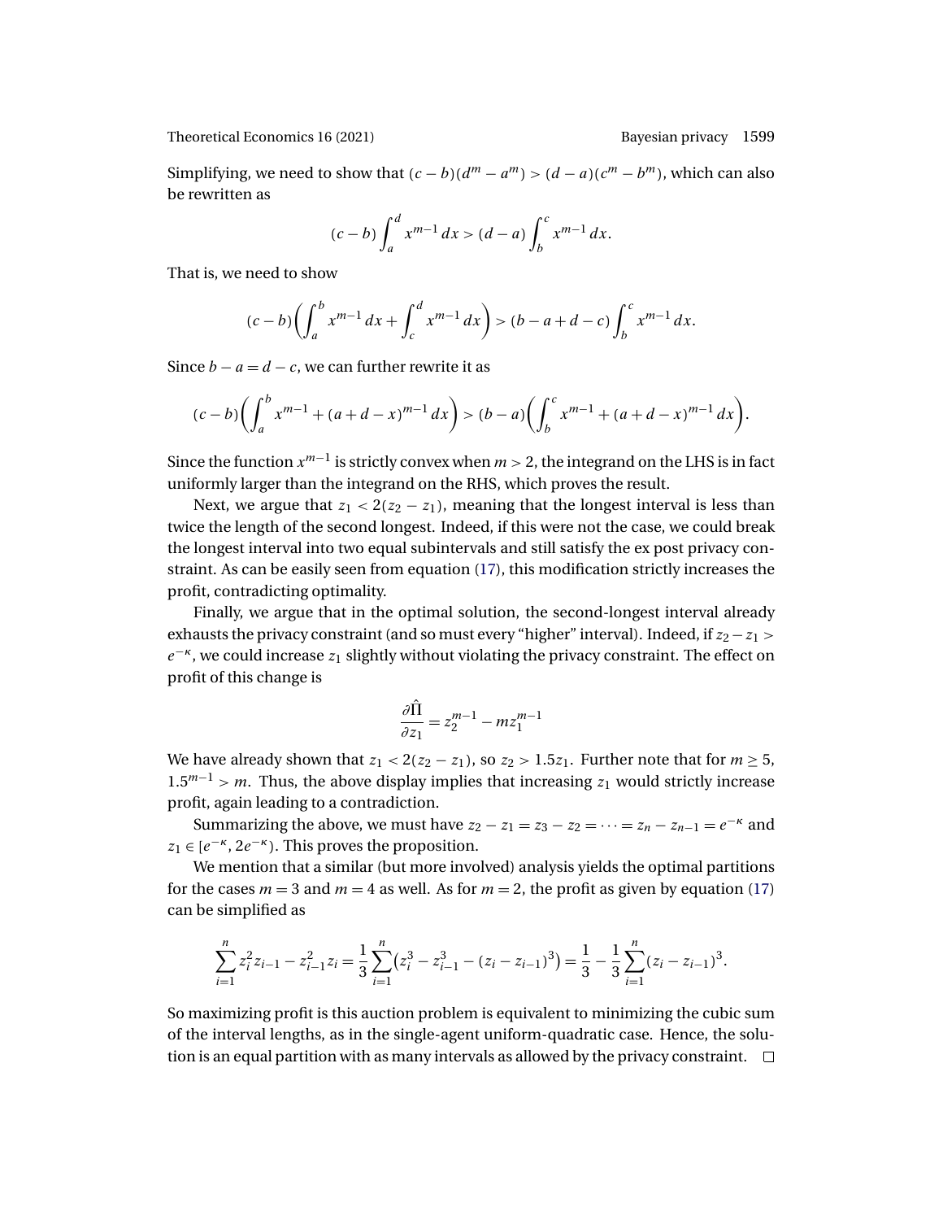Simplifying, we need to show that $(c-b)(d^m - a^m) > (d-a)(c^m - b^m)$, which can also be rewritten as

$$(c-b)\int_a^d x^{m-1}\,dx > (d-a)\int_b^c x^{m-1}\,dx.$$

That is, we need to show

$$(c-b)\left(\int_a^b x^{m-1}\,dx + \int_c^d x^{m-1}\,dx\right) > (b-a+d-c)\int_b^c x^{m-1}\,dx.$$

Since $b-a = d-c$, we can further rewrite it as

$$(c-b)\left(\int_a^b x^{m-1} + (a+d-x)^{m-1}\,dx\right) > (b-a)\left(\int_b^c x^{m-1} + (a+d-x)^{m-1}\,dx\right).$$

Since the function $x^{m-1}$ is strictly convex when $m > 2$, the integrand on the LHS is in fact uniformly larger than the integrand on the RHS, which proves the result.

Next, we argue that $z_1 < 2(z_2 - z_1)$, meaning that the longest interval is less than twice the length of the second longest. Indeed, if this were not the case, we could break the longest interval into two equal subintervals and still satisfy the ex post privacy constraint. As can be easily seen from equation (17), this modification strictly increases the profit, contradicting optimality.

Finally, we argue that in the optimal solution, the second-longest interval already exhausts the privacy constraint (and so must every "higher" interval). Indeed, if $z_2 - z_1 > e^{-\kappa}$, we could increase $z_1$ slightly without violating the privacy constraint. The effect on profit of this change is

$$\frac{\partial \hat{\Pi}}{\partial z_1} = z_2^{m-1} - m z_1^{m-1}$$

We have already shown that $z_1 < 2(z_2 - z_1)$, so $z_2 > 1.5 z_1$. Further note that for $m \geq 5$, $1.5^{m-1} > m$. Thus, the above display implies that increasing $z_1$ would strictly increase profit, again leading to a contradiction.

Summarizing the above, we must have $z_2 - z_1 = z_3 - z_2 = \cdots = z_n - z_{n-1} = e^{-\kappa}$ and $z_1 \in [e^{-\kappa}, 2e^{-\kappa})$. This proves the proposition.

We mention that a similar (but more involved) analysis yields the optimal partitions for the cases $m = 3$ and $m = 4$ as well. As for $m = 2$, the profit as given by equation (17) can be simplified as

$$\sum_{i=1}^{n} z_i^2 z_{i-1} - z_{i-1}^2 z_i = \frac{1}{3}\sum_{i=1}^{n}\left(z_i^3 - z_{i-1}^3 - (z_i - z_{i-1})^3\right) = \frac{1}{3} - \frac{1}{3}\sum_{i=1}^{n}(z_i - z_{i-1})^3.$$

So maximizing profit is this auction problem is equivalent to minimizing the cubic sum of the interval lengths, as in the single-agent uniform-quadratic case. Hence, the solution is an equal partition with as many intervals as allowed by the privacy constraint. □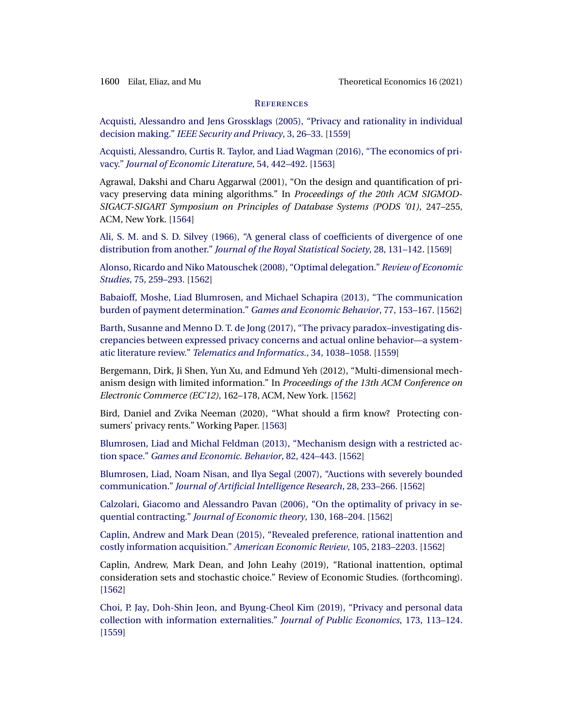## References

Acquisti, Alessandro and Jens Grossklags (2005), "Privacy and rationality in individual decision making." *IEEE Security and Privacy*, 3, 26–33. [1559]

Acquisti, Alessandro, Curtis R. Taylor, and Liad Wagman (2016), "The economics of privacy." *Journal of Economic Literature*, 54, 442–492. [1563]

Agrawal, Dakshi and Charu Aggarwal (2001), "On the design and quantification of privacy preserving data mining algorithms." In *Proceedings of the 20th ACM SIGMOD-SIGACT-SIGART Symposium on Principles of Database Systems (PODS '01)*, 247–255, ACM, New York. [1564]

Ali, S. M. and S. D. Silvey (1966), "A general class of coefficients of divergence of one distribution from another." *Journal of the Royal Statistical Society*, 28, 131–142. [1569]

Alonso, Ricardo and Niko Matouschek (2008), "Optimal delegation." *Review of Economic Studies*, 75, 259–293. [1562]

Babaioff, Moshe, Liad Blumrosen, and Michael Schapira (2013), "The communication burden of payment determination." *Games and Economic Behavior*, 77, 153–167. [1562]

Barth, Susanne and Menno D. T. de Jong (2017), "The privacy paradox–investigating discrepancies between expressed privacy concerns and actual online behavior—a systematic literature review." *Telematics and Informatics.*, 34, 1038–1058. [1559]

Bergemann, Dirk, Ji Shen, Yun Xu, and Edmund Yeh (2012), "Multi-dimensional mechanism design with limited information." In *Proceedings of the 13th ACM Conference on Electronic Commerce (EC'12)*, 162–178, ACM, New York. [1562]

Bird, Daniel and Zvika Neeman (2020), "What should a firm know? Protecting consumers' privacy rents." Working Paper. [1563]

Blumrosen, Liad and Michal Feldman (2013), "Mechanism design with a restricted action space." *Games and Economic. Behavior*, 82, 424–443. [1562]

Blumrosen, Liad, Noam Nisan, and Ilya Segal (2007), "Auctions with severely bounded communication." *Journal of Artificial Intelligence Research*, 28, 233–266. [1562]

Calzolari, Giacomo and Alessandro Pavan (2006), "On the optimality of privacy in sequential contracting." *Journal of Economic theory*, 130, 168–204. [1562]

Caplin, Andrew and Mark Dean (2015), "Revealed preference, rational inattention and costly information acquisition." *American Economic Review*, 105, 2183–2203. [1562]

Caplin, Andrew, Mark Dean, and John Leahy (2019), "Rational inattention, optimal consideration sets and stochastic choice." Review of Economic Studies. (forthcoming). [1562]

Choi, P. Jay, Doh-Shin Jeon, and Byung-Cheol Kim (2019), "Privacy and personal data collection with information externalities." *Journal of Public Economics*, 173, 113–124. [1559]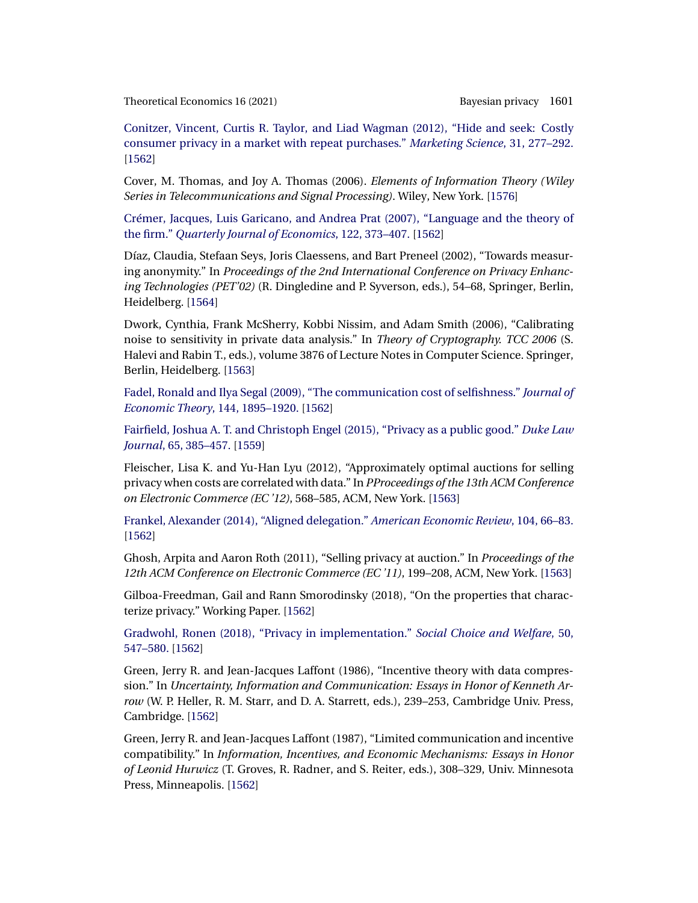Conitzer, Vincent, Curtis R. Taylor, and Liad Wagman (2012), "Hide and seek: Costly consumer privacy in a market with repeat purchases." *Marketing Science*, 31, 277–292. [1562]

Cover, M. Thomas, and Joy A. Thomas (2006). *Elements of Information Theory (Wiley Series in Telecommunications and Signal Processing)*. Wiley, New York. [1576]

Crémer, Jacques, Luis Garicano, and Andrea Prat (2007), "Language and the theory of the firm." *Quarterly Journal of Economics*, 122, 373–407. [1562]

Díaz, Claudia, Stefaan Seys, Joris Claessens, and Bart Preneel (2002), "Towards measuring anonymity." In *Proceedings of the 2nd International Conference on Privacy Enhancing Technologies (PET'02)* (R. Dingledine and P. Syverson, eds.), 54–68, Springer, Berlin, Heidelberg. [1564]

Dwork, Cynthia, Frank McSherry, Kobbi Nissim, and Adam Smith (2006), "Calibrating noise to sensitivity in private data analysis." In *Theory of Cryptography. TCC 2006* (S. Halevi and Rabin T., eds.), volume 3876 of Lecture Notes in Computer Science. Springer, Berlin, Heidelberg. [1563]

Fadel, Ronald and Ilya Segal (2009), "The communication cost of selfishness." *Journal of Economic Theory*, 144, 1895–1920. [1562]

Fairfield, Joshua A. T. and Christoph Engel (2015), "Privacy as a public good." *Duke Law Journal*, 65, 385–457. [1559]

Fleischer, Lisa K. and Yu-Han Lyu (2012), "Approximately optimal auctions for selling privacy when costs are correlated with data." In *PProceedings of the 13th ACM Conference on Electronic Commerce (EC '12)*, 568–585, ACM, New York. [1563]

Frankel, Alexander (2014), "Aligned delegation." *American Economic Review*, 104, 66–83. [1562]

Ghosh, Arpita and Aaron Roth (2011), "Selling privacy at auction." In *Proceedings of the 12th ACM Conference on Electronic Commerce (EC '11)*, 199–208, ACM, New York. [1563]

Gilboa-Freedman, Gail and Rann Smorodinsky (2018), "On the properties that characterize privacy." Working Paper. [1562]

Gradwohl, Ronen (2018), "Privacy in implementation." *Social Choice and Welfare*, 50, 547–580. [1562]

Green, Jerry R. and Jean-Jacques Laffont (1986), "Incentive theory with data compression." In *Uncertainty, Information and Communication: Essays in Honor of Kenneth Arrow* (W. P. Heller, R. M. Starr, and D. A. Starrett, eds.), 239–253, Cambridge Univ. Press, Cambridge. [1562]

Green, Jerry R. and Jean-Jacques Laffont (1987), "Limited communication and incentive compatibility." In *Information, Incentives, and Economic Mechanisms: Essays in Honor of Leonid Hurwicz* (T. Groves, R. Radner, and S. Reiter, eds.), 308–329, Univ. Minnesota Press, Minneapolis. [1562]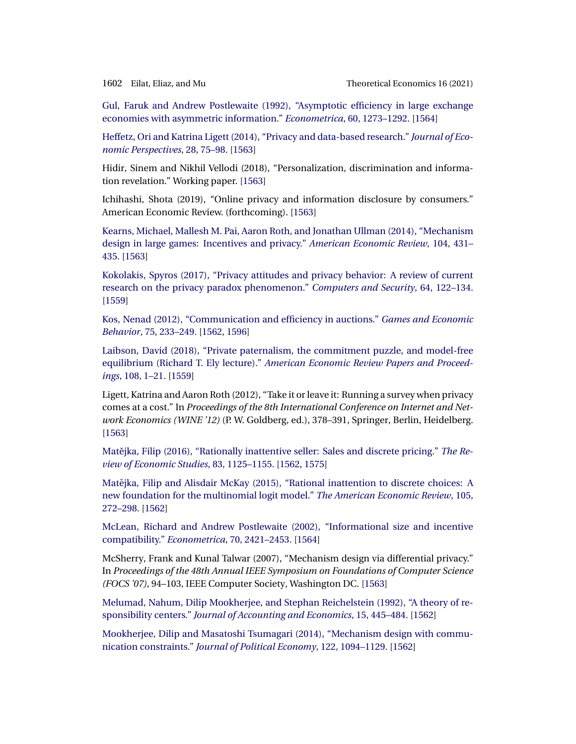Gul, Faruk and Andrew Postlewaite (1992), "Asymptotic efficiency in large exchange economies with asymmetric information." *Econometrica*, 60, 1273–1292. [1564]

Heffetz, Ori and Katrina Ligett (2014), "Privacy and data-based research." *Journal of Economic Perspectives*, 28, 75–98. [1563]

Hidir, Sinem and Nikhil Vellodi (2018), "Personalization, discrimination and information revelation." Working paper. [1563]

Ichihashi, Shota (2019), "Online privacy and information disclosure by consumers." American Economic Review. (forthcoming). [1563]

Kearns, Michael, Mallesh M. Pai, Aaron Roth, and Jonathan Ullman (2014), "Mechanism design in large games: Incentives and privacy." *American Economic Review*, 104, 431–435. [1563]

Kokolakis, Spyros (2017), "Privacy attitudes and privacy behavior: A review of current research on the privacy paradox phenomenon." *Computers and Security*, 64, 122–134. [1559]

Kos, Nenad (2012), "Communication and efficiency in auctions." *Games and Economic Behavior*, 75, 233–249. [1562, 1596]

Laibson, David (2018), "Private paternalism, the commitment puzzle, and model-free equilibrium (Richard T. Ely lecture)." *American Economic Review Papers and Proceedings*, 108, 1–21. [1559]

Ligett, Katrina and Aaron Roth (2012), "Take it or leave it: Running a survey when privacy comes at a cost." In *Proceedings of the 8th International Conference on Internet and Network Economics (WINE '12)* (P. W. Goldberg, ed.), 378–391, Springer, Berlin, Heidelberg. [1563]

Matějka, Filip (2016), "Rationally inattentive seller: Sales and discrete pricing." *The Review of Economic Studies*, 83, 1125–1155. [1562, 1575]

Matějka, Filip and Alisdair McKay (2015), "Rational inattention to discrete choices: A new foundation for the multinomial logit model." *The American Economic Review*, 105, 272–298. [1562]

McLean, Richard and Andrew Postlewaite (2002), "Informational size and incentive compatibility." *Econometrica*, 70, 2421–2453. [1564]

McSherry, Frank and Kunal Talwar (2007), "Mechanism design via differential privacy." In *Proceedings of the 48th Annual IEEE Symposium on Foundations of Computer Science (FOCS '07)*, 94–103, IEEE Computer Society, Washington DC. [1563]

Melumad, Nahum, Dilip Mookherjee, and Stephan Reichelstein (1992), "A theory of responsibility centers." *Journal of Accounting and Economics*, 15, 445–484. [1562]

Mookherjee, Dilip and Masatoshi Tsumagari (2014), "Mechanism design with communication constraints." *Journal of Political Economy*, 122, 1094–1129. [1562]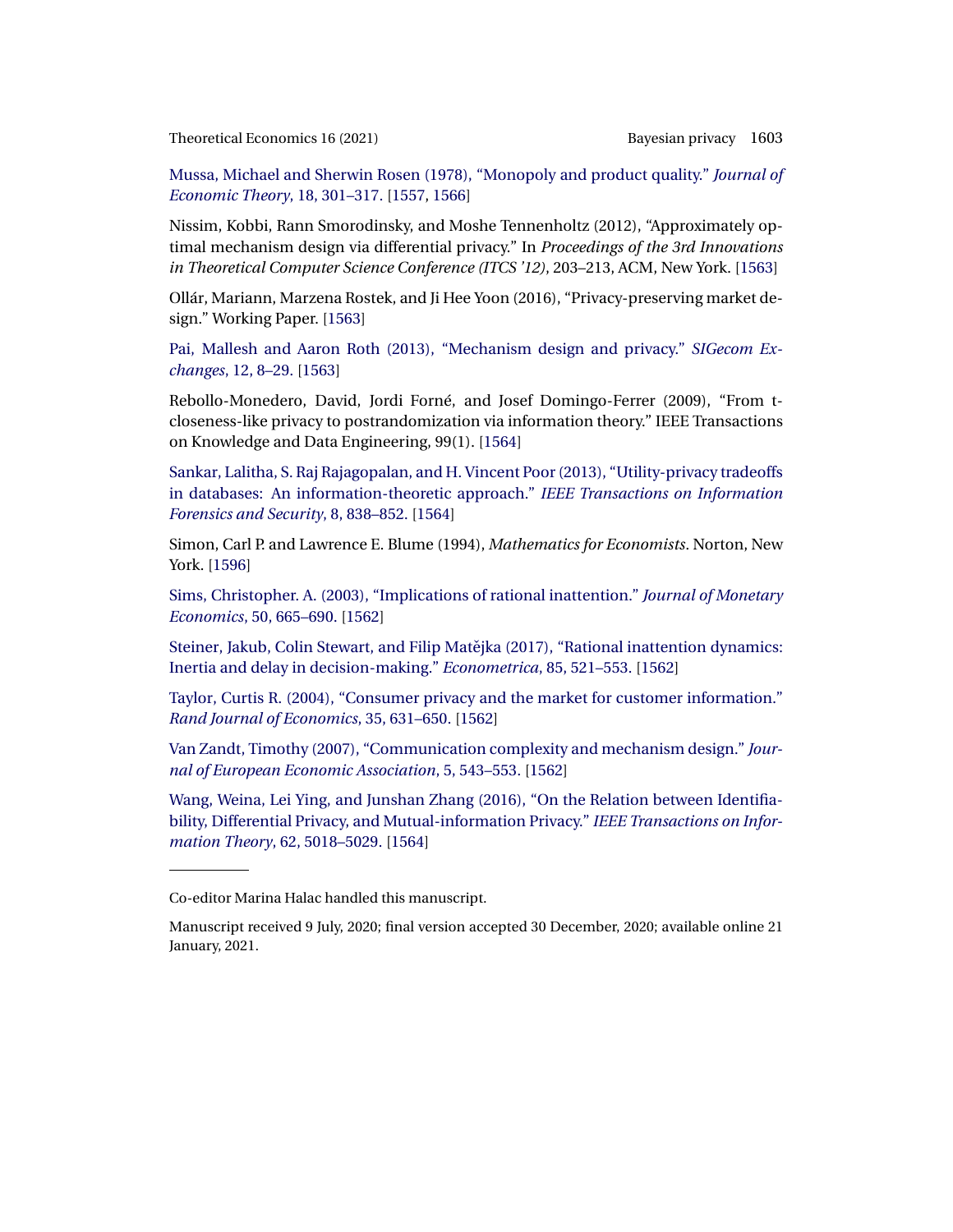Mussa, Michael and Sherwin Rosen (1978), "Monopoly and product quality." *Journal of Economic Theory*, 18, 301–317. [1557, 1566]

Nissim, Kobbi, Rann Smorodinsky, and Moshe Tennenholtz (2012), "Approximately optimal mechanism design via differential privacy." In *Proceedings of the 3rd Innovations in Theoretical Computer Science Conference (ITCS '12)*, 203–213, ACM, New York. [1563]

Ollár, Mariann, Marzena Rostek, and Ji Hee Yoon (2016), "Privacy-preserving market design." Working Paper. [1563]

Pai, Mallesh and Aaron Roth (2013), "Mechanism design and privacy." *SIGecom Exchanges*, 12, 8–29. [1563]

Rebollo-Monedero, David, Jordi Forné, and Josef Domingo-Ferrer (2009), "From t-closeness-like privacy to postrandomization via information theory." IEEE Transactions on Knowledge and Data Engineering, 99(1). [1564]

Sankar, Lalitha, S. Raj Rajagopalan, and H. Vincent Poor (2013), "Utility-privacy tradeoffs in databases: An information-theoretic approach." *IEEE Transactions on Information Forensics and Security*, 8, 838–852. [1564]

Simon, Carl P. and Lawrence E. Blume (1994), *Mathematics for Economists*. Norton, New York. [1596]

Sims, Christopher. A. (2003), "Implications of rational inattention." *Journal of Monetary Economics*, 50, 665–690. [1562]

Steiner, Jakub, Colin Stewart, and Filip Matějka (2017), "Rational inattention dynamics: Inertia and delay in decision-making." *Econometrica*, 85, 521–553. [1562]

Taylor, Curtis R. (2004), "Consumer privacy and the market for customer information." *Rand Journal of Economics*, 35, 631–650. [1562]

Van Zandt, Timothy (2007), "Communication complexity and mechanism design." *Journal of European Economic Association*, 5, 543–553. [1562]

Wang, Weina, Lei Ying, and Junshan Zhang (2016), "On the Relation between Identifiability, Differential Privacy, and Mutual-information Privacy." *IEEE Transactions on Information Theory*, 62, 5018–5029. [1564]

---

Co-editor Marina Halac handled this manuscript.

Manuscript received 9 July, 2020; final version accepted 30 December, 2020; available online 21 January, 2021.